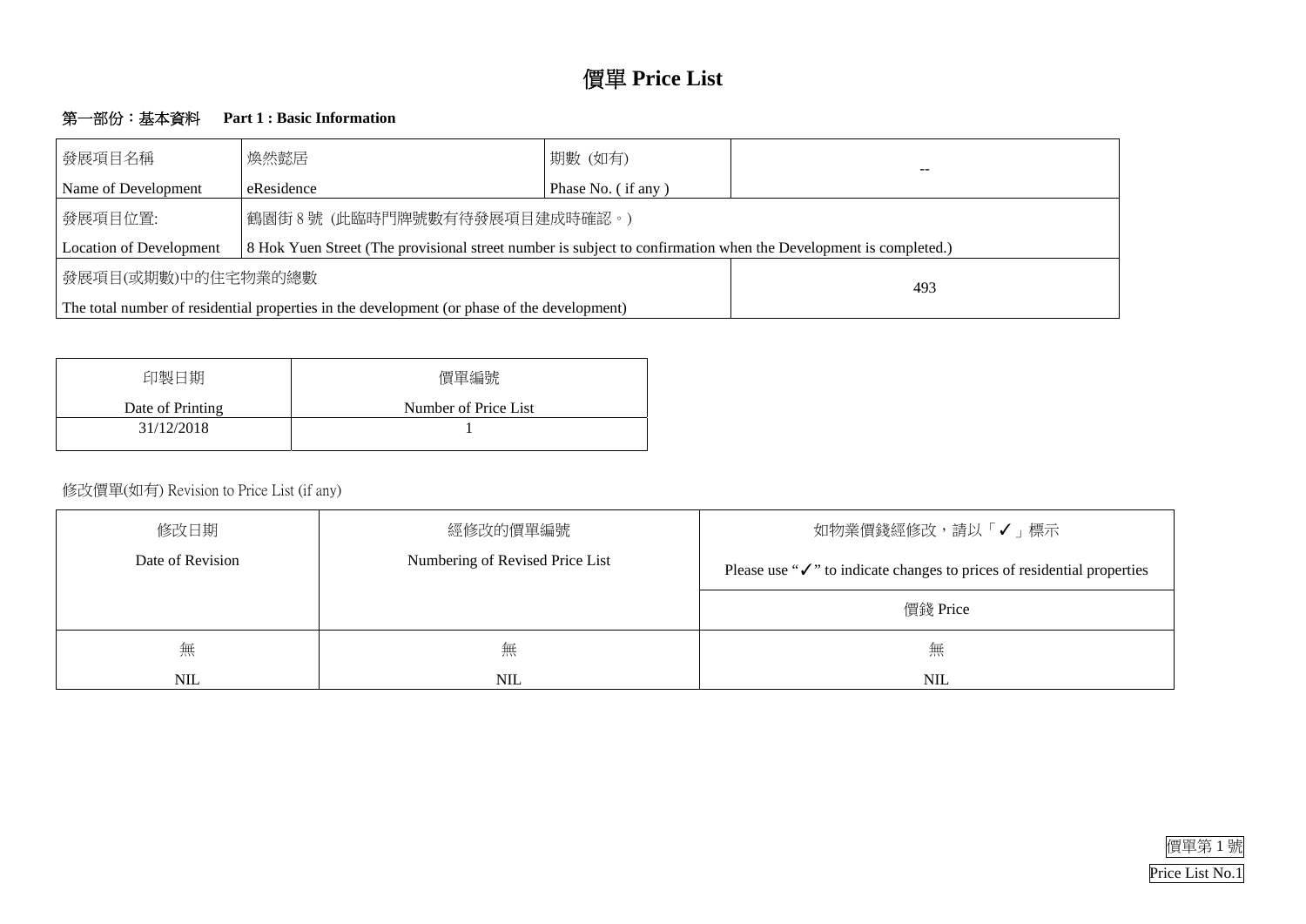# 價單 Price List

## 第一部份：基本資料 Part 1 : Basic Information

| 發展項目名稱<br>Name of Development | 煥然懿居<br>eResidence | 期數 (如有)<br>Phase No. ( if any ) | -- |
|---|---|---|---|
| 發展項目位置:<br>Location of Development | 鶴園街 8 號 (此臨時門牌號數有待發展項目建成時確認。)<br>8 Hok Yuen Street (The provisional street number is subject to confirmation when the Development is completed.) | | |
| 發展項目(或期數)中的住宅物業的總數<br>The total number of residential properties in the development (or phase of the development) | | | 493 |

| 印製日期<br>Date of Printing | 價單編號<br>Number of Price List |
|---|---|
| 31/12/2018 | 1 |

修改價單(如有) Revision to Price List (if any)

| 修改日期<br>Date of Revision | 經修改的價單編號<br>Numbering of Revised Price List | 如物業價錢經修改，請以「✓」標示<br>Please use "✓" to indicate changes to prices of residential properties |
|---|---|---|
| | | 價錢 Price |
| 無<br>NIL | 無<br>NIL | 無<br>NIL |

價單第 1 號
Price List No.1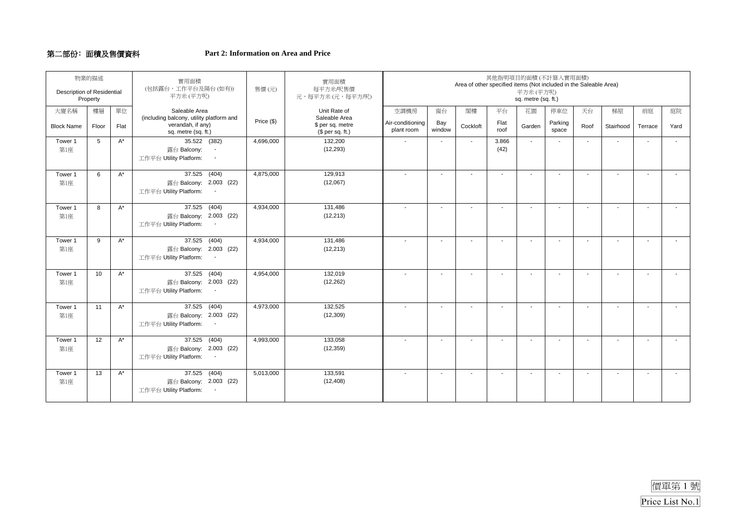## 第二部份：面積及售價資料　　Part 2: Information on Area and Price

| 物業的描述 Description of Residential Property | | | 實用面積 (包括露台，工作平台及陽台 (如有)) 平方米 (平方呎) | 售價 (元) | 實用面積 每平方米/呎售價 元，每平方米 (元，每平方呎) | 其他指明項目的面積 (不計算入實用面積) Area of other specified items (Not included in the Saleable Area) 平方米 (平方呎) sq. metre (sq. ft.) | | | | | | | | | |
|---|---|---|---|---|---|---|---|---|---|---|---|---|---|---|---|
| 大廈名稱 Block Name | 樓層 Floor | 單位 Flat | Saleable Area (including balcony, utility platform and verandah, if any) sq. metre (sq. ft.) | Price ($) | Unit Rate of Saleable Area $ per sq. metre ($ per sq. ft.) | 空調機房 Air-conditioning plant room | 窗台 Bay window | 閣樓 Cockloft | 平台 Flat roof | 花園 Garden | 停車位 Parking space | 天台 Roof | 梯屋 Stairhood | 前庭 Terrace | 庭院 Yard |
| Tower 1 第1座 | 5 | A* | 35.522 (382) 露台 Balcony: - 工作平台 Utility Platform: - | 4,696,000 | 132,200 (12,293) | - | - | - | 3.866 (42) | - | - | - | - | - | - |
| Tower 1 第1座 | 6 | A* | 37.525 (404) 露台 Balcony: 2.003 (22) 工作平台 Utility Platform: - | 4,875,000 | 129,913 (12,067) | - | - | - | - | - | - | - | - | - | - |
| Tower 1 第1座 | 8 | A* | 37.525 (404) 露台 Balcony: 2.003 (22) 工作平台 Utility Platform: - | 4,934,000 | 131,486 (12,213) | - | - | - | - | - | - | - | - | - | - |
| Tower 1 第1座 | 9 | A* | 37.525 (404) 露台 Balcony: 2.003 (22) 工作平台 Utility Platform: - | 4,934,000 | 131,486 (12,213) | - | - | - | - | - | - | - | - | - | - |
| Tower 1 第1座 | 10 | A* | 37.525 (404) 露台 Balcony: 2.003 (22) 工作平台 Utility Platform: - | 4,954,000 | 132,019 (12,262) | - | - | - | - | - | - | - | - | - | - |
| Tower 1 第1座 | 11 | A* | 37.525 (404) 露台 Balcony: 2.003 (22) 工作平台 Utility Platform: - | 4,973,000 | 132,525 (12,309) | - | - | - | - | - | - | - | - | - | - |
| Tower 1 第1座 | 12 | A* | 37.525 (404) 露台 Balcony: 2.003 (22) 工作平台 Utility Platform: - | 4,993,000 | 133,058 (12,359) | - | - | - | - | - | - | - | - | - | - |
| Tower 1 第1座 | 13 | A* | 37.525 (404) 露台 Balcony: 2.003 (22) 工作平台 Utility Platform: - | 5,013,000 | 133,591 (12,408) | - | - | - | - | - | - | - | - | - | - |

價單第 1 號
Price List No.1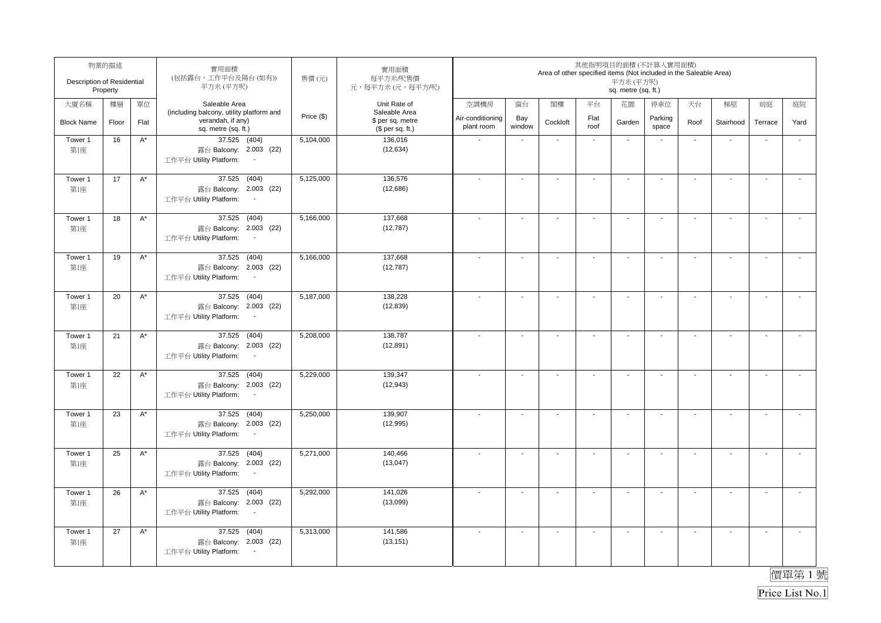| 物業的描述 Description of Residential Property | | | 實用面積 (包括露台，工作平台及陽台 (如有)) 平方米 (平方呎) | 售價 (元) | 實用面積 每平方米/呎售價 元，每平方米 (元，每平方/呎) | 其他指明項目的面積 (不計算入實用面積) Area of other specified items (Not included in the Saleable Area) 平方米 (平方呎) sq. metre (sq. ft.) | | | | | | | | | |
|---|---|---|---|---|---|---|---|---|---|---|---|---|---|---|---|
| 大廈名稱 Block Name | 樓層 Floor | 單位 Flat | Saleable Area (including balcony, utility platform and verandah, if any) sq. metre (sq. ft.) | Price ($) | Unit Rate of Saleable Area $ per sq. metre ($ per sq. ft.) | 空調機房 Air-conditioning plant room | 窗台 Bay window | 閣樓 Cockloft | 平台 Flat roof | 花園 Garden | 停車位 Parking space | 天台 Roof | 梯屋 Stairhood | 前庭 Terrace | 庭院 Yard |
| Tower 1 第1座 | 16 | A* | 37.525 (404) 露台 Balcony: 2.003 (22) 工作平台 Utility Platform: - | 5,104,000 | 136,016 (12,634) | - | - | - | - | - | - | - | - | - | - |
| Tower 1 第1座 | 17 | A* | 37.525 (404) 露台 Balcony: 2.003 (22) 工作平台 Utility Platform: - | 5,125,000 | 136,576 (12,686) | - | - | - | - | - | - | - | - | - | - |
| Tower 1 第1座 | 18 | A* | 37.525 (404) 露台 Balcony: 2.003 (22) 工作平台 Utility Platform: - | 5,166,000 | 137,668 (12,787) | - | - | - | - | - | - | - | - | - | - |
| Tower 1 第1座 | 19 | A* | 37.525 (404) 露台 Balcony: 2.003 (22) 工作平台 Utility Platform: - | 5,166,000 | 137,668 (12,787) | - | - | - | - | - | - | - | - | - | - |
| Tower 1 第1座 | 20 | A* | 37.525 (404) 露台 Balcony: 2.003 (22) 工作平台 Utility Platform: - | 5,187,000 | 138,228 (12,839) | - | - | - | - | - | - | - | - | - | - |
| Tower 1 第1座 | 21 | A* | 37.525 (404) 露台 Balcony: 2.003 (22) 工作平台 Utility Platform: - | 5,208,000 | 138,787 (12,891) | - | - | - | - | - | - | - | - | - | - |
| Tower 1 第1座 | 22 | A* | 37.525 (404) 露台 Balcony: 2.003 (22) 工作平台 Utility Platform: - | 5,229,000 | 139,347 (12,943) | - | - | - | - | - | - | - | - | - | - |
| Tower 1 第1座 | 23 | A* | 37.525 (404) 露台 Balcony: 2.003 (22) 工作平台 Utility Platform: - | 5,250,000 | 139,907 (12,995) | - | - | - | - | - | - | - | - | - | - |
| Tower 1 第1座 | 25 | A* | 37.525 (404) 露台 Balcony: 2.003 (22) 工作平台 Utility Platform: - | 5,271,000 | 140,466 (13,047) | - | - | - | - | - | - | - | - | - | - |
| Tower 1 第1座 | 26 | A* | 37.525 (404) 露台 Balcony: 2.003 (22) 工作平台 Utility Platform: - | 5,292,000 | 141,026 (13,099) | - | - | - | - | - | - | - | - | - | - |
| Tower 1 第1座 | 27 | A* | 37.525 (404) 露台 Balcony: 2.003 (22) 工作平台 Utility Platform: - | 5,313,000 | 141,586 (13,151) | - | - | - | - | - | - | - | - | - | - |

價單第 1 號

Price List No.1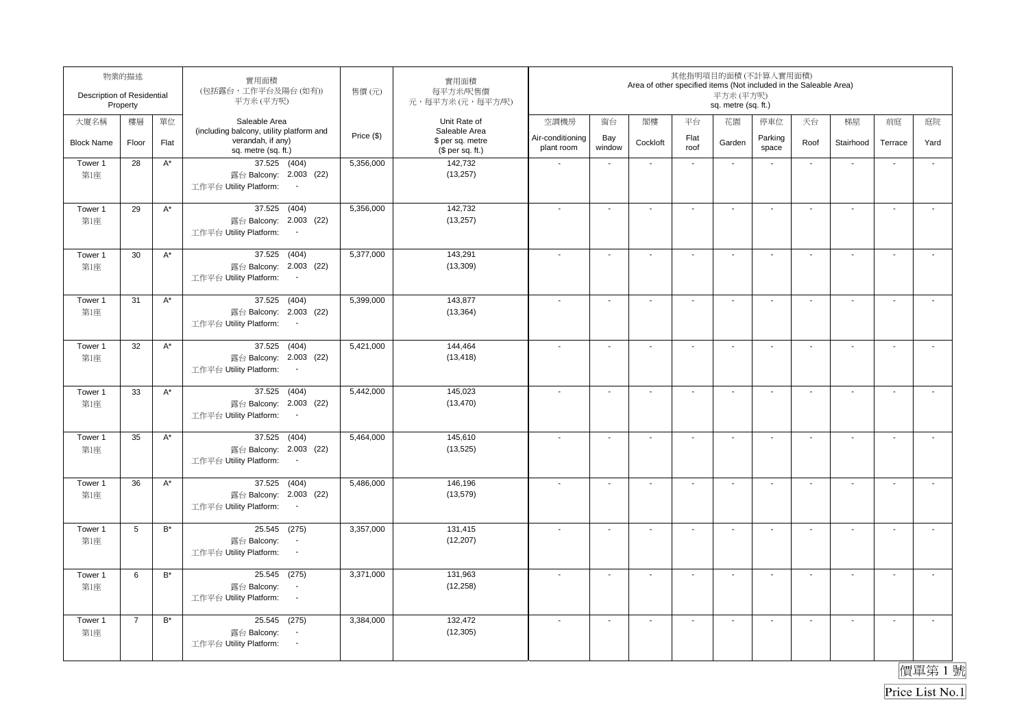| 物業的描述 Description of Residential Property | | | 實用面積 (包括露台，工作平台及陽台(如有)) 平方米(平方呎) | 售價(元) | 實用面積 每平方米/呎售價 元，每平方米(元，每平方呎) | 其他指明項目的面積(不計算入實用面積) Area of other specified items (Not included in the Saleable Area) 平方米(平方呎) sq. metre (sq. ft.) | | | | | | | | | |
|---|---|---|---|---|---|---|---|---|---|---|---|---|---|---|---|
| 大廈名稱 Block Name | 樓層 Floor | 單位 Flat | Saleable Area (including balcony, utility platform and verandah, if any) sq. metre (sq. ft.) | Price ($) | Unit Rate of Saleable Area $ per sq. metre ($ per sq. ft.) | 空調機房 Air-conditioning plant room | 窗台 Bay window | 閣樓 Cockloft | 平台 Flat roof | 花園 Garden | 停車位 Parking space | 天台 Roof | 梯屋 Stairhood | 前庭 Terrace | 庭院 Yard |
| Tower 1 第1座 | 28 | A* | 37.525 (404) 露台 Balcony: 2.003 (22) 工作平台 Utility Platform: - | 5,356,000 | 142,732 (13,257) | - | - | - | - | - | - | - | - | - | - |
| Tower 1 第1座 | 29 | A* | 37.525 (404) 露台 Balcony: 2.003 (22) 工作平台 Utility Platform: - | 5,356,000 | 142,732 (13,257) | - | - | - | - | - | - | - | - | - | - |
| Tower 1 第1座 | 30 | A* | 37.525 (404) 露台 Balcony: 2.003 (22) 工作平台 Utility Platform: - | 5,377,000 | 143,291 (13,309) | - | - | - | - | - | - | - | - | - | - |
| Tower 1 第1座 | 31 | A* | 37.525 (404) 露台 Balcony: 2.003 (22) 工作平台 Utility Platform: - | 5,399,000 | 143,877 (13,364) | - | - | - | - | - | - | - | - | - | - |
| Tower 1 第1座 | 32 | A* | 37.525 (404) 露台 Balcony: 2.003 (22) 工作平台 Utility Platform: - | 5,421,000 | 144,464 (13,418) | - | - | - | - | - | - | - | - | - | - |
| Tower 1 第1座 | 33 | A* | 37.525 (404) 露台 Balcony: 2.003 (22) 工作平台 Utility Platform: - | 5,442,000 | 145,023 (13,470) | - | - | - | - | - | - | - | - | - | - |
| Tower 1 第1座 | 35 | A* | 37.525 (404) 露台 Balcony: 2.003 (22) 工作平台 Utility Platform: - | 5,464,000 | 145,610 (13,525) | - | - | - | - | - | - | - | - | - | - |
| Tower 1 第1座 | 36 | A* | 37.525 (404) 露台 Balcony: 2.003 (22) 工作平台 Utility Platform: - | 5,486,000 | 146,196 (13,579) | - | - | - | - | - | - | - | - | - | - |
| Tower 1 第1座 | 5 | B* | 25.545 (275) 露台 Balcony: - 工作平台 Utility Platform: - | 3,357,000 | 131,415 (12,207) | - | - | - | - | - | - | - | - | - | - |
| Tower 1 第1座 | 6 | B* | 25.545 (275) 露台 Balcony: - 工作平台 Utility Platform: - | 3,371,000 | 131,963 (12,258) | - | - | - | - | - | - | - | - | - | - |
| Tower 1 第1座 | 7 | B* | 25.545 (275) 露台 Balcony: - 工作平台 Utility Platform: - | 3,384,000 | 132,472 (12,305) | - | - | - | - | - | - | - | - | - | - |

價單第 1 號

Price List No.1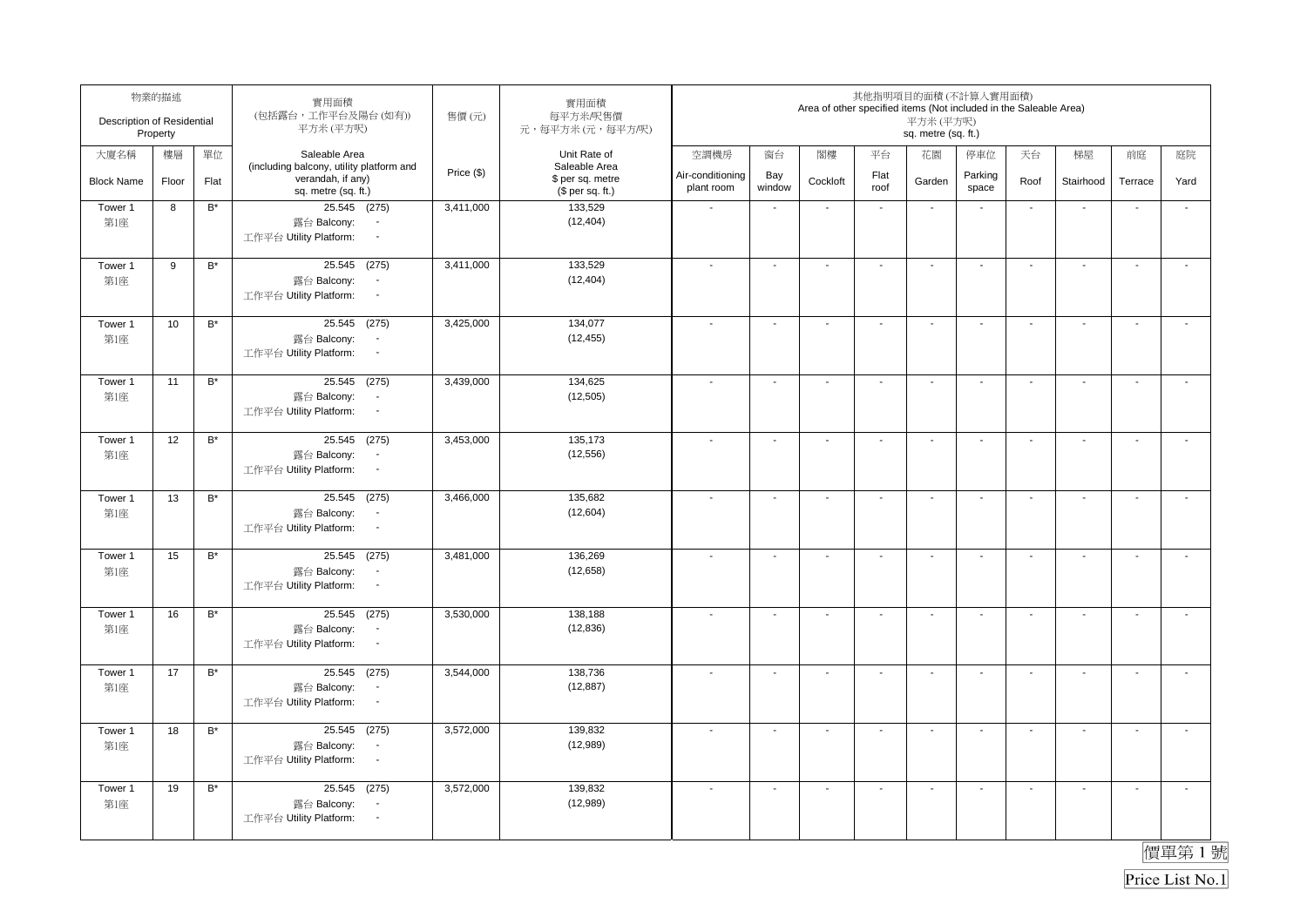| 物業的描述 Description of Residential Property | | | 實用面積 (包括露台，工作平台及陽台 (如有)) 平方米 (平方呎) | 售價 (元) | 實用面積 每平方米/呎售價 元，每平方米 (元，每平方呎) | 其他指明項目的面積 (不計算入實用面積) Area of other specified items (Not included in the Saleable Area) 平方米 (平方呎) sq. metre (sq. ft.) | | | | | | | | | |
|---|---|---|---|---|---|---|---|---|---|---|---|---|---|---|---|
| 大廈名稱 Block Name | 樓層 Floor | 單位 Flat | Saleable Area (including balcony, utility platform and verandah, if any) sq. metre (sq. ft.) | Price ($) | Unit Rate of Saleable Area $ per sq. metre ($ per sq. ft.) | 空調機房 Air-conditioning plant room | 窗台 Bay window | 閣樓 Cockloft | 平台 Flat roof | 花園 Garden | 停車位 Parking space | 天台 Roof | 梯屋 Stairhood | 前庭 Terrace | 庭院 Yard |
| Tower 1 第1座 | 8 | B* | 25.545 (275) 露台 Balcony: - 工作平台 Utility Platform: - | 3,411,000 | 133,529 (12,404) | - | - | - | - | - | - | - | - | - | - |
| Tower 1 第1座 | 9 | B* | 25.545 (275) 露台 Balcony: - 工作平台 Utility Platform: - | 3,411,000 | 133,529 (12,404) | - | - | - | - | - | - | - | - | - | - |
| Tower 1 第1座 | 10 | B* | 25.545 (275) 露台 Balcony: - 工作平台 Utility Platform: - | 3,425,000 | 134,077 (12,455) | - | - | - | - | - | - | - | - | - | - |
| Tower 1 第1座 | 11 | B* | 25.545 (275) 露台 Balcony: - 工作平台 Utility Platform: - | 3,439,000 | 134,625 (12,505) | - | - | - | - | - | - | - | - | - | - |
| Tower 1 第1座 | 12 | B* | 25.545 (275) 露台 Balcony: - 工作平台 Utility Platform: - | 3,453,000 | 135,173 (12,556) | - | - | - | - | - | - | - | - | - | - |
| Tower 1 第1座 | 13 | B* | 25.545 (275) 露台 Balcony: - 工作平台 Utility Platform: - | 3,466,000 | 135,682 (12,604) | - | - | - | - | - | - | - | - | - | - |
| Tower 1 第1座 | 15 | B* | 25.545 (275) 露台 Balcony: - 工作平台 Utility Platform: - | 3,481,000 | 136,269 (12,658) | - | - | - | - | - | - | - | - | - | - |
| Tower 1 第1座 | 16 | B* | 25.545 (275) 露台 Balcony: - 工作平台 Utility Platform: - | 3,530,000 | 138,188 (12,836) | - | - | - | - | - | - | - | - | - | - |
| Tower 1 第1座 | 17 | B* | 25.545 (275) 露台 Balcony: - 工作平台 Utility Platform: - | 3,544,000 | 138,736 (12,887) | - | - | - | - | - | - | - | - | - | - |
| Tower 1 第1座 | 18 | B* | 25.545 (275) 露台 Balcony: - 工作平台 Utility Platform: - | 3,572,000 | 139,832 (12,989) | - | - | - | - | - | - | - | - | - | - |
| Tower 1 第1座 | 19 | B* | 25.545 (275) 露台 Balcony: - 工作平台 Utility Platform: - | 3,572,000 | 139,832 (12,989) | - | - | - | - | - | - | - | - | - | - |

價單第 1 號

Price List No.1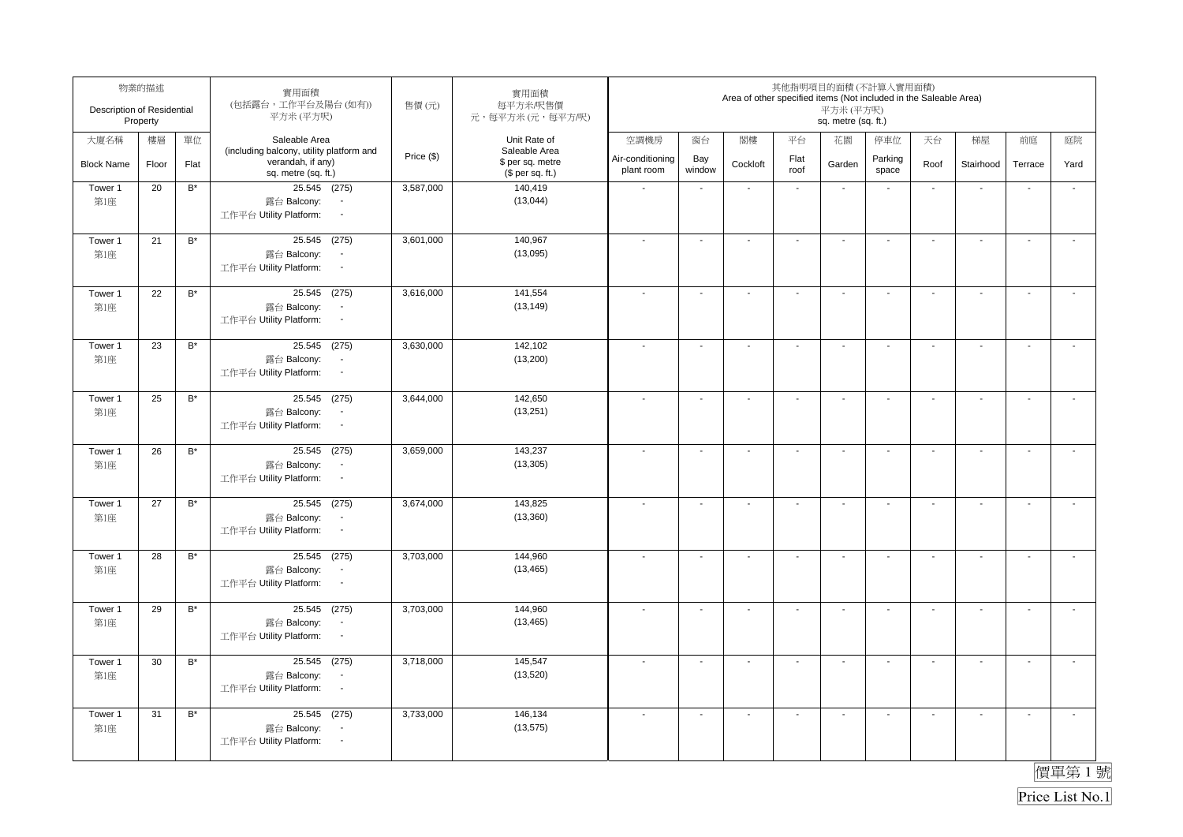| 物業的描述 Description of Residential Property | | | 實用面積 (包括露台，工作平台及陽台 (如有)) 平方米 (平方呎) | 售價 (元) | 實用面積 每平方米/呎售價 元，每平方米 (元，每平方/呎) | 其他指明項目的面積 (不計算入實用面積) Area of other specified items (Not included in the Saleable Area) 平方米 (平方呎) sq. metre (sq. ft.) | | | | | | | | | |
|---|---|---|---|---|---|---|---|---|---|---|---|---|---|---|---|
| 大廈名稱 Block Name | 樓層 Floor | 單位 Flat | Saleable Area (including balcony, utility platform and verandah, if any) sq. metre (sq. ft.) | Price ($) | Unit Rate of Saleable Area $ per sq. metre ($ per sq. ft.) | 空調機房 Air-conditioning plant room | 窗台 Bay window | 閣樓 Cockloft | 平台 Flat roof | 花園 Garden | 停車位 Parking space | 天台 Roof | 梯屋 Stairhood | 前庭 Terrace | 庭院 Yard |
| Tower 1 第1座 | 20 | B* | 25.545 (275) 露台 Balcony: - 工作平台 Utility Platform: - | 3,587,000 | 140,419 (13,044) | - | - | - | - | - | - | - | - | - | - |
| Tower 1 第1座 | 21 | B* | 25.545 (275) 露台 Balcony: - 工作平台 Utility Platform: - | 3,601,000 | 140,967 (13,095) | - | - | - | - | - | - | - | - | - | - |
| Tower 1 第1座 | 22 | B* | 25.545 (275) 露台 Balcony: - 工作平台 Utility Platform: - | 3,616,000 | 141,554 (13,149) | - | - | - | - | - | - | - | - | - | - |
| Tower 1 第1座 | 23 | B* | 25.545 (275) 露台 Balcony: - 工作平台 Utility Platform: - | 3,630,000 | 142,102 (13,200) | - | - | - | - | - | - | - | - | - | - |
| Tower 1 第1座 | 25 | B* | 25.545 (275) 露台 Balcony: - 工作平台 Utility Platform: - | 3,644,000 | 142,650 (13,251) | - | - | - | - | - | - | - | - | - | - |
| Tower 1 第1座 | 26 | B* | 25.545 (275) 露台 Balcony: - 工作平台 Utility Platform: - | 3,659,000 | 143,237 (13,305) | - | - | - | - | - | - | - | - | - | - |
| Tower 1 第1座 | 27 | B* | 25.545 (275) 露台 Balcony: - 工作平台 Utility Platform: - | 3,674,000 | 143,825 (13,360) | - | - | - | - | - | - | - | - | - | - |
| Tower 1 第1座 | 28 | B* | 25.545 (275) 露台 Balcony: - 工作平台 Utility Platform: - | 3,703,000 | 144,960 (13,465) | - | - | - | - | - | - | - | - | - | - |
| Tower 1 第1座 | 29 | B* | 25.545 (275) 露台 Balcony: - 工作平台 Utility Platform: - | 3,703,000 | 144,960 (13,465) | - | - | - | - | - | - | - | - | - | - |
| Tower 1 第1座 | 30 | B* | 25.545 (275) 露台 Balcony: - 工作平台 Utility Platform: - | 3,718,000 | 145,547 (13,520) | - | - | - | - | - | - | - | - | - | - |
| Tower 1 第1座 | 31 | B* | 25.545 (275) 露台 Balcony: - 工作平台 Utility Platform: - | 3,733,000 | 146,134 (13,575) | - | - | - | - | - | - | - | - | - | - |

價單第 1 號

Price List No.1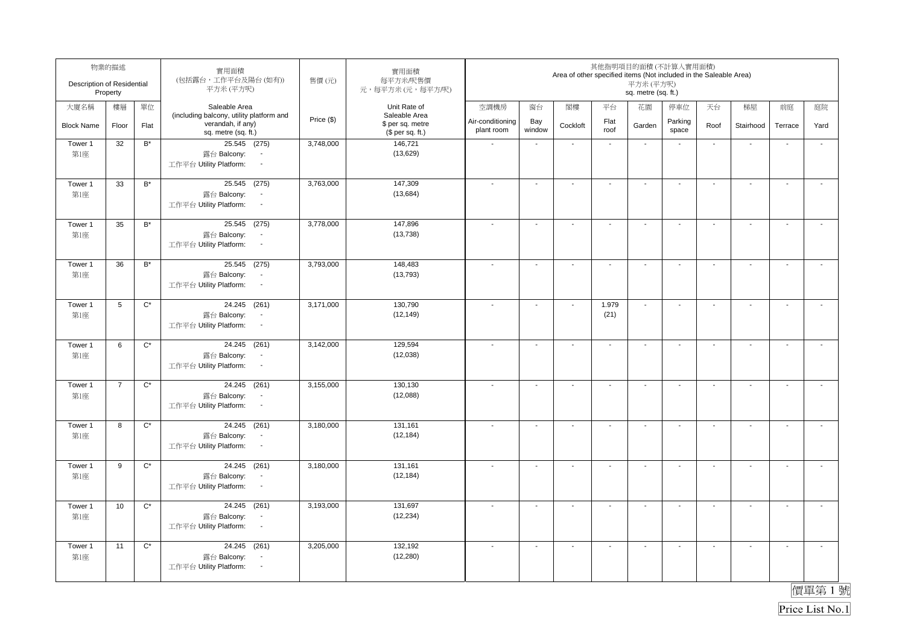| 物業的描述 Description of Residential Property | | | 實用面積 (包括露台，工作平台及陽台(如有)) 平方米(平方呎) | 售價(元) | 實用面積 每平方米/呎售價 元，每平方米(元，每平方呎) | 其他指明項目的面積(不計算入實用面積) Area of other specified items (Not included in the Saleable Area) 平方米(平方呎) sq. metre (sq. ft.) | | | | | | | | | |
|---|---|---|---|---|---|---|---|---|---|---|---|---|---|---|---|
| 大廈名稱 Block Name | 樓層 Floor | 單位 Flat | Saleable Area (including balcony, utility platform and verandah, if any) sq. metre (sq. ft.) | Price ($) | Unit Rate of Saleable Area $ per sq. metre ($ per sq. ft.) | 空調機房 Air-conditioning plant room | 窗台 Bay window | 閣樓 Cockloft | 平台 Flat roof | 花園 Garden | 停車位 Parking space | 天台 Roof | 梯屋 Stairhood | 前庭 Terrace | 庭院 Yard |
| Tower 1 第1座 | 32 | B* | 25.545 (275) 露台 Balcony: - 工作平台 Utility Platform: - | 3,748,000 | 146,721 (13,629) | - | - | - | - | - | - | - | - | - | - |
| Tower 1 第1座 | 33 | B* | 25.545 (275) 露台 Balcony: - 工作平台 Utility Platform: - | 3,763,000 | 147,309 (13,684) | - | - | - | - | - | - | - | - | - | - |
| Tower 1 第1座 | 35 | B* | 25.545 (275) 露台 Balcony: - 工作平台 Utility Platform: - | 3,778,000 | 147,896 (13,738) | - | - | - | - | - | - | - | - | - | - |
| Tower 1 第1座 | 36 | B* | 25.545 (275) 露台 Balcony: - 工作平台 Utility Platform: - | 3,793,000 | 148,483 (13,793) | - | - | - | - | - | - | - | - | - | - |
| Tower 1 第1座 | 5 | C* | 24.245 (261) 露台 Balcony: - 工作平台 Utility Platform: - | 3,171,000 | 130,790 (12,149) | - | - | - | 1.979 (21) | - | - | - | - | - | - |
| Tower 1 第1座 | 6 | C* | 24.245 (261) 露台 Balcony: - 工作平台 Utility Platform: - | 3,142,000 | 129,594 (12,038) | - | - | - | - | - | - | - | - | - | - |
| Tower 1 第1座 | 7 | C* | 24.245 (261) 露台 Balcony: - 工作平台 Utility Platform: - | 3,155,000 | 130,130 (12,088) | - | - | - | - | - | - | - | - | - | - |
| Tower 1 第1座 | 8 | C* | 24.245 (261) 露台 Balcony: - 工作平台 Utility Platform: - | 3,180,000 | 131,161 (12,184) | - | - | - | - | - | - | - | - | - | - |
| Tower 1 第1座 | 9 | C* | 24.245 (261) 露台 Balcony: - 工作平台 Utility Platform: - | 3,180,000 | 131,161 (12,184) | - | - | - | - | - | - | - | - | - | - |
| Tower 1 第1座 | 10 | C* | 24.245 (261) 露台 Balcony: - 工作平台 Utility Platform: - | 3,193,000 | 131,697 (12,234) | - | - | - | - | - | - | - | - | - | - |
| Tower 1 第1座 | 11 | C* | 24.245 (261) 露台 Balcony: - 工作平台 Utility Platform: - | 3,205,000 | 132,192 (12,280) | - | - | - | - | - | - | - | - | - | - |

價單第 1 號

Price List No.1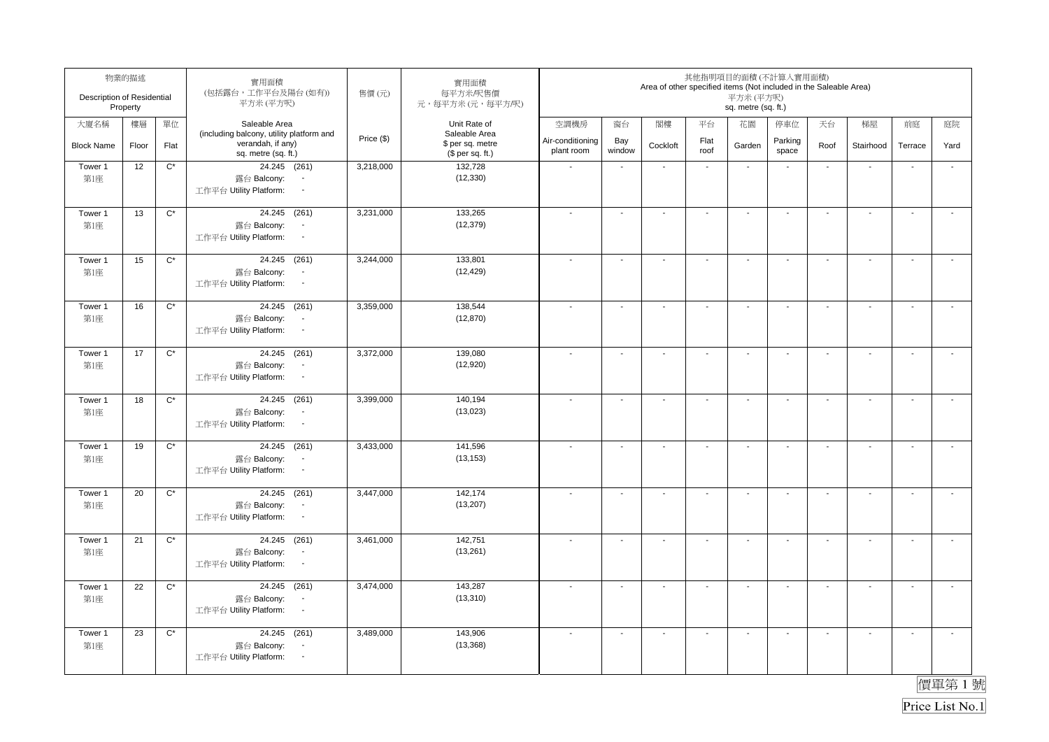| 物業的描述 Description of Residential Property | | | 實用面積 (包括露台，工作平台及陽台 (如有)) 平方米 (平方呎) | 售價 (元) | 實用面積 每平方米/呎售價 元，每平方米 (元，每平方/呎) | 其他指明項目的面積 (不計算入實用面積) Area of other specified items (Not included in the Saleable Area) 平方米 (平方呎) sq. metre (sq. ft.) | | | | | | | | | |
|---|---|---|---|---|---|---|---|---|---|---|---|---|---|---|---|
| 大廈名稱 Block Name | 樓層 Floor | 單位 Flat | Saleable Area (including balcony, utility platform and verandah, if any) sq. metre (sq. ft.) | Price ($) | Unit Rate of Saleable Area $ per sq. metre ($ per sq. ft.) | 空調機房 Air-conditioning plant room | 窗台 Bay window | 閣樓 Cockloft | 平台 Flat roof | 花園 Garden | 停車位 Parking space | 天台 Roof | 梯屋 Stairhood | 前庭 Terrace | 庭院 Yard |
| Tower 1 第1座 | 12 | C* | 24.245 (261) 露台 Balcony: - 工作平台 Utility Platform: - | 3,218,000 | 132,728 (12,330) | - | - | - | - | - | - | - | - | - | - |
| Tower 1 第1座 | 13 | C* | 24.245 (261) 露台 Balcony: - 工作平台 Utility Platform: - | 3,231,000 | 133,265 (12,379) | - | - | - | - | - | - | - | - | - | - |
| Tower 1 第1座 | 15 | C* | 24.245 (261) 露台 Balcony: - 工作平台 Utility Platform: - | 3,244,000 | 133,801 (12,429) | - | - | - | - | - | - | - | - | - | - |
| Tower 1 第1座 | 16 | C* | 24.245 (261) 露台 Balcony: - 工作平台 Utility Platform: - | 3,359,000 | 138,544 (12,870) | - | - | - | - | - | - | - | - | - | - |
| Tower 1 第1座 | 17 | C* | 24.245 (261) 露台 Balcony: - 工作平台 Utility Platform: - | 3,372,000 | 139,080 (12,920) | - | - | - | - | - | - | - | - | - | - |
| Tower 1 第1座 | 18 | C* | 24.245 (261) 露台 Balcony: - 工作平台 Utility Platform: - | 3,399,000 | 140,194 (13,023) | - | - | - | - | - | - | - | - | - | - |
| Tower 1 第1座 | 19 | C* | 24.245 (261) 露台 Balcony: - 工作平台 Utility Platform: - | 3,433,000 | 141,596 (13,153) | - | - | - | - | - | - | - | - | - | - |
| Tower 1 第1座 | 20 | C* | 24.245 (261) 露台 Balcony: - 工作平台 Utility Platform: - | 3,447,000 | 142,174 (13,207) | - | - | - | - | - | - | - | - | - | - |
| Tower 1 第1座 | 21 | C* | 24.245 (261) 露台 Balcony: - 工作平台 Utility Platform: - | 3,461,000 | 142,751 (13,261) | - | - | - | - | - | - | - | - | - | - |
| Tower 1 第1座 | 22 | C* | 24.245 (261) 露台 Balcony: - 工作平台 Utility Platform: - | 3,474,000 | 143,287 (13,310) | - | - | - | - | - | - | - | - | - | - |
| Tower 1 第1座 | 23 | C* | 24.245 (261) 露台 Balcony: - 工作平台 Utility Platform: - | 3,489,000 | 143,906 (13,368) | - | - | - | - | - | - | - | - | - | - |

價單第 1 號

Price List No.1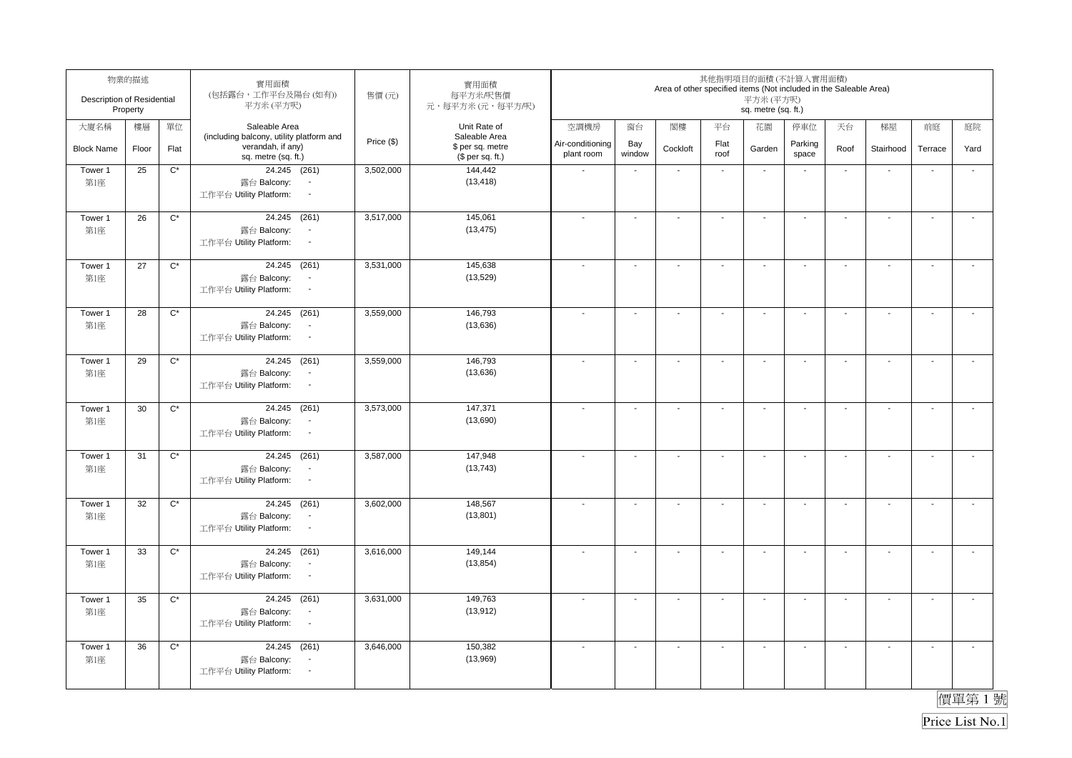| 物業的描述 Description of Residential Property | | | 實用面積 (包括露台，工作平台及陽台 (如有)) 平方米 (平方呎) | 售價 (元) | 實用面積 每平方米/呎售價 元，每平方米 (元，每平方呎) | 其他指明項目的面積 (不計算入實用面積) Area of other specified items (Not included in the Saleable Area) 平方米 (平方呎) sq. metre (sq. ft.) | | | | | | | | | |
|---|---|---|---|---|---|---|---|---|---|---|---|---|---|---|---|
| 大廈名稱 Block Name | 樓層 Floor | 單位 Flat | Saleable Area (including balcony, utility platform and verandah, if any) sq. metre (sq. ft.) | Price ($) | Unit Rate of Saleable Area $ per sq. metre ($ per sq. ft.) | 空調機房 Air-conditioning plant room | 窗台 Bay window | 閣樓 Cockloft | 平台 Flat roof | 花園 Garden | 停車位 Parking space | 天台 Roof | 梯屋 Stairhood | 前庭 Terrace | 庭院 Yard |
| Tower 1 第1座 | 25 | C* | 24.245 (261) 露台 Balcony: - 工作平台 Utility Platform: - | 3,502,000 | 144,442 (13,418) | - | - | - | - | - | - | - | - | - | - |
| Tower 1 第1座 | 26 | C* | 24.245 (261) 露台 Balcony: - 工作平台 Utility Platform: - | 3,517,000 | 145,061 (13,475) | - | - | - | - | - | - | - | - | - | - |
| Tower 1 第1座 | 27 | C* | 24.245 (261) 露台 Balcony: - 工作平台 Utility Platform: - | 3,531,000 | 145,638 (13,529) | - | - | - | - | - | - | - | - | - | - |
| Tower 1 第1座 | 28 | C* | 24.245 (261) 露台 Balcony: - 工作平台 Utility Platform: - | 3,559,000 | 146,793 (13,636) | - | - | - | - | - | - | - | - | - | - |
| Tower 1 第1座 | 29 | C* | 24.245 (261) 露台 Balcony: - 工作平台 Utility Platform: - | 3,559,000 | 146,793 (13,636) | - | - | - | - | - | - | - | - | - | - |
| Tower 1 第1座 | 30 | C* | 24.245 (261) 露台 Balcony: - 工作平台 Utility Platform: - | 3,573,000 | 147,371 (13,690) | - | - | - | - | - | - | - | - | - | - |
| Tower 1 第1座 | 31 | C* | 24.245 (261) 露台 Balcony: - 工作平台 Utility Platform: - | 3,587,000 | 147,948 (13,743) | - | - | - | - | - | - | - | - | - | - |
| Tower 1 第1座 | 32 | C* | 24.245 (261) 露台 Balcony: - 工作平台 Utility Platform: - | 3,602,000 | 148,567 (13,801) | - | - | - | - | - | - | - | - | - | - |
| Tower 1 第1座 | 33 | C* | 24.245 (261) 露台 Balcony: - 工作平台 Utility Platform: - | 3,616,000 | 149,144 (13,854) | - | - | - | - | - | - | - | - | - | - |
| Tower 1 第1座 | 35 | C* | 24.245 (261) 露台 Balcony: - 工作平台 Utility Platform: - | 3,631,000 | 149,763 (13,912) | - | - | - | - | - | - | - | - | - | - |
| Tower 1 第1座 | 36 | C* | 24.245 (261) 露台 Balcony: - 工作平台 Utility Platform: - | 3,646,000 | 150,382 (13,969) | - | - | - | - | - | - | - | - | - | - |

價單第 1 號

Price List No.1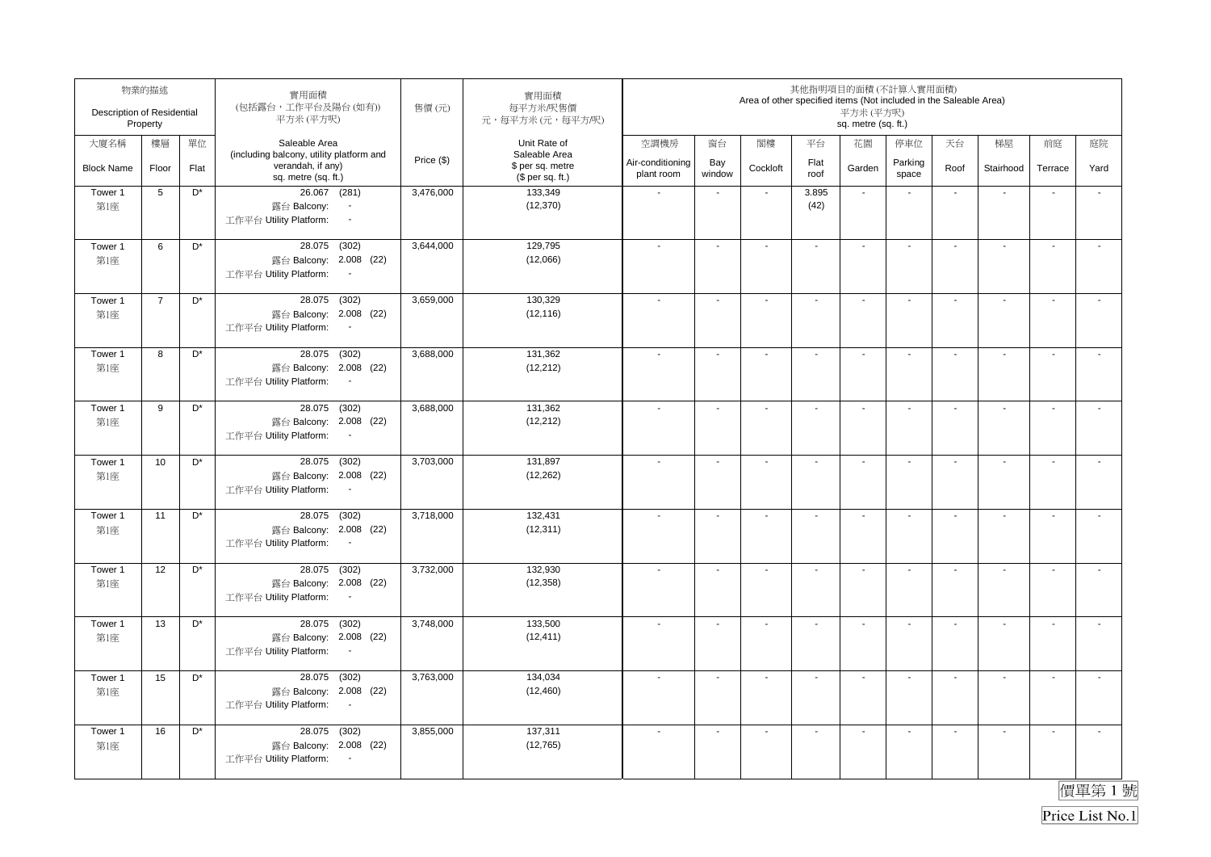| 物業的描述 Description of Residential Property | | | 實用面積 (包括露台，工作平台及陽台(如有)) 平方米(平方呎) | 售價(元) | 實用面積 每平方米/呎售價 元，每平方米(元，每平方呎) | 其他指明項目的面積(不計算入實用面積) Area of other specified items (Not included in the Saleable Area) 平方米(平方呎) sq. metre (sq. ft.) | | | | | | | | | |
|---|---|---|---|---|---|---|---|---|---|---|---|---|---|---|---|
| 大廈名稱 Block Name | 樓層 Floor | 單位 Flat | Saleable Area (including balcony, utility platform and verandah, if any) sq. metre (sq. ft.) | Price ($) | Unit Rate of Saleable Area $ per sq. metre ($ per sq. ft.) | 空調機房 Air-conditioning plant room | 窗台 Bay window | 閣樓 Cockloft | 平台 Flat roof | 花園 Garden | 停車位 Parking space | 天台 Roof | 梯屋 Stairhood | 前庭 Terrace | 庭院 Yard |
| Tower 1 第1座 | 5 | D* | 26.067 (281) 露台 Balcony: - 工作平台 Utility Platform: - | 3,476,000 | 133,349 (12,370) | - | - | - | 3.895 (42) | - | - | - | - | - | - |
| Tower 1 第1座 | 6 | D* | 28.075 (302) 露台 Balcony: 2.008 (22) 工作平台 Utility Platform: - | 3,644,000 | 129,795 (12,066) | - | - | - | - | - | - | - | - | - | - |
| Tower 1 第1座 | 7 | D* | 28.075 (302) 露台 Balcony: 2.008 (22) 工作平台 Utility Platform: - | 3,659,000 | 130,329 (12,116) | - | - | - | - | - | - | - | - | - | - |
| Tower 1 第1座 | 8 | D* | 28.075 (302) 露台 Balcony: 2.008 (22) 工作平台 Utility Platform: - | 3,688,000 | 131,362 (12,212) | - | - | - | - | - | - | - | - | - | - |
| Tower 1 第1座 | 9 | D* | 28.075 (302) 露台 Balcony: 2.008 (22) 工作平台 Utility Platform: - | 3,688,000 | 131,362 (12,212) | - | - | - | - | - | - | - | - | - | - |
| Tower 1 第1座 | 10 | D* | 28.075 (302) 露台 Balcony: 2.008 (22) 工作平台 Utility Platform: - | 3,703,000 | 131,897 (12,262) | - | - | - | - | - | - | - | - | - | - |
| Tower 1 第1座 | 11 | D* | 28.075 (302) 露台 Balcony: 2.008 (22) 工作平台 Utility Platform: - | 3,718,000 | 132,431 (12,311) | - | - | - | - | - | - | - | - | - | - |
| Tower 1 第1座 | 12 | D* | 28.075 (302) 露台 Balcony: 2.008 (22) 工作平台 Utility Platform: - | 3,732,000 | 132,930 (12,358) | - | - | - | - | - | - | - | - | - | - |
| Tower 1 第1座 | 13 | D* | 28.075 (302) 露台 Balcony: 2.008 (22) 工作平台 Utility Platform: - | 3,748,000 | 133,500 (12,411) | - | - | - | - | - | - | - | - | - | - |
| Tower 1 第1座 | 15 | D* | 28.075 (302) 露台 Balcony: 2.008 (22) 工作平台 Utility Platform: - | 3,763,000 | 134,034 (12,460) | - | - | - | - | - | - | - | - | - | - |
| Tower 1 第1座 | 16 | D* | 28.075 (302) 露台 Balcony: 2.008 (22) 工作平台 Utility Platform: - | 3,855,000 | 137,311 (12,765) | - | - | - | - | - | - | - | - | - | - |

價單第 1 號

Price List No.1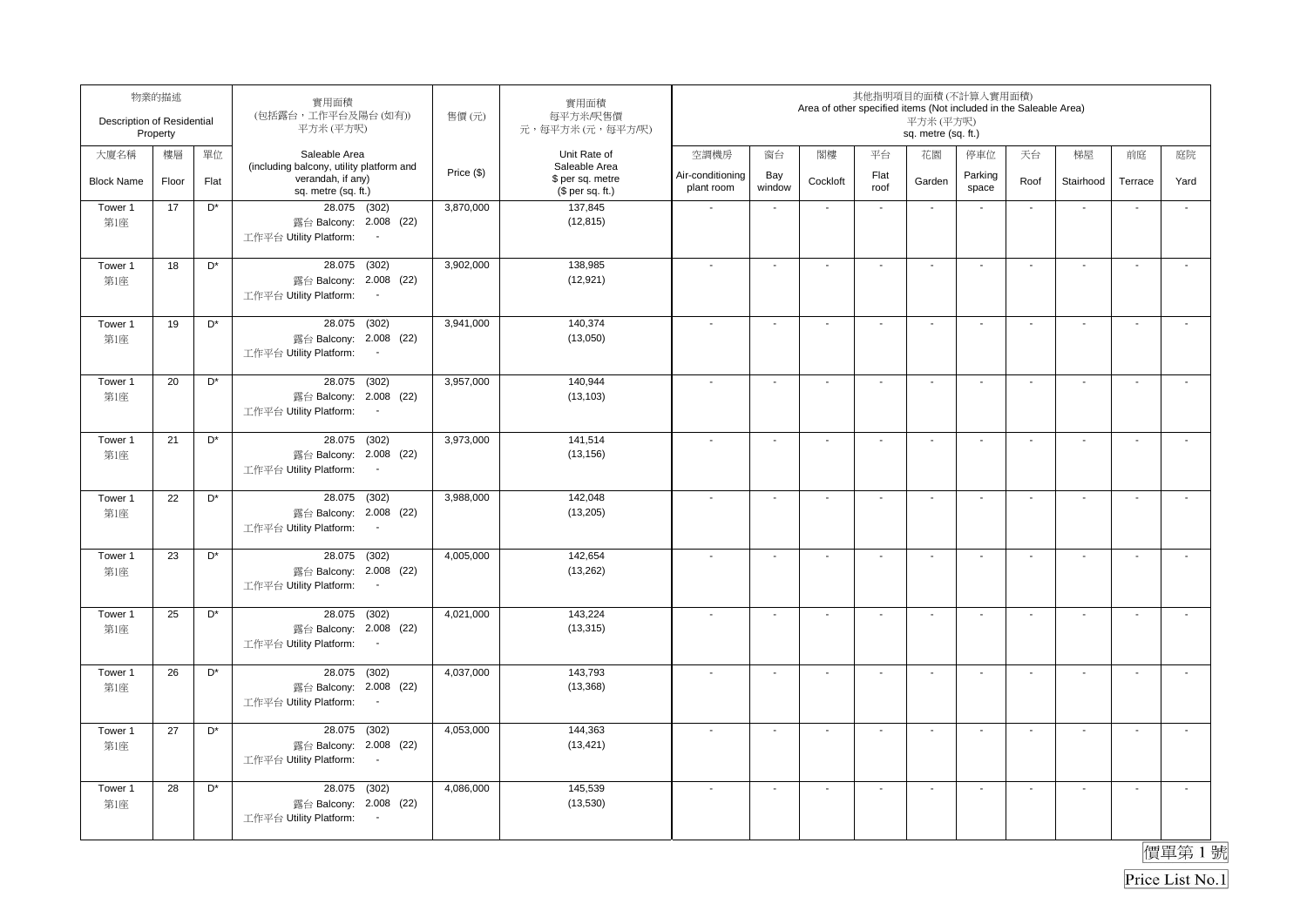| 物業的描述 Description of Residential Property | | | 實用面積 (包括露台，工作平台及陽台(如有)) 平方米(平方呎) | 售價(元) | 實用面積 每平方米/呎售價 元，每平方米(元，每平方呎) | 其他指明項目的面積(不計算入實用面積) Area of other specified items (Not included in the Saleable Area) 平方米(平方呎) sq. metre (sq. ft.) | | | | | | | | | |
|---|---|---|---|---|---|---|---|---|---|---|---|---|---|---|---|
| 大廈名稱 Block Name | 樓層 Floor | 單位 Flat | Saleable Area (including balcony, utility platform and verandah, if any) sq. metre (sq. ft.) | Price ($) | Unit Rate of Saleable Area $ per sq. metre ($ per sq. ft.) | 空調機房 Air-conditioning plant room | 窗台 Bay window | 閣樓 Cockloft | 平台 Flat roof | 花園 Garden | 停車位 Parking space | 天台 Roof | 梯屋 Stairhood | 前庭 Terrace | 庭院 Yard |
| Tower 1 第1座 | 17 | D* | 28.075 (302) 露台 Balcony: 2.008 (22) 工作平台 Utility Platform: - | 3,870,000 | 137,845 (12,815) | - | - | - | - | - | - | - | - | - | - |
| Tower 1 第1座 | 18 | D* | 28.075 (302) 露台 Balcony: 2.008 (22) 工作平台 Utility Platform: - | 3,902,000 | 138,985 (12,921) | - | - | - | - | - | - | - | - | - | - |
| Tower 1 第1座 | 19 | D* | 28.075 (302) 露台 Balcony: 2.008 (22) 工作平台 Utility Platform: - | 3,941,000 | 140,374 (13,050) | - | - | - | - | - | - | - | - | - | - |
| Tower 1 第1座 | 20 | D* | 28.075 (302) 露台 Balcony: 2.008 (22) 工作平台 Utility Platform: - | 3,957,000 | 140,944 (13,103) | - | - | - | - | - | - | - | - | - | - |
| Tower 1 第1座 | 21 | D* | 28.075 (302) 露台 Balcony: 2.008 (22) 工作平台 Utility Platform: - | 3,973,000 | 141,514 (13,156) | - | - | - | - | - | - | - | - | - | - |
| Tower 1 第1座 | 22 | D* | 28.075 (302) 露台 Balcony: 2.008 (22) 工作平台 Utility Platform: - | 3,988,000 | 142,048 (13,205) | - | - | - | - | - | - | - | - | - | - |
| Tower 1 第1座 | 23 | D* | 28.075 (302) 露台 Balcony: 2.008 (22) 工作平台 Utility Platform: - | 4,005,000 | 142,654 (13,262) | - | - | - | - | - | - | - | - | - | - |
| Tower 1 第1座 | 25 | D* | 28.075 (302) 露台 Balcony: 2.008 (22) 工作平台 Utility Platform: - | 4,021,000 | 143,224 (13,315) | - | - | - | - | - | - | - | - | - | - |
| Tower 1 第1座 | 26 | D* | 28.075 (302) 露台 Balcony: 2.008 (22) 工作平台 Utility Platform: - | 4,037,000 | 143,793 (13,368) | - | - | - | - | - | - | - | - | - | - |
| Tower 1 第1座 | 27 | D* | 28.075 (302) 露台 Balcony: 2.008 (22) 工作平台 Utility Platform: - | 4,053,000 | 144,363 (13,421) | - | - | - | - | - | - | - | - | - | - |
| Tower 1 第1座 | 28 | D* | 28.075 (302) 露台 Balcony: 2.008 (22) 工作平台 Utility Platform: - | 4,086,000 | 145,539 (13,530) | - | - | - | - | - | - | - | - | - | - |

價單第 1 號

Price List No.1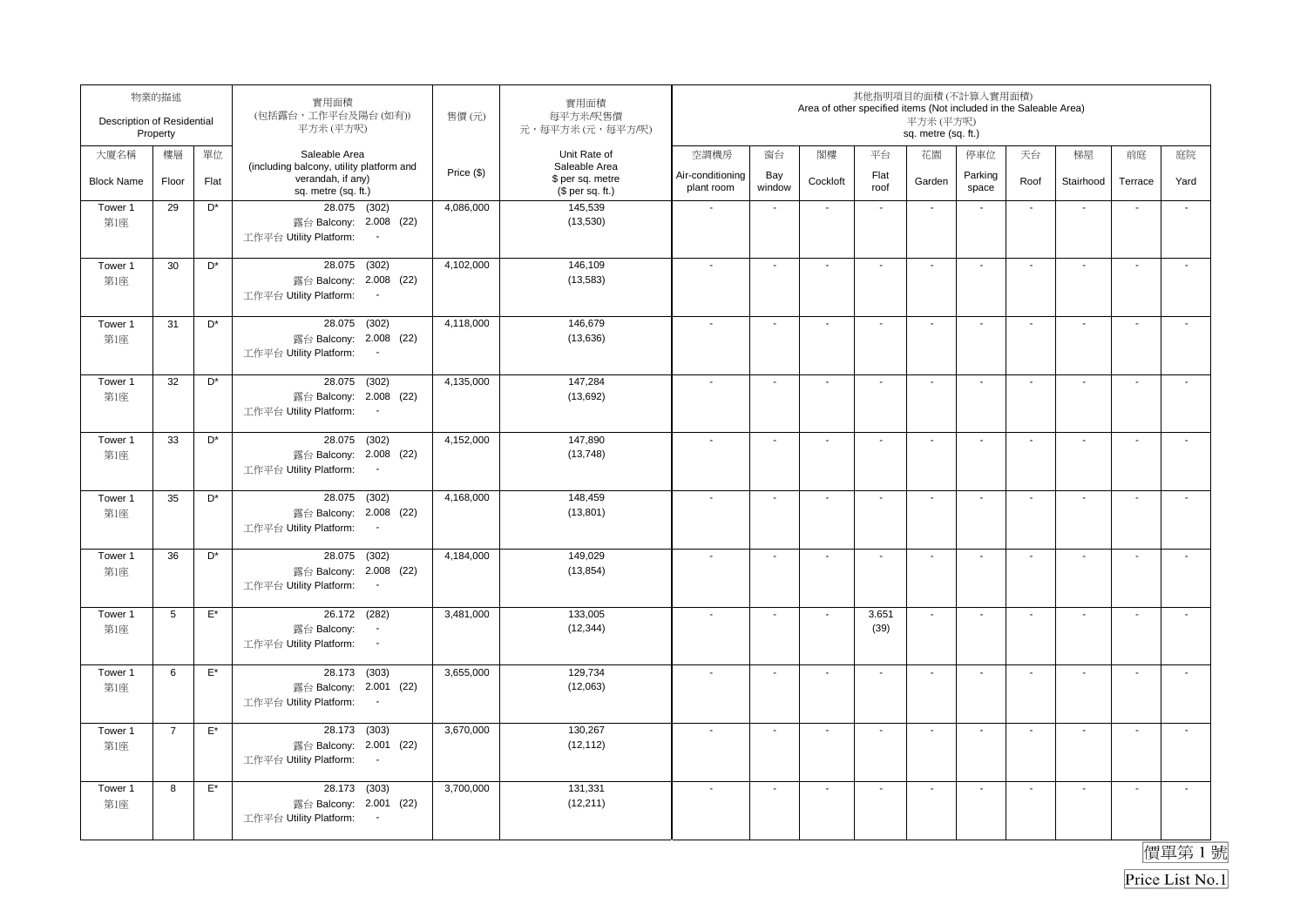| 物業的描述 Description of Residential Property | | | 實用面積 (包括露台，工作平台及陽台(如有)) 平方米(平方呎) | 售價(元) | 實用面積 每平方米/呎售價 元，每平方米(元，每平方呎) | 其他指明項目的面積(不計算入實用面積) Area of other specified items (Not included in the Saleable Area) 平方米(平方呎) sq. metre (sq. ft.) | | | | | | | | | |
|---|---|---|---|---|---|---|---|---|---|---|---|---|---|---|---|
| 大廈名稱 Block Name | 樓層 Floor | 單位 Flat | Saleable Area (including balcony, utility platform and verandah, if any) sq. metre (sq. ft.) | Price ($) | Unit Rate of Saleable Area $ per sq. metre ($ per sq. ft.) | 空調機房 Air-conditioning plant room | 窗台 Bay window | 閣樓 Cockloft | 平台 Flat roof | 花園 Garden | 停車位 Parking space | 天台 Roof | 梯屋 Stairhood | 前庭 Terrace | 庭院 Yard |
| Tower 1 第1座 | 29 | D* | 28.075 (302) 露台 Balcony: 2.008 (22) 工作平台 Utility Platform: - | 4,086,000 | 145,539 (13,530) | - | - | - | - | - | - | - | - | - | - |
| Tower 1 第1座 | 30 | D* | 28.075 (302) 露台 Balcony: 2.008 (22) 工作平台 Utility Platform: - | 4,102,000 | 146,109 (13,583) | - | - | - | - | - | - | - | - | - | - |
| Tower 1 第1座 | 31 | D* | 28.075 (302) 露台 Balcony: 2.008 (22) 工作平台 Utility Platform: - | 4,118,000 | 146,679 (13,636) | - | - | - | - | - | - | - | - | - | - |
| Tower 1 第1座 | 32 | D* | 28.075 (302) 露台 Balcony: 2.008 (22) 工作平台 Utility Platform: - | 4,135,000 | 147,284 (13,692) | - | - | - | - | - | - | - | - | - | - |
| Tower 1 第1座 | 33 | D* | 28.075 (302) 露台 Balcony: 2.008 (22) 工作平台 Utility Platform: - | 4,152,000 | 147,890 (13,748) | - | - | - | - | - | - | - | - | - | - |
| Tower 1 第1座 | 35 | D* | 28.075 (302) 露台 Balcony: 2.008 (22) 工作平台 Utility Platform: - | 4,168,000 | 148,459 (13,801) | - | - | - | - | - | - | - | - | - | - |
| Tower 1 第1座 | 36 | D* | 28.075 (302) 露台 Balcony: 2.008 (22) 工作平台 Utility Platform: - | 4,184,000 | 149,029 (13,854) | - | - | - | - | - | - | - | - | - | - |
| Tower 1 第1座 | 5 | E* | 26.172 (282) 露台 Balcony: - 工作平台 Utility Platform: - | 3,481,000 | 133,005 (12,344) | - | - | - | 3.651 (39) | - | - | - | - | - | - |
| Tower 1 第1座 | 6 | E* | 28.173 (303) 露台 Balcony: 2.001 (22) 工作平台 Utility Platform: - | 3,655,000 | 129,734 (12,063) | - | - | - | - | - | - | - | - | - | - |
| Tower 1 第1座 | 7 | E* | 28.173 (303) 露台 Balcony: 2.001 (22) 工作平台 Utility Platform: - | 3,670,000 | 130,267 (12,112) | - | - | - | - | - | - | - | - | - | - |
| Tower 1 第1座 | 8 | E* | 28.173 (303) 露台 Balcony: 2.001 (22) 工作平台 Utility Platform: - | 3,700,000 | 131,331 (12,211) | - | - | - | - | - | - | - | - | - | - |

價單第1號

Price List No.1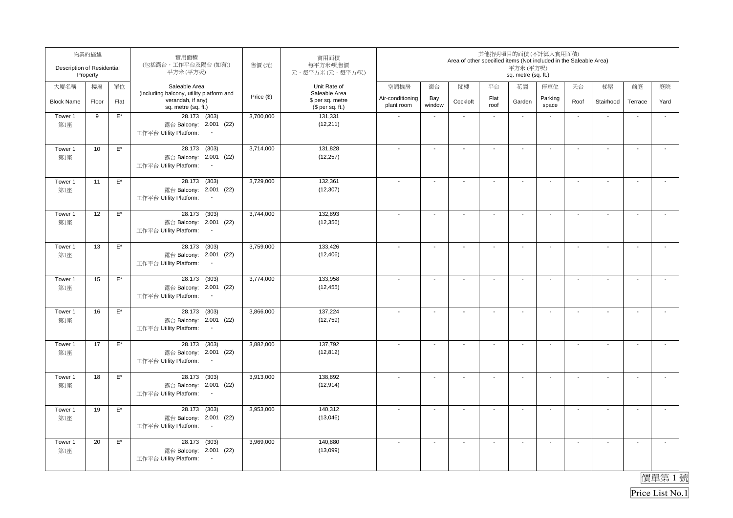| 物業的描述 Description of Residential Property | | | 實用面積 (包括露台，工作平台及陽台 (如有)) 平方米 (平方呎) | 售價 (元) | 實用面積 每平方米/呎售價 元，每平方米 (元，每平方呎) | 其他指明項目的面積 (不計算入實用面積) Area of other specified items (Not included in the Saleable Area) 平方米 (平方呎) sq. metre (sq. ft.) | | | | | | | | | |
|---|---|---|---|---|---|---|---|---|---|---|---|---|---|---|---|
| 大廈名稱 Block Name | 樓層 Floor | 單位 Flat | Saleable Area (including balcony, utility platform and verandah, if any) sq. metre (sq. ft.) | Price ($) | Unit Rate of Saleable Area $ per sq. metre ($ per sq. ft.) | 空調機房 Air-conditioning plant room | 窗台 Bay window | 閣樓 Cockloft | 平台 Flat roof | 花園 Garden | 停車位 Parking space | 天台 Roof | 梯屋 Stairhood | 前庭 Terrace | 庭院 Yard |
| Tower 1 第1座 | 9 | E* | 28.173 (303) 露台 Balcony: 2.001 (22) 工作平台 Utility Platform: - | 3,700,000 | 131,331 (12,211) | - | - | - | - | - | - | - | - | - | - |
| Tower 1 第1座 | 10 | E* | 28.173 (303) 露台 Balcony: 2.001 (22) 工作平台 Utility Platform: - | 3,714,000 | 131,828 (12,257) | - | - | - | - | - | - | - | - | - | - |
| Tower 1 第1座 | 11 | E* | 28.173 (303) 露台 Balcony: 2.001 (22) 工作平台 Utility Platform: - | 3,729,000 | 132,361 (12,307) | - | - | - | - | - | - | - | - | - | - |
| Tower 1 第1座 | 12 | E* | 28.173 (303) 露台 Balcony: 2.001 (22) 工作平台 Utility Platform: - | 3,744,000 | 132,893 (12,356) | - | - | - | - | - | - | - | - | - | - |
| Tower 1 第1座 | 13 | E* | 28.173 (303) 露台 Balcony: 2.001 (22) 工作平台 Utility Platform: - | 3,759,000 | 133,426 (12,406) | - | - | - | - | - | - | - | - | - | - |
| Tower 1 第1座 | 15 | E* | 28.173 (303) 露台 Balcony: 2.001 (22) 工作平台 Utility Platform: - | 3,774,000 | 133,958 (12,455) | - | - | - | - | - | - | - | - | - | - |
| Tower 1 第1座 | 16 | E* | 28.173 (303) 露台 Balcony: 2.001 (22) 工作平台 Utility Platform: - | 3,866,000 | 137,224 (12,759) | - | - | - | - | - | - | - | - | - | - |
| Tower 1 第1座 | 17 | E* | 28.173 (303) 露台 Balcony: 2.001 (22) 工作平台 Utility Platform: - | 3,882,000 | 137,792 (12,812) | - | - | - | - | - | - | - | - | - | - |
| Tower 1 第1座 | 18 | E* | 28.173 (303) 露台 Balcony: 2.001 (22) 工作平台 Utility Platform: - | 3,913,000 | 138,892 (12,914) | - | - | - | - | - | - | - | - | - | - |
| Tower 1 第1座 | 19 | E* | 28.173 (303) 露台 Balcony: 2.001 (22) 工作平台 Utility Platform: - | 3,953,000 | 140,312 (13,046) | - | - | - | - | - | - | - | - | - | - |
| Tower 1 第1座 | 20 | E* | 28.173 (303) 露台 Balcony: 2.001 (22) 工作平台 Utility Platform: - | 3,969,000 | 140,880 (13,099) | - | - | - | - | - | - | - | - | - | - |

價單第 1 號

Price List No.1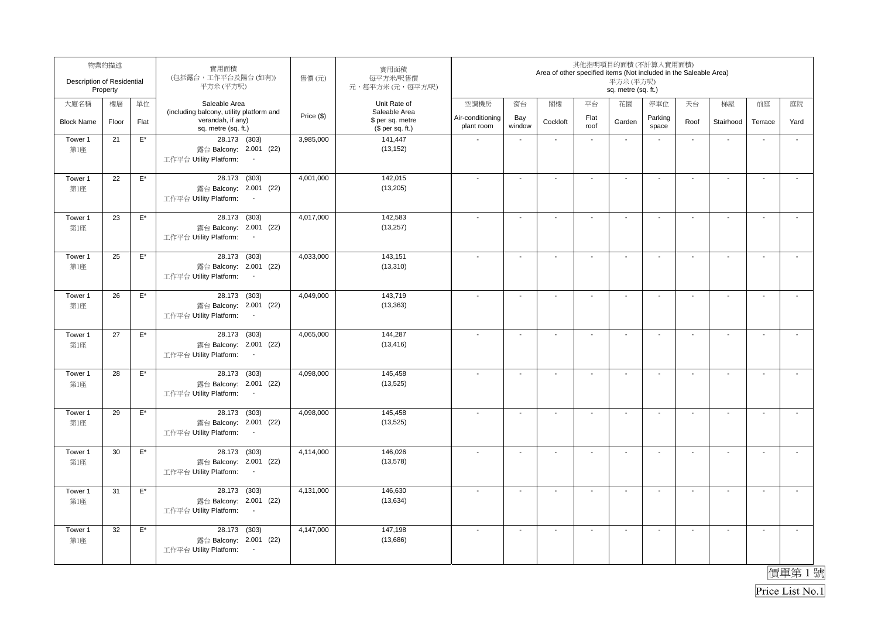| 物業的描述 Description of Residential Property | | | 實用面積 (包括露台，工作平台及陽台 (如有)) 平方米 (平方呎) | 售價 (元) | 實用面積 每平方米/呎售價 元，每平方米 (元，每平方呎) | 其他指明項目的面積 (不計算入實用面積) Area of other specified items (Not included in the Saleable Area) 平方米 (平方呎) sq. metre (sq. ft.) | | | | | | | | | |
|---|---|---|---|---|---|---|---|---|---|---|---|---|---|---|---|
| 大廈名稱 Block Name | 樓層 Floor | 單位 Flat | Saleable Area (including balcony, utility platform and verandah, if any) sq. metre (sq. ft.) | Price ($) | Unit Rate of Saleable Area $ per sq. metre ($ per sq. ft.) | 空調機房 Air-conditioning plant room | 窗台 Bay window | 閣樓 Cockloft | 平台 Flat roof | 花園 Garden | 停車位 Parking space | 天台 Roof | 梯屋 Stairhood | 前庭 Terrace | 庭院 Yard |
| Tower 1 第1座 | 21 | E* | 28.173 (303) 露台 Balcony: 2.001 (22) 工作平台 Utility Platform: - | 3,985,000 | 141,447 (13,152) | - | - | - | - | - | - | - | - | - | - |
| Tower 1 第1座 | 22 | E* | 28.173 (303) 露台 Balcony: 2.001 (22) 工作平台 Utility Platform: - | 4,001,000 | 142,015 (13,205) | - | - | - | - | - | - | - | - | - | - |
| Tower 1 第1座 | 23 | E* | 28.173 (303) 露台 Balcony: 2.001 (22) 工作平台 Utility Platform: - | 4,017,000 | 142,583 (13,257) | - | - | - | - | - | - | - | - | - | - |
| Tower 1 第1座 | 25 | E* | 28.173 (303) 露台 Balcony: 2.001 (22) 工作平台 Utility Platform: - | 4,033,000 | 143,151 (13,310) | - | - | - | - | - | - | - | - | - | - |
| Tower 1 第1座 | 26 | E* | 28.173 (303) 露台 Balcony: 2.001 (22) 工作平台 Utility Platform: - | 4,049,000 | 143,719 (13,363) | - | - | - | - | - | - | - | - | - | - |
| Tower 1 第1座 | 27 | E* | 28.173 (303) 露台 Balcony: 2.001 (22) 工作平台 Utility Platform: - | 4,065,000 | 144,287 (13,416) | - | - | - | - | - | - | - | - | - | - |
| Tower 1 第1座 | 28 | E* | 28.173 (303) 露台 Balcony: 2.001 (22) 工作平台 Utility Platform: - | 4,098,000 | 145,458 (13,525) | - | - | - | - | - | - | - | - | - | - |
| Tower 1 第1座 | 29 | E* | 28.173 (303) 露台 Balcony: 2.001 (22) 工作平台 Utility Platform: - | 4,098,000 | 145,458 (13,525) | - | - | - | - | - | - | - | - | - | - |
| Tower 1 第1座 | 30 | E* | 28.173 (303) 露台 Balcony: 2.001 (22) 工作平台 Utility Platform: - | 4,114,000 | 146,026 (13,578) | - | - | - | - | - | - | - | - | - | - |
| Tower 1 第1座 | 31 | E* | 28.173 (303) 露台 Balcony: 2.001 (22) 工作平台 Utility Platform: - | 4,131,000 | 146,630 (13,634) | - | - | - | - | - | - | - | - | - | - |
| Tower 1 第1座 | 32 | E* | 28.173 (303) 露台 Balcony: 2.001 (22) 工作平台 Utility Platform: - | 4,147,000 | 147,198 (13,686) | - | - | - | - | - | - | - | - | - | - |

價單第 1 號

Price List No.1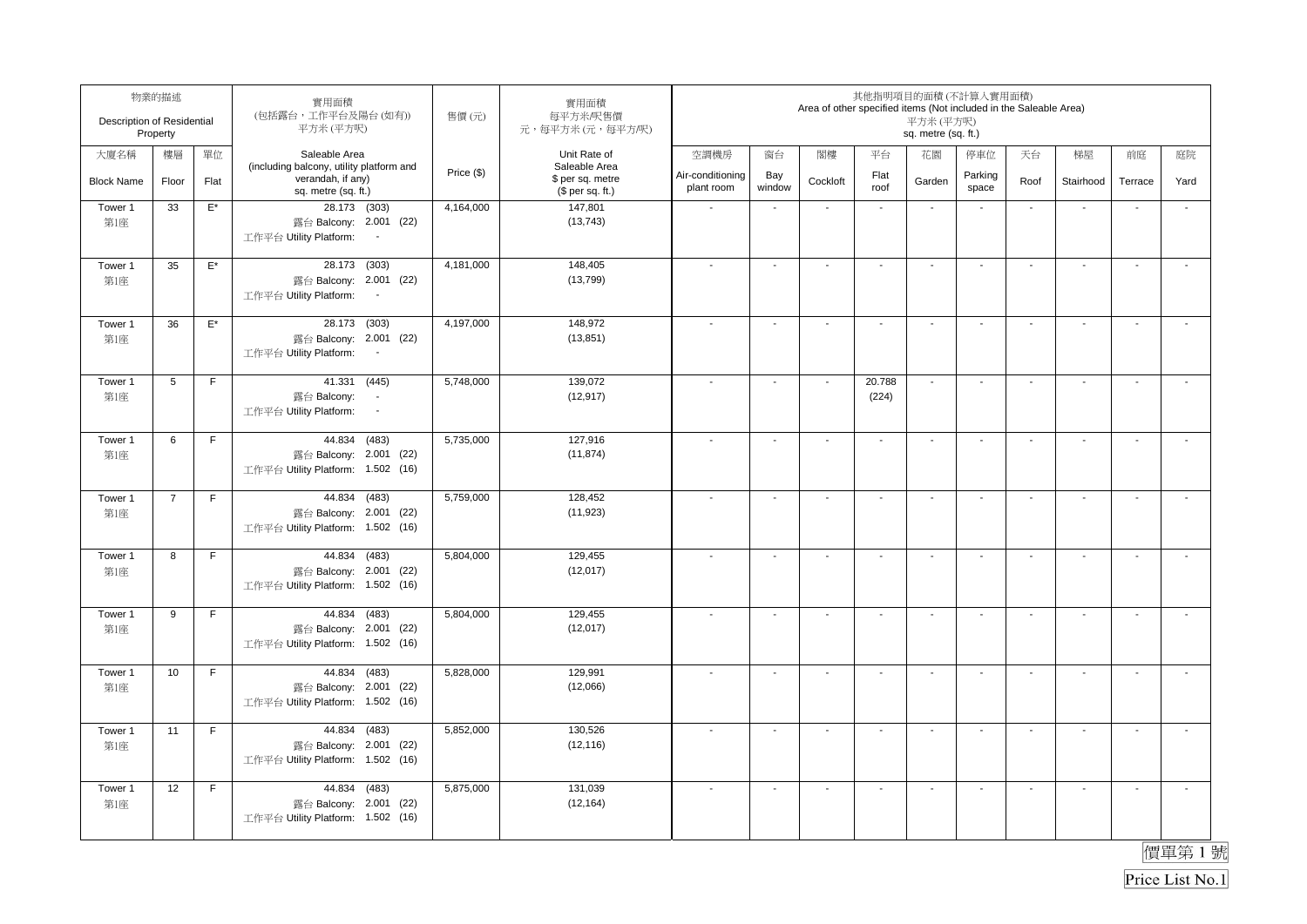| 物業的描述 Description of Residential Property | | | 實用面積 (包括露台，工作平台及陽台(如有)) 平方米(平方呎) | 售價(元) | 實用面積 每平方米/呎售價 元，每平方米(元，每平方呎) | 其他指明項目的面積(不計算入實用面積) Area of other specified items (Not included in the Saleable Area) 平方米(平方呎) sq. metre (sq. ft.) | | | | | | | | | |
|---|---|---|---|---|---|---|---|---|---|---|---|---|---|---|---|
| 大廈名稱 Block Name | 樓層 Floor | 單位 Flat | Saleable Area (including balcony, utility platform and verandah, if any) sq. metre (sq. ft.) | Price ($) | Unit Rate of Saleable Area $ per sq. metre ($ per sq. ft.) | 空調機房 Air-conditioning plant room | 窗台 Bay window | 閣樓 Cockloft | 平台 Flat roof | 花園 Garden | 停車位 Parking space | 天台 Roof | 梯屋 Stairhood | 前庭 Terrace | 庭院 Yard |
| Tower 1 第1座 | 33 | E* | 28.173 (303) 露台 Balcony: 2.001 (22) 工作平台 Utility Platform: - | 4,164,000 | 147,801 (13,743) | - | - | - | - | - | - | - | - | - | - |
| Tower 1 第1座 | 35 | E* | 28.173 (303) 露台 Balcony: 2.001 (22) 工作平台 Utility Platform: - | 4,181,000 | 148,405 (13,799) | - | - | - | - | - | - | - | - | - | - |
| Tower 1 第1座 | 36 | E* | 28.173 (303) 露台 Balcony: 2.001 (22) 工作平台 Utility Platform: - | 4,197,000 | 148,972 (13,851) | - | - | - | - | - | - | - | - | - | - |
| Tower 1 第1座 | 5 | F | 41.331 (445) 露台 Balcony: - 工作平台 Utility Platform: - | 5,748,000 | 139,072 (12,917) | - | - | - | 20.788 (224) | - | - | - | - | - | - |
| Tower 1 第1座 | 6 | F | 44.834 (483) 露台 Balcony: 2.001 (22) 工作平台 Utility Platform: 1.502 (16) | 5,735,000 | 127,916 (11,874) | - | - | - | - | - | - | - | - | - | - |
| Tower 1 第1座 | 7 | F | 44.834 (483) 露台 Balcony: 2.001 (22) 工作平台 Utility Platform: 1.502 (16) | 5,759,000 | 128,452 (11,923) | - | - | - | - | - | - | - | - | - | - |
| Tower 1 第1座 | 8 | F | 44.834 (483) 露台 Balcony: 2.001 (22) 工作平台 Utility Platform: 1.502 (16) | 5,804,000 | 129,455 (12,017) | - | - | - | - | - | - | - | - | - | - |
| Tower 1 第1座 | 9 | F | 44.834 (483) 露台 Balcony: 2.001 (22) 工作平台 Utility Platform: 1.502 (16) | 5,804,000 | 129,455 (12,017) | - | - | - | - | - | - | - | - | - | - |
| Tower 1 第1座 | 10 | F | 44.834 (483) 露台 Balcony: 2.001 (22) 工作平台 Utility Platform: 1.502 (16) | 5,828,000 | 129,991 (12,066) | - | - | - | - | - | - | - | - | - | - |
| Tower 1 第1座 | 11 | F | 44.834 (483) 露台 Balcony: 2.001 (22) 工作平台 Utility Platform: 1.502 (16) | 5,852,000 | 130,526 (12,116) | - | - | - | - | - | - | - | - | - | - |
| Tower 1 第1座 | 12 | F | 44.834 (483) 露台 Balcony: 2.001 (22) 工作平台 Utility Platform: 1.502 (16) | 5,875,000 | 131,039 (12,164) | - | - | - | - | - | - | - | - | - | - |

價單第1號

Price List No.1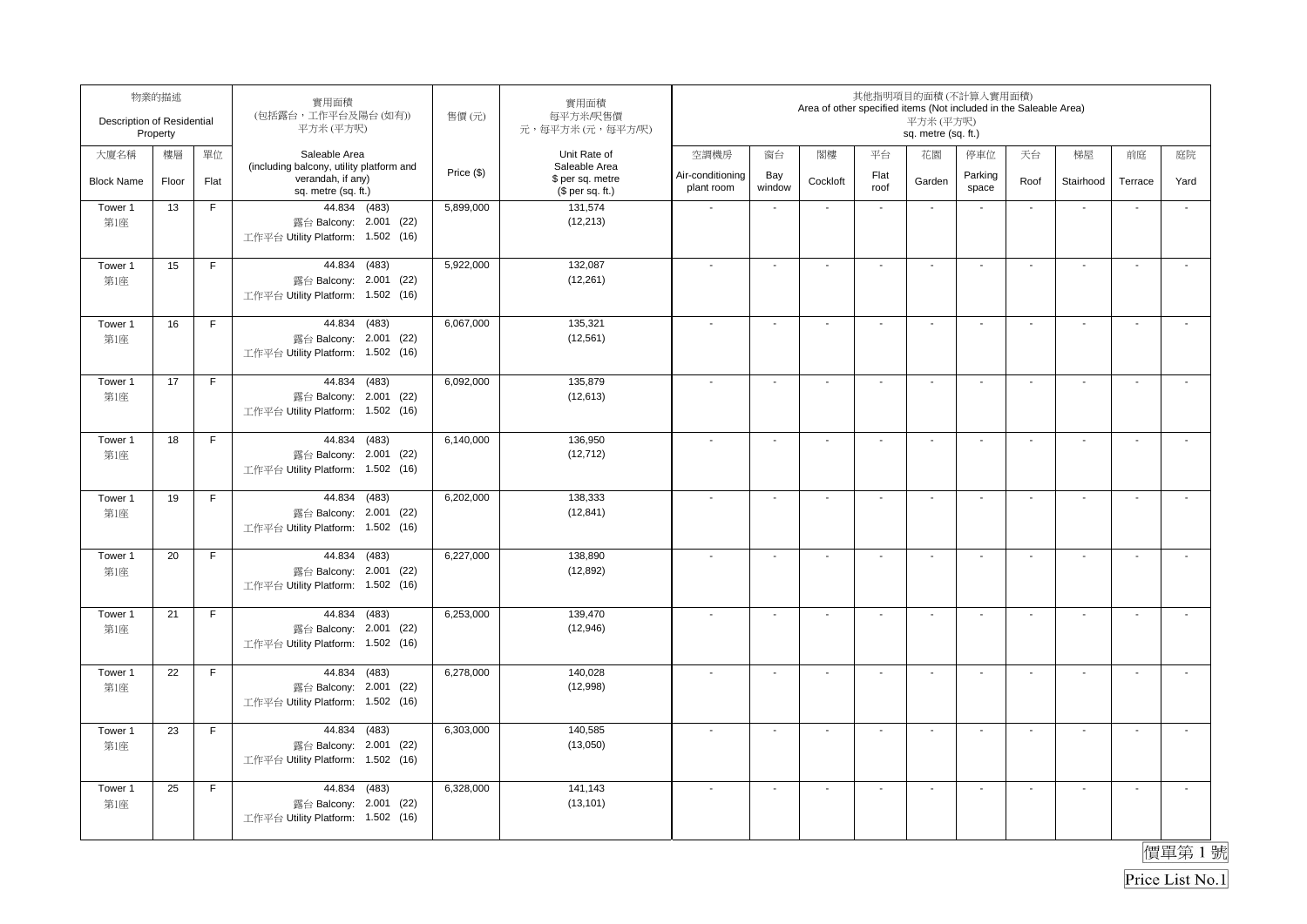| 物業的描述 Description of Residential Property | | | 實用面積 (包括露台，工作平台及陽台 (如有)) 平方米 (平方呎) | 售價 (元) | 實用面積 每平方米/呎售價 元，每平方米 (元，每平方呎) | 其他指明項目的面積 (不計算入實用面積) Area of other specified items (Not included in the Saleable Area) 平方米 (平方呎) sq. metre (sq. ft.) | | | | | | | | | |
|---|---|---|---|---|---|---|---|---|---|---|---|---|---|---|---|
| 大廈名稱 Block Name | 樓層 Floor | 單位 Flat | Saleable Area (including balcony, utility platform and verandah, if any) sq. metre (sq. ft.) | Price ($) | Unit Rate of Saleable Area $ per sq. metre ($ per sq. ft.) | 空調機房 Air-conditioning plant room | 窗台 Bay window | 閣樓 Cockloft | 平台 Flat roof | 花園 Garden | 停車位 Parking space | 天台 Roof | 梯屋 Stairhood | 前庭 Terrace | 庭院 Yard |
| Tower 1 第1座 | 13 | F | 44.834 (483) 露台 Balcony: 2.001 (22) 工作平台 Utility Platform: 1.502 (16) | 5,899,000 | 131,574 (12,213) | - | - | - | - | - | - | - | - | - | - |
| Tower 1 第1座 | 15 | F | 44.834 (483) 露台 Balcony: 2.001 (22) 工作平台 Utility Platform: 1.502 (16) | 5,922,000 | 132,087 (12,261) | - | - | - | - | - | - | - | - | - | - |
| Tower 1 第1座 | 16 | F | 44.834 (483) 露台 Balcony: 2.001 (22) 工作平台 Utility Platform: 1.502 (16) | 6,067,000 | 135,321 (12,561) | - | - | - | - | - | - | - | - | - | - |
| Tower 1 第1座 | 17 | F | 44.834 (483) 露台 Balcony: 2.001 (22) 工作平台 Utility Platform: 1.502 (16) | 6,092,000 | 135,879 (12,613) | - | - | - | - | - | - | - | - | - | - |
| Tower 1 第1座 | 18 | F | 44.834 (483) 露台 Balcony: 2.001 (22) 工作平台 Utility Platform: 1.502 (16) | 6,140,000 | 136,950 (12,712) | - | - | - | - | - | - | - | - | - | - |
| Tower 1 第1座 | 19 | F | 44.834 (483) 露台 Balcony: 2.001 (22) 工作平台 Utility Platform: 1.502 (16) | 6,202,000 | 138,333 (12,841) | - | - | - | - | - | - | - | - | - | - |
| Tower 1 第1座 | 20 | F | 44.834 (483) 露台 Balcony: 2.001 (22) 工作平台 Utility Platform: 1.502 (16) | 6,227,000 | 138,890 (12,892) | - | - | - | - | - | - | - | - | - | - |
| Tower 1 第1座 | 21 | F | 44.834 (483) 露台 Balcony: 2.001 (22) 工作平台 Utility Platform: 1.502 (16) | 6,253,000 | 139,470 (12,946) | - | - | - | - | - | - | - | - | - | - |
| Tower 1 第1座 | 22 | F | 44.834 (483) 露台 Balcony: 2.001 (22) 工作平台 Utility Platform: 1.502 (16) | 6,278,000 | 140,028 (12,998) | - | - | - | - | - | - | - | - | - | - |
| Tower 1 第1座 | 23 | F | 44.834 (483) 露台 Balcony: 2.001 (22) 工作平台 Utility Platform: 1.502 (16) | 6,303,000 | 140,585 (13,050) | - | - | - | - | - | - | - | - | - | - |
| Tower 1 第1座 | 25 | F | 44.834 (483) 露台 Balcony: 2.001 (22) 工作平台 Utility Platform: 1.502 (16) | 6,328,000 | 141,143 (13,101) | - | - | - | - | - | - | - | - | - | - |

價單第 1 號

Price List No.1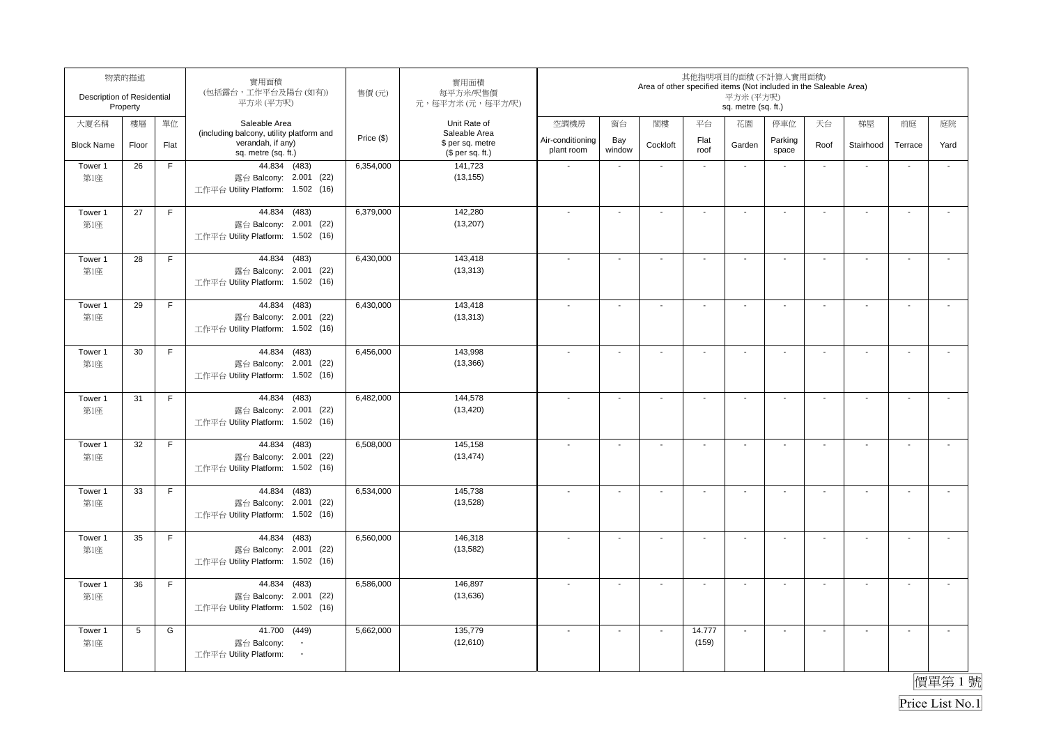| 物業的描述 Description of Residential Property | | | 實用面積 (包括露台，工作平台及陽台(如有)) 平方米(平方呎) | 售價(元) | 實用面積 每平方米/呎售價 元，每平方米(元，每平方呎) | 其他指明項目的面積(不計算入實用面積) Area of other specified items (Not included in the Saleable Area) 平方米(平方呎) sq. metre (sq. ft.) | | | | | | | | | |
|---|---|---|---|---|---|---|---|---|---|---|---|---|---|---|---|
| 大廈名稱 Block Name | 樓層 Floor | 單位 Flat | Saleable Area (including balcony, utility platform and verandah, if any) sq. metre (sq. ft.) | Price ($) | Unit Rate of Saleable Area $ per sq. metre ($ per sq. ft.) | 空調機房 Air-conditioning plant room | 窗台 Bay window | 閣樓 Cockloft | 平台 Flat roof | 花園 Garden | 停車位 Parking space | 天台 Roof | 梯屋 Stairhood | 前庭 Terrace | 庭院 Yard |
| Tower 1 第1座 | 26 | F | 44.834 (483) 露台 Balcony: 2.001 (22) 工作平台 Utility Platform: 1.502 (16) | 6,354,000 | 141,723 (13,155) | - | - | - | - | - | - | - | - | - | - |
| Tower 1 第1座 | 27 | F | 44.834 (483) 露台 Balcony: 2.001 (22) 工作平台 Utility Platform: 1.502 (16) | 6,379,000 | 142,280 (13,207) | - | - | - | - | - | - | - | - | - | - |
| Tower 1 第1座 | 28 | F | 44.834 (483) 露台 Balcony: 2.001 (22) 工作平台 Utility Platform: 1.502 (16) | 6,430,000 | 143,418 (13,313) | - | - | - | - | - | - | - | - | - | - |
| Tower 1 第1座 | 29 | F | 44.834 (483) 露台 Balcony: 2.001 (22) 工作平台 Utility Platform: 1.502 (16) | 6,430,000 | 143,418 (13,313) | - | - | - | - | - | - | - | - | - | - |
| Tower 1 第1座 | 30 | F | 44.834 (483) 露台 Balcony: 2.001 (22) 工作平台 Utility Platform: 1.502 (16) | 6,456,000 | 143,998 (13,366) | - | - | - | - | - | - | - | - | - | - |
| Tower 1 第1座 | 31 | F | 44.834 (483) 露台 Balcony: 2.001 (22) 工作平台 Utility Platform: 1.502 (16) | 6,482,000 | 144,578 (13,420) | - | - | - | - | - | - | - | - | - | - |
| Tower 1 第1座 | 32 | F | 44.834 (483) 露台 Balcony: 2.001 (22) 工作平台 Utility Platform: 1.502 (16) | 6,508,000 | 145,158 (13,474) | - | - | - | - | - | - | - | - | - | - |
| Tower 1 第1座 | 33 | F | 44.834 (483) 露台 Balcony: 2.001 (22) 工作平台 Utility Platform: 1.502 (16) | 6,534,000 | 145,738 (13,528) | - | - | - | - | - | - | - | - | - | - |
| Tower 1 第1座 | 35 | F | 44.834 (483) 露台 Balcony: 2.001 (22) 工作平台 Utility Platform: 1.502 (16) | 6,560,000 | 146,318 (13,582) | - | - | - | - | - | - | - | - | - | - |
| Tower 1 第1座 | 36 | F | 44.834 (483) 露台 Balcony: 2.001 (22) 工作平台 Utility Platform: 1.502 (16) | 6,586,000 | 146,897 (13,636) | - | - | - | - | - | - | - | - | - | - |
| Tower 1 第1座 | 5 | G | 41.700 (449) 露台 Balcony: - 工作平台 Utility Platform: - | 5,662,000 | 135,779 (12,610) | - | - | - | 14.777 (159) | - | - | - | - | - | - |

價單第 1 號

Price List No.1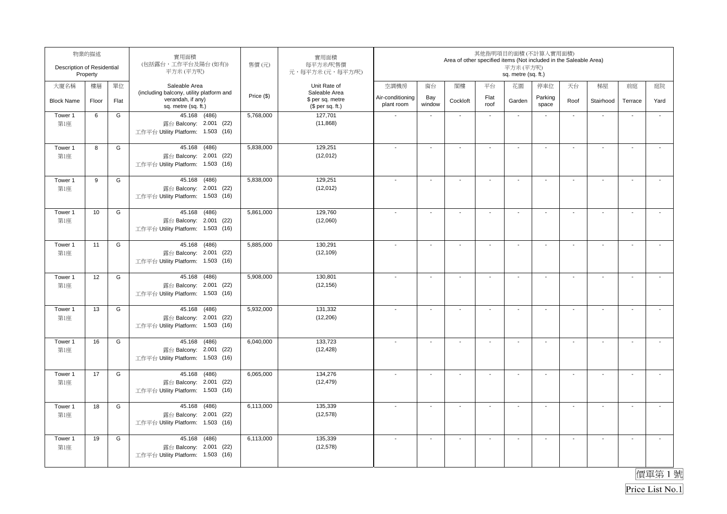| 物業的描述 Description of Residential Property | | | 實用面積 (包括露台，工作平台及陽台(如有)) 平方米 (平方呎) | 售價 (元) | 實用面積 每平方米/呎售價 元，每平方米 (元，每平方呎) | 其他指明項目的面積 (不計算入實用面積) Area of other specified items (Not included in the Saleable Area) 平方米 (平方呎) sq. metre (sq. ft.) | | | | | | | | | |
|---|---|---|---|---|---|---|---|---|---|---|---|---|---|---|---|
| 大廈名稱 Block Name | 樓層 Floor | 單位 Flat | Saleable Area (including balcony, utility platform and verandah, if any) sq. metre (sq. ft.) | Price ($) | Unit Rate of Saleable Area $ per sq. metre ($ per sq. ft.) | 空調機房 Air-conditioning plant room | 窗台 Bay window | 閣樓 Cockloft | 平台 Flat roof | 花園 Garden | 停車位 Parking space | 天台 Roof | 梯屋 Stairhood | 前庭 Terrace | 庭院 Yard |
| Tower 1 第1座 | 6 | G | 45.168 (486) 露台 Balcony: 2.001 (22) 工作平台 Utility Platform: 1.503 (16) | 5,768,000 | 127,701 (11,868) | - | - | - | - | - | - | - | - | - | - |
| Tower 1 第1座 | 8 | G | 45.168 (486) 露台 Balcony: 2.001 (22) 工作平台 Utility Platform: 1.503 (16) | 5,838,000 | 129,251 (12,012) | - | - | - | - | - | - | - | - | - | - |
| Tower 1 第1座 | 9 | G | 45.168 (486) 露台 Balcony: 2.001 (22) 工作平台 Utility Platform: 1.503 (16) | 5,838,000 | 129,251 (12,012) | - | - | - | - | - | - | - | - | - | - |
| Tower 1 第1座 | 10 | G | 45.168 (486) 露台 Balcony: 2.001 (22) 工作平台 Utility Platform: 1.503 (16) | 5,861,000 | 129,760 (12,060) | - | - | - | - | - | - | - | - | - | - |
| Tower 1 第1座 | 11 | G | 45.168 (486) 露台 Balcony: 2.001 (22) 工作平台 Utility Platform: 1.503 (16) | 5,885,000 | 130,291 (12,109) | - | - | - | - | - | - | - | - | - | - |
| Tower 1 第1座 | 12 | G | 45.168 (486) 露台 Balcony: 2.001 (22) 工作平台 Utility Platform: 1.503 (16) | 5,908,000 | 130,801 (12,156) | - | - | - | - | - | - | - | - | - | - |
| Tower 1 第1座 | 13 | G | 45.168 (486) 露台 Balcony: 2.001 (22) 工作平台 Utility Platform: 1.503 (16) | 5,932,000 | 131,332 (12,206) | - | - | - | - | - | - | - | - | - | - |
| Tower 1 第1座 | 16 | G | 45.168 (486) 露台 Balcony: 2.001 (22) 工作平台 Utility Platform: 1.503 (16) | 6,040,000 | 133,723 (12,428) | - | - | - | - | - | - | - | - | - | - |
| Tower 1 第1座 | 17 | G | 45.168 (486) 露台 Balcony: 2.001 (22) 工作平台 Utility Platform: 1.503 (16) | 6,065,000 | 134,276 (12,479) | - | - | - | - | - | - | - | - | - | - |
| Tower 1 第1座 | 18 | G | 45.168 (486) 露台 Balcony: 2.001 (22) 工作平台 Utility Platform: 1.503 (16) | 6,113,000 | 135,339 (12,578) | - | - | - | - | - | - | - | - | - | - |
| Tower 1 第1座 | 19 | G | 45.168 (486) 露台 Balcony: 2.001 (22) 工作平台 Utility Platform: 1.503 (16) | 6,113,000 | 135,339 (12,578) | - | - | - | - | - | - | - | - | - | - |

價單第 1 號

Price List No.1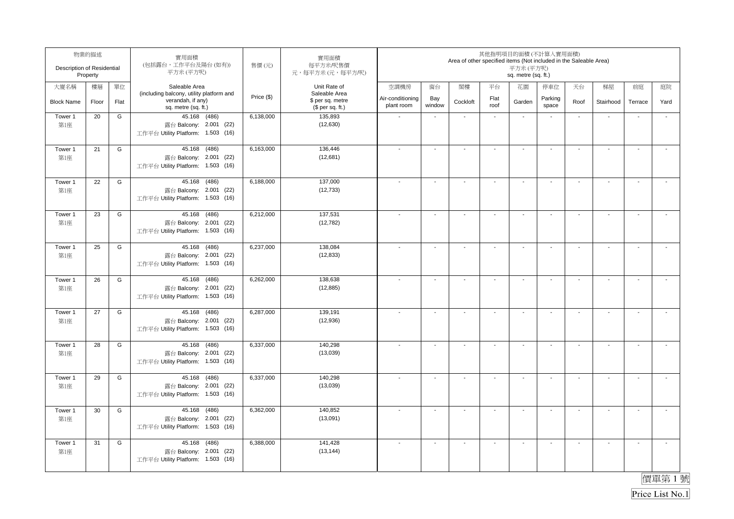| 物業的描述 Description of Residential Property | | | 實用面積 (包括露台，工作平台及陽台(如有)) 平方米(平方呎) | 售價(元) | 實用面積 每平方米/呎售價 元，每平方米(元，每平方呎) | 其他指明項目的面積(不計算入實用面積) Area of other specified items (Not included in the Saleable Area) 平方米(平方呎) sq. metre (sq. ft.) | | | | | | | | | |
|---|---|---|---|---|---|---|---|---|---|---|---|---|---|---|---|
| 大廈名稱 Block Name | 樓層 Floor | 單位 Flat | Saleable Area (including balcony, utility platform and verandah, if any) sq. metre (sq. ft.) | Price ($) | Unit Rate of Saleable Area $ per sq. metre ($ per sq. ft.) | 空調機房 Air-conditioning plant room | 窗台 Bay window | 閣樓 Cockloft | 平台 Flat roof | 花園 Garden | 停車位 Parking space | 天台 Roof | 梯屋 Stairhood | 前庭 Terrace | 庭院 Yard |
| Tower 1 第1座 | 20 | G | 45.168 (486) 露台 Balcony: 2.001 (22) 工作平台 Utility Platform: 1.503 (16) | 6,138,000 | 135,893 (12,630) | - | - | - | - | - | - | - | - | - | - |
| Tower 1 第1座 | 21 | G | 45.168 (486) 露台 Balcony: 2.001 (22) 工作平台 Utility Platform: 1.503 (16) | 6,163,000 | 136,446 (12,681) | - | - | - | - | - | - | - | - | - | - |
| Tower 1 第1座 | 22 | G | 45.168 (486) 露台 Balcony: 2.001 (22) 工作平台 Utility Platform: 1.503 (16) | 6,188,000 | 137,000 (12,733) | - | - | - | - | - | - | - | - | - | - |
| Tower 1 第1座 | 23 | G | 45.168 (486) 露台 Balcony: 2.001 (22) 工作平台 Utility Platform: 1.503 (16) | 6,212,000 | 137,531 (12,782) | - | - | - | - | - | - | - | - | - | - |
| Tower 1 第1座 | 25 | G | 45.168 (486) 露台 Balcony: 2.001 (22) 工作平台 Utility Platform: 1.503 (16) | 6,237,000 | 138,084 (12,833) | - | - | - | - | - | - | - | - | - | - |
| Tower 1 第1座 | 26 | G | 45.168 (486) 露台 Balcony: 2.001 (22) 工作平台 Utility Platform: 1.503 (16) | 6,262,000 | 138,638 (12,885) | - | - | - | - | - | - | - | - | - | - |
| Tower 1 第1座 | 27 | G | 45.168 (486) 露台 Balcony: 2.001 (22) 工作平台 Utility Platform: 1.503 (16) | 6,287,000 | 139,191 (12,936) | - | - | - | - | - | - | - | - | - | - |
| Tower 1 第1座 | 28 | G | 45.168 (486) 露台 Balcony: 2.001 (22) 工作平台 Utility Platform: 1.503 (16) | 6,337,000 | 140,298 (13,039) | - | - | - | - | - | - | - | - | - | - |
| Tower 1 第1座 | 29 | G | 45.168 (486) 露台 Balcony: 2.001 (22) 工作平台 Utility Platform: 1.503 (16) | 6,337,000 | 140,298 (13,039) | - | - | - | - | - | - | - | - | - | - |
| Tower 1 第1座 | 30 | G | 45.168 (486) 露台 Balcony: 2.001 (22) 工作平台 Utility Platform: 1.503 (16) | 6,362,000 | 140,852 (13,091) | - | - | - | - | - | - | - | - | - | - |
| Tower 1 第1座 | 31 | G | 45.168 (486) 露台 Balcony: 2.001 (22) 工作平台 Utility Platform: 1.503 (16) | 6,388,000 | 141,428 (13,144) | - | - | - | - | - | - | - | - | - | - |

價單第 1 號

Price List No.1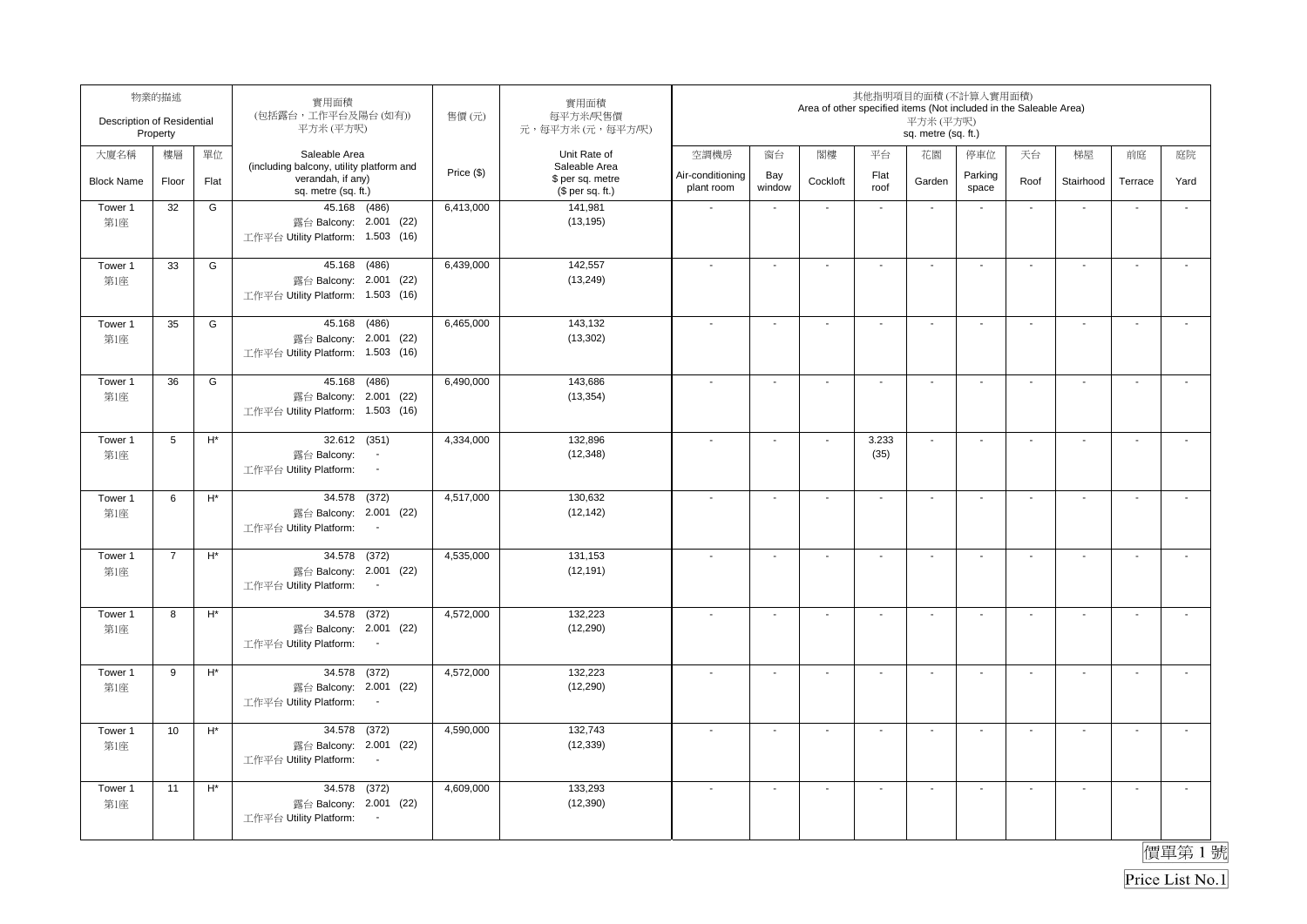| 物業的描述 Description of Residential Property | | | 實用面積 (包括露台，工作平台及陽台(如有)) 平方米 (平方呎) | 售價 (元) | 實用面積 每平方米/呎售價 元，每平方米 (元，每平方呎) | 其他指明項目的面積 (不計算入實用面積) Area of other specified items (Not included in the Saleable Area) 平方米 (平方呎) sq. metre (sq. ft.) | | | | | | | | | |
|---|---|---|---|---|---|---|---|---|---|---|---|---|---|---|---|
| 大廈名稱 Block Name | 樓層 Floor | 單位 Flat | Saleable Area (including balcony, utility platform and verandah, if any) sq. metre (sq. ft.) | Price ($) | Unit Rate of Saleable Area $ per sq. metre ($ per sq. ft.) | 空調機房 Air-conditioning plant room | 窗台 Bay window | 閣樓 Cockloft | 平台 Flat roof | 花園 Garden | 停車位 Parking space | 天台 Roof | 梯屋 Stairhood | 前庭 Terrace | 庭院 Yard |
| Tower 1 第1座 | 32 | G | 45.168 (486) 露台 Balcony: 2.001 (22) 工作平台 Utility Platform: 1.503 (16) | 6,413,000 | 141,981 (13,195) | - | - | - | - | - | - | - | - | - | - |
| Tower 1 第1座 | 33 | G | 45.168 (486) 露台 Balcony: 2.001 (22) 工作平台 Utility Platform: 1.503 (16) | 6,439,000 | 142,557 (13,249) | - | - | - | - | - | - | - | - | - | - |
| Tower 1 第1座 | 35 | G | 45.168 (486) 露台 Balcony: 2.001 (22) 工作平台 Utility Platform: 1.503 (16) | 6,465,000 | 143,132 (13,302) | - | - | - | - | - | - | - | - | - | - |
| Tower 1 第1座 | 36 | G | 45.168 (486) 露台 Balcony: 2.001 (22) 工作平台 Utility Platform: 1.503 (16) | 6,490,000 | 143,686 (13,354) | - | - | - | - | - | - | - | - | - | - |
| Tower 1 第1座 | 5 | H* | 32.612 (351) 露台 Balcony: - 工作平台 Utility Platform: - | 4,334,000 | 132,896 (12,348) | - | - | - | 3.233 (35) | - | - | - | - | - | - |
| Tower 1 第1座 | 6 | H* | 34.578 (372) 露台 Balcony: 2.001 (22) 工作平台 Utility Platform: - | 4,517,000 | 130,632 (12,142) | - | - | - | - | - | - | - | - | - | - |
| Tower 1 第1座 | 7 | H* | 34.578 (372) 露台 Balcony: 2.001 (22) 工作平台 Utility Platform: - | 4,535,000 | 131,153 (12,191) | - | - | - | - | - | - | - | - | - | - |
| Tower 1 第1座 | 8 | H* | 34.578 (372) 露台 Balcony: 2.001 (22) 工作平台 Utility Platform: - | 4,572,000 | 132,223 (12,290) | - | - | - | - | - | - | - | - | - | - |
| Tower 1 第1座 | 9 | H* | 34.578 (372) 露台 Balcony: 2.001 (22) 工作平台 Utility Platform: - | 4,572,000 | 132,223 (12,290) | - | - | - | - | - | - | - | - | - | - |
| Tower 1 第1座 | 10 | H* | 34.578 (372) 露台 Balcony: 2.001 (22) 工作平台 Utility Platform: - | 4,590,000 | 132,743 (12,339) | - | - | - | - | - | - | - | - | - | - |
| Tower 1 第1座 | 11 | H* | 34.578 (372) 露台 Balcony: 2.001 (22) 工作平台 Utility Platform: - | 4,609,000 | 133,293 (12,390) | - | - | - | - | - | - | - | - | - | - |

價單第 1 號

Price List No.1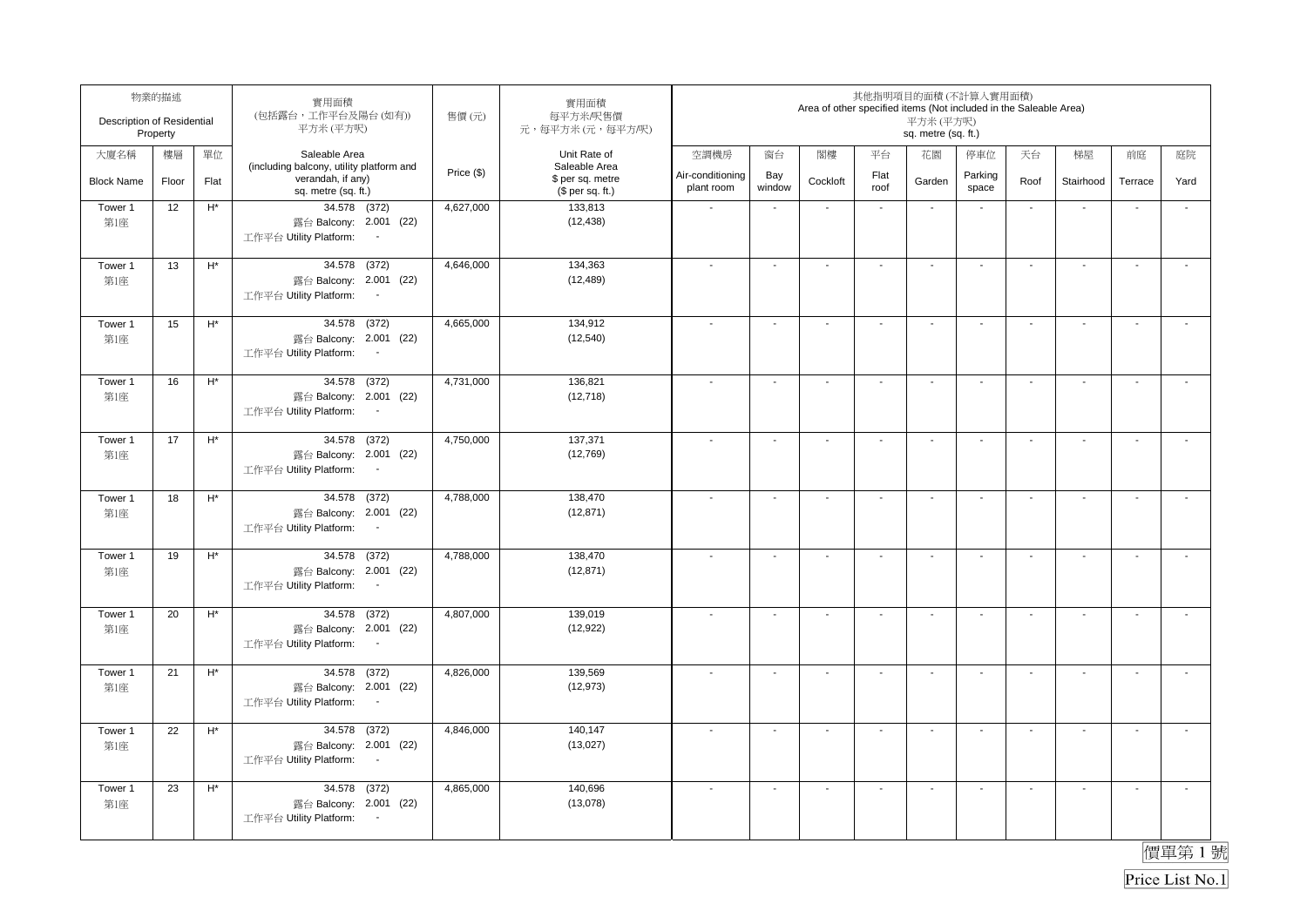| 物業的描述 Description of Residential Property | | | 實用面積 (包括露台，工作平台及陽台 (如有)) 平方米 (平方呎) | 售價 (元) | 實用面積 每平方米/呎售價 元，每平方米 (元，每平方/呎) | 其他指明項目的面積 (不計算入實用面積) Area of other specified items (Not included in the Saleable Area) 平方米 (平方呎) sq. metre (sq. ft.) | | | | | | | | | |
|---|---|---|---|---|---|---|---|---|---|---|---|---|---|---|---|
| 大廈名稱 Block Name | 樓層 Floor | 單位 Flat | Saleable Area (including balcony, utility platform and verandah, if any) sq. metre (sq. ft.) | Price ($) | Unit Rate of Saleable Area $ per sq. metre ($ per sq. ft.) | 空調機房 Air-conditioning plant room | 窗台 Bay window | 閣樓 Cockloft | 平台 Flat roof | 花園 Garden | 停車位 Parking space | 天台 Roof | 梯屋 Stairhood | 前庭 Terrace | 庭院 Yard |
| Tower 1 第1座 | 12 | H* | 34.578 (372) 露台 Balcony: 2.001 (22) 工作平台 Utility Platform: - | 4,627,000 | 133,813 (12,438) | - | - | - | - | - | - | - | - | - | - |
| Tower 1 第1座 | 13 | H* | 34.578 (372) 露台 Balcony: 2.001 (22) 工作平台 Utility Platform: - | 4,646,000 | 134,363 (12,489) | - | - | - | - | - | - | - | - | - | - |
| Tower 1 第1座 | 15 | H* | 34.578 (372) 露台 Balcony: 2.001 (22) 工作平台 Utility Platform: - | 4,665,000 | 134,912 (12,540) | - | - | - | - | - | - | - | - | - | - |
| Tower 1 第1座 | 16 | H* | 34.578 (372) 露台 Balcony: 2.001 (22) 工作平台 Utility Platform: - | 4,731,000 | 136,821 (12,718) | - | - | - | - | - | - | - | - | - | - |
| Tower 1 第1座 | 17 | H* | 34.578 (372) 露台 Balcony: 2.001 (22) 工作平台 Utility Platform: - | 4,750,000 | 137,371 (12,769) | - | - | - | - | - | - | - | - | - | - |
| Tower 1 第1座 | 18 | H* | 34.578 (372) 露台 Balcony: 2.001 (22) 工作平台 Utility Platform: - | 4,788,000 | 138,470 (12,871) | - | - | - | - | - | - | - | - | - | - |
| Tower 1 第1座 | 19 | H* | 34.578 (372) 露台 Balcony: 2.001 (22) 工作平台 Utility Platform: - | 4,788,000 | 138,470 (12,871) | - | - | - | - | - | - | - | - | - | - |
| Tower 1 第1座 | 20 | H* | 34.578 (372) 露台 Balcony: 2.001 (22) 工作平台 Utility Platform: - | 4,807,000 | 139,019 (12,922) | - | - | - | - | - | - | - | - | - | - |
| Tower 1 第1座 | 21 | H* | 34.578 (372) 露台 Balcony: 2.001 (22) 工作平台 Utility Platform: - | 4,826,000 | 139,569 (12,973) | - | - | - | - | - | - | - | - | - | - |
| Tower 1 第1座 | 22 | H* | 34.578 (372) 露台 Balcony: 2.001 (22) 工作平台 Utility Platform: - | 4,846,000 | 140,147 (13,027) | - | - | - | - | - | - | - | - | - | - |
| Tower 1 第1座 | 23 | H* | 34.578 (372) 露台 Balcony: 2.001 (22) 工作平台 Utility Platform: - | 4,865,000 | 140,696 (13,078) | - | - | - | - | - | - | - | - | - | - |

價單第 1 號
Price List No.1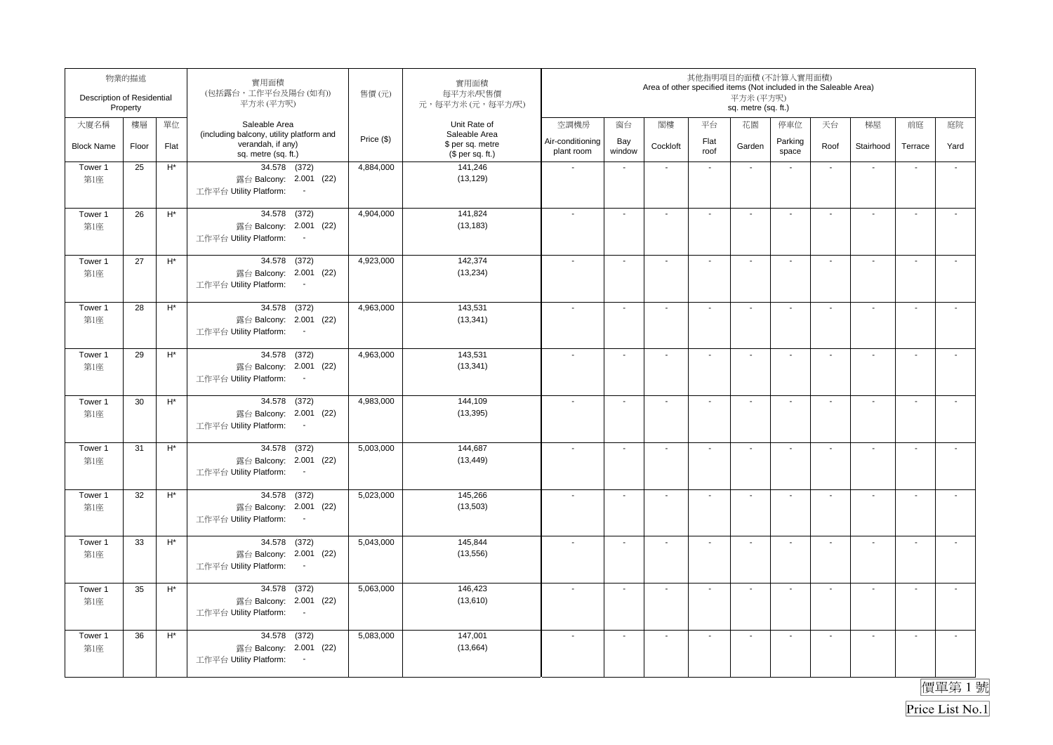| 物業的描述 Description of Residential Property | | | 實用面積 (包括露台，工作平台及陽台 (如有)) 平方米 (平方呎) | 售價 (元) | 實用面積 每平方米/呎售價 元，每平方米 (元，每平方/呎) | 其他指明項目的面積 (不計算入實用面積) Area of other specified items (Not included in the Saleable Area) 平方米 (平方呎) sq. metre (sq. ft.) | | | | | | | | | |
|---|---|---|---|---|---|---|---|---|---|---|---|---|---|---|---|
| 大廈名稱 Block Name | 樓層 Floor | 單位 Flat | Saleable Area (including balcony, utility platform and verandah, if any) sq. metre (sq. ft.) | Price ($) | Unit Rate of Saleable Area $ per sq. metre ($ per sq. ft.) | 空調機房 Air-conditioning plant room | 窗台 Bay window | 閣樓 Cockloft | 平台 Flat roof | 花園 Garden | 停車位 Parking space | 天台 Roof | 梯屋 Stairhood | 前庭 Terrace | 庭院 Yard |
| Tower 1 第1座 | 25 | H* | 34.578 (372) 露台 Balcony: 2.001 (22) 工作平台 Utility Platform: - | 4,884,000 | 141,246 (13,129) | - | - | - | - | - | - | - | - | - | - |
| Tower 1 第1座 | 26 | H* | 34.578 (372) 露台 Balcony: 2.001 (22) 工作平台 Utility Platform: - | 4,904,000 | 141,824 (13,183) | - | - | - | - | - | - | - | - | - | - |
| Tower 1 第1座 | 27 | H* | 34.578 (372) 露台 Balcony: 2.001 (22) 工作平台 Utility Platform: - | 4,923,000 | 142,374 (13,234) | - | - | - | - | - | - | - | - | - | - |
| Tower 1 第1座 | 28 | H* | 34.578 (372) 露台 Balcony: 2.001 (22) 工作平台 Utility Platform: - | 4,963,000 | 143,531 (13,341) | - | - | - | - | - | - | - | - | - | - |
| Tower 1 第1座 | 29 | H* | 34.578 (372) 露台 Balcony: 2.001 (22) 工作平台 Utility Platform: - | 4,963,000 | 143,531 (13,341) | - | - | - | - | - | - | - | - | - | - |
| Tower 1 第1座 | 30 | H* | 34.578 (372) 露台 Balcony: 2.001 (22) 工作平台 Utility Platform: - | 4,983,000 | 144,109 (13,395) | - | - | - | - | - | - | - | - | - | - |
| Tower 1 第1座 | 31 | H* | 34.578 (372) 露台 Balcony: 2.001 (22) 工作平台 Utility Platform: - | 5,003,000 | 144,687 (13,449) | - | - | - | - | - | - | - | - | - | - |
| Tower 1 第1座 | 32 | H* | 34.578 (372) 露台 Balcony: 2.001 (22) 工作平台 Utility Platform: - | 5,023,000 | 145,266 (13,503) | - | - | - | - | - | - | - | - | - | - |
| Tower 1 第1座 | 33 | H* | 34.578 (372) 露台 Balcony: 2.001 (22) 工作平台 Utility Platform: - | 5,043,000 | 145,844 (13,556) | - | - | - | - | - | - | - | - | - | - |
| Tower 1 第1座 | 35 | H* | 34.578 (372) 露台 Balcony: 2.001 (22) 工作平台 Utility Platform: - | 5,063,000 | 146,423 (13,610) | - | - | - | - | - | - | - | - | - | - |
| Tower 1 第1座 | 36 | H* | 34.578 (372) 露台 Balcony: 2.001 (22) 工作平台 Utility Platform: - | 5,083,000 | 147,001 (13,664) | - | - | - | - | - | - | - | - | - | - |

價單第 1 號

Price List No.1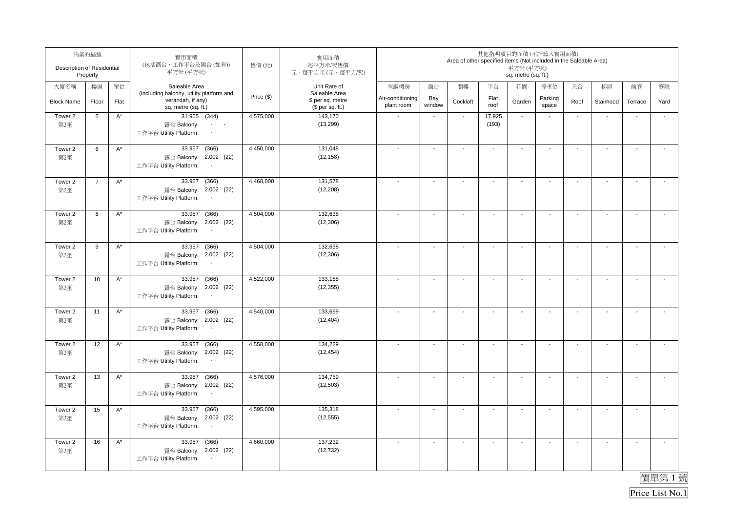| 物業的描述 Description of Residential Property | | | 實用面積 (包括露台，工作平台及陽台(如有)) 平方米(平方呎) | 售價(元) | 實用面積 每平方米/呎售價 元，每平方米(元，每平方呎) | 其他指明項目的面積(不計算入實用面積) Area of other specified items (Not included in the Saleable Area) 平方米(平方呎) sq. metre (sq. ft.) | | | | | | | | | |
|---|---|---|---|---|---|---|---|---|---|---|---|---|---|---|---|
| 大廈名稱 Block Name | 樓層 Floor | 單位 Flat | Saleable Area (including balcony, utility platform and verandah, if any) sq. metre (sq. ft.) | Price ($) | Unit Rate of Saleable Area $ per sq. metre ($ per sq. ft.) | 空調機房 Air-conditioning plant room | 窗台 Bay window | 閣樓 Cockloft | 平台 Flat roof | 花園 Garden | 停車位 Parking space | 天台 Roof | 梯屋 Stairhood | 前庭 Terrace | 庭院 Yard |
| Tower 2 第2座 | 5 | A* | 31.955 (344) 露台 Balcony: - - 工作平台 Utility Platform: - | 4,575,000 | 143,170 (13,299) | - | - | - | 17.925 (193) | - | - | - | - | - | - |
| Tower 2 第2座 | 6 | A* | 33.957 (366) 露台 Balcony: 2.002 (22) 工作平台 Utility Platform: - | 4,450,000 | 131,048 (12,158) | - | - | - | - | - | - | - | - | - | - |
| Tower 2 第2座 | 7 | A* | 33.957 (366) 露台 Balcony: 2.002 (22) 工作平台 Utility Platform: - | 4,468,000 | 131,578 (12,208) | - | - | - | - | - | - | - | - | - | - |
| Tower 2 第2座 | 8 | A* | 33.957 (366) 露台 Balcony: 2.002 (22) 工作平台 Utility Platform: - | 4,504,000 | 132,638 (12,306) | - | - | - | - | - | - | - | - | - | - |
| Tower 2 第2座 | 9 | A* | 33.957 (366) 露台 Balcony: 2.002 (22) 工作平台 Utility Platform: - | 4,504,000 | 132,638 (12,306) | - | - | - | - | - | - | - | - | - | - |
| Tower 2 第2座 | 10 | A* | 33.957 (366) 露台 Balcony: 2.002 (22) 工作平台 Utility Platform: - | 4,522,000 | 133,168 (12,355) | - | - | - | - | - | - | - | - | - | - |
| Tower 2 第2座 | 11 | A* | 33.957 (366) 露台 Balcony: 2.002 (22) 工作平台 Utility Platform: - | 4,540,000 | 133,699 (12,404) | - | - | - | - | - | - | - | - | - | - |
| Tower 2 第2座 | 12 | A* | 33.957 (366) 露台 Balcony: 2.002 (22) 工作平台 Utility Platform: - | 4,558,000 | 134,229 (12,454) | - | - | - | - | - | - | - | - | - | - |
| Tower 2 第2座 | 13 | A* | 33.957 (366) 露台 Balcony: 2.002 (22) 工作平台 Utility Platform: - | 4,576,000 | 134,759 (12,503) | - | - | - | - | - | - | - | - | - | - |
| Tower 2 第2座 | 15 | A* | 33.957 (366) 露台 Balcony: 2.002 (22) 工作平台 Utility Platform: - | 4,595,000 | 135,318 (12,555) | - | - | - | - | - | - | - | - | - | - |
| Tower 2 第2座 | 16 | A* | 33.957 (366) 露台 Balcony: 2.002 (22) 工作平台 Utility Platform: - | 4,660,000 | 137,232 (12,732) | - | - | - | - | - | - | - | - | - | - |

價單第 1 號

Price List No.1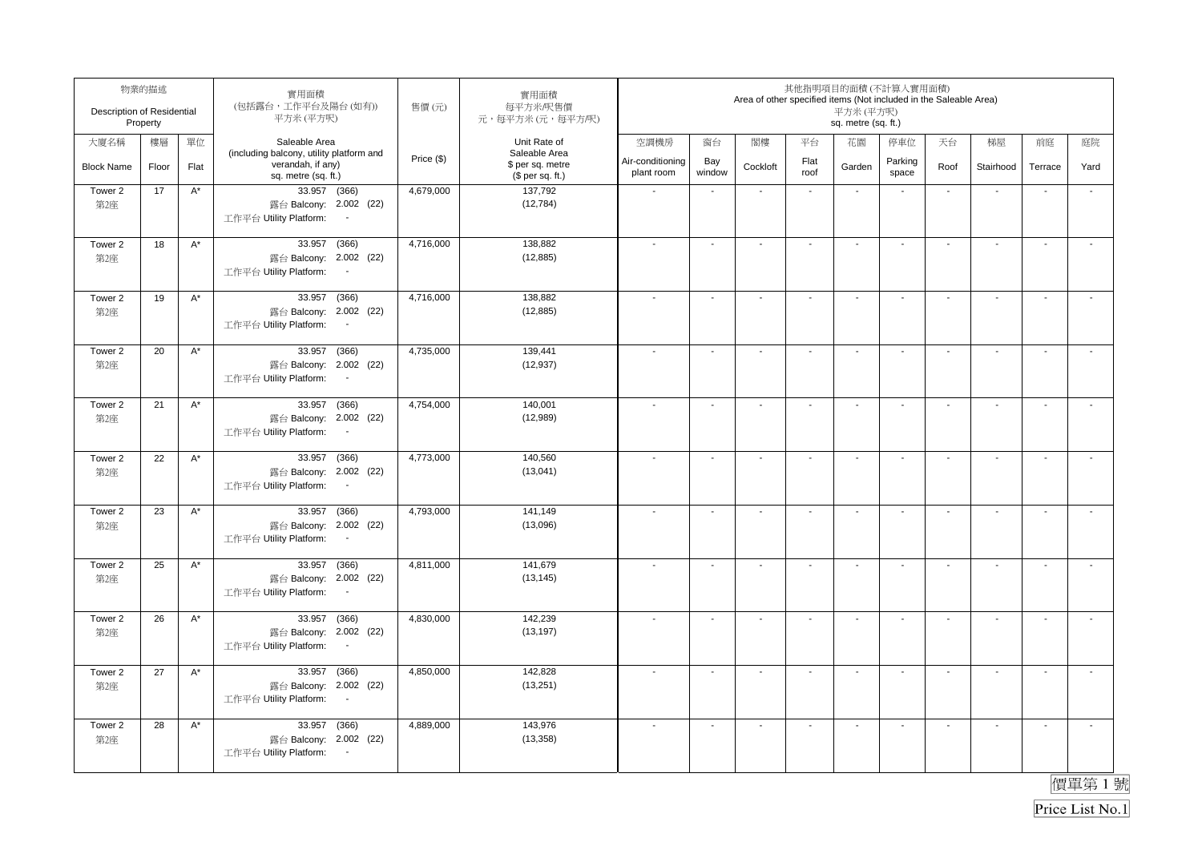| 物業的描述 Description of Residential Property | | | 實用面積 (包括露台，工作平台及陽台 (如有)) 平方米 (平方呎) | 售價 (元) | 實用面積 每平方米/呎售價 元，每平方米 (元，每平方/呎) | 其他指明項目的面積 (不計算入實用面積) Area of other specified items (Not included in the Saleable Area) 平方米 (平方呎) sq. metre (sq. ft.) | | | | | | | | | |
|---|---|---|---|---|---|---|---|---|---|---|---|---|---|---|---|
| 大廈名稱 Block Name | 樓層 Floor | 單位 Flat | Saleable Area (including balcony, utility platform and verandah, if any) sq. metre (sq. ft.) | Price ($) | Unit Rate of Saleable Area $ per sq. metre ($ per sq. ft.) | 空調機房 Air-conditioning plant room | 窗台 Bay window | 閣樓 Cockloft | 平台 Flat roof | 花園 Garden | 停車位 Parking space | 天台 Roof | 梯屋 Stairhood | 前庭 Terrace | 庭院 Yard |
| Tower 2 第2座 | 17 | A* | 33.957 (366) 露台 Balcony: 2.002 (22) 工作平台 Utility Platform: - | 4,679,000 | 137,792 (12,784) | - | - | - | - | - | - | - | - | - | - |
| Tower 2 第2座 | 18 | A* | 33.957 (366) 露台 Balcony: 2.002 (22) 工作平台 Utility Platform: - | 4,716,000 | 138,882 (12,885) | - | - | - | - | - | - | - | - | - | - |
| Tower 2 第2座 | 19 | A* | 33.957 (366) 露台 Balcony: 2.002 (22) 工作平台 Utility Platform: - | 4,716,000 | 138,882 (12,885) | - | - | - | - | - | - | - | - | - | - |
| Tower 2 第2座 | 20 | A* | 33.957 (366) 露台 Balcony: 2.002 (22) 工作平台 Utility Platform: - | 4,735,000 | 139,441 (12,937) | - | - | - | - | - | - | - | - | - | - |
| Tower 2 第2座 | 21 | A* | 33.957 (366) 露台 Balcony: 2.002 (22) 工作平台 Utility Platform: - | 4,754,000 | 140,001 (12,989) | - | - | - | - | - | - | - | - | - | - |
| Tower 2 第2座 | 22 | A* | 33.957 (366) 露台 Balcony: 2.002 (22) 工作平台 Utility Platform: - | 4,773,000 | 140,560 (13,041) | - | - | - | - | - | - | - | - | - | - |
| Tower 2 第2座 | 23 | A* | 33.957 (366) 露台 Balcony: 2.002 (22) 工作平台 Utility Platform: - | 4,793,000 | 141,149 (13,096) | - | - | - | - | - | - | - | - | - | - |
| Tower 2 第2座 | 25 | A* | 33.957 (366) 露台 Balcony: 2.002 (22) 工作平台 Utility Platform: - | 4,811,000 | 141,679 (13,145) | - | - | - | - | - | - | - | - | - | - |
| Tower 2 第2座 | 26 | A* | 33.957 (366) 露台 Balcony: 2.002 (22) 工作平台 Utility Platform: - | 4,830,000 | 142,239 (13,197) | - | - | - | - | - | - | - | - | - | - |
| Tower 2 第2座 | 27 | A* | 33.957 (366) 露台 Balcony: 2.002 (22) 工作平台 Utility Platform: - | 4,850,000 | 142,828 (13,251) | - | - | - | - | - | - | - | - | - | - |
| Tower 2 第2座 | 28 | A* | 33.957 (366) 露台 Balcony: 2.002 (22) 工作平台 Utility Platform: - | 4,889,000 | 143,976 (13,358) | - | - | - | - | - | - | - | - | - | - |

價單第 1 號

Price List No.1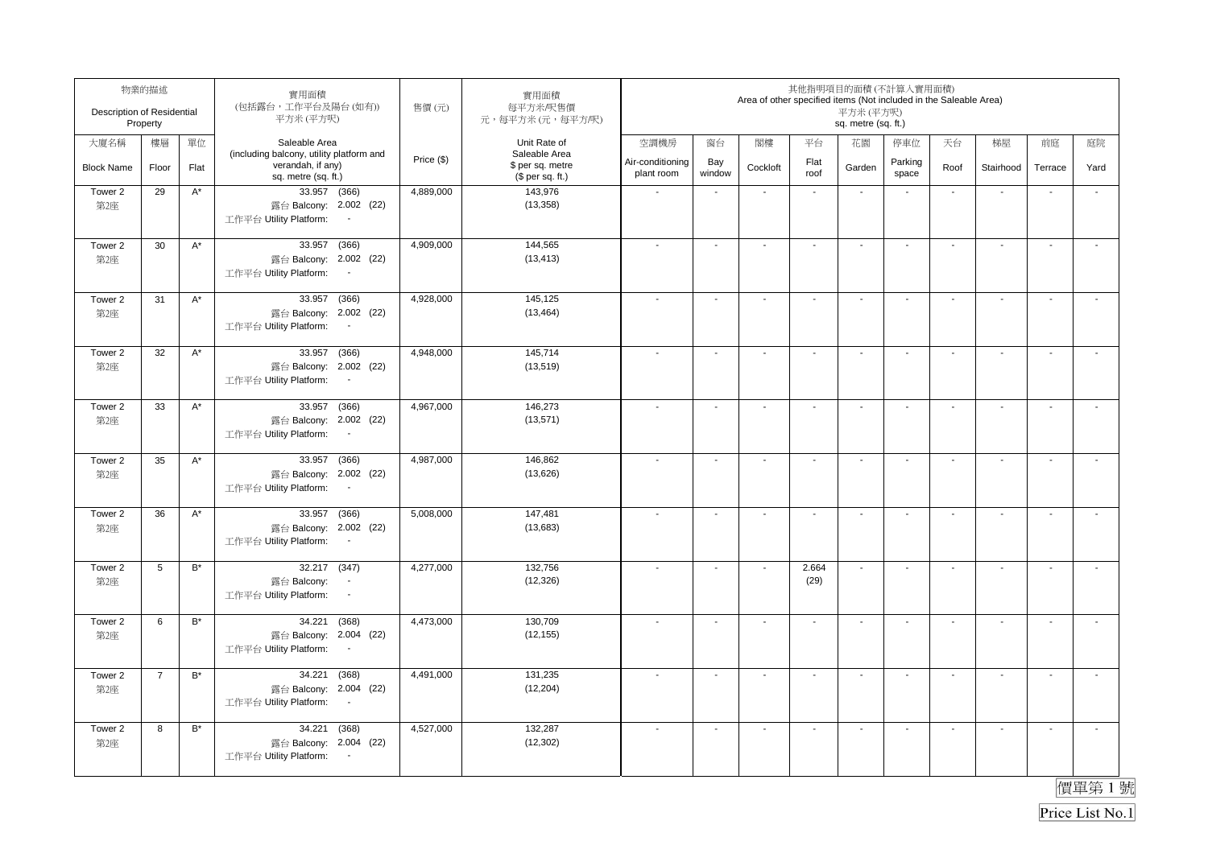| 物業的描述 Description of Residential Property | | | 實用面積 (包括露台，工作平台及陽台 (如有)) 平方米 (平方呎) | 售價 (元) | 實用面積 每平方米/呎售價 元，每平方米 (元，每平方呎) | 其他指明項目的面積 (不計算入實用面積) Area of other specified items (Not included in the Saleable Area) 平方米 (平方呎) sq. metre (sq. ft.) | | | | | | | | | |
|---|---|---|---|---|---|---|---|---|---|---|---|---|---|---|---|
| 大廈名稱 Block Name | 樓層 Floor | 單位 Flat | Saleable Area (including balcony, utility platform and verandah, if any) sq. metre (sq. ft.) | Price ($) | Unit Rate of Saleable Area $ per sq. metre ($ per sq. ft.) | 空調機房 Air-conditioning plant room | 窗台 Bay window | 閣樓 Cockloft | 平台 Flat roof | 花園 Garden | 停車位 Parking space | 天台 Roof | 梯屋 Stairhood | 前庭 Terrace | 庭院 Yard |
| Tower 2 第2座 | 29 | A* | 33.957 (366) 露台 Balcony: 2.002 (22) 工作平台 Utility Platform: - | 4,889,000 | 143,976 (13,358) | - | - | - | - | - | - | - | - | - | - |
| Tower 2 第2座 | 30 | A* | 33.957 (366) 露台 Balcony: 2.002 (22) 工作平台 Utility Platform: - | 4,909,000 | 144,565 (13,413) | - | - | - | - | - | - | - | - | - | - |
| Tower 2 第2座 | 31 | A* | 33.957 (366) 露台 Balcony: 2.002 (22) 工作平台 Utility Platform: - | 4,928,000 | 145,125 (13,464) | - | - | - | - | - | - | - | - | - | - |
| Tower 2 第2座 | 32 | A* | 33.957 (366) 露台 Balcony: 2.002 (22) 工作平台 Utility Platform: - | 4,948,000 | 145,714 (13,519) | - | - | - | - | - | - | - | - | - | - |
| Tower 2 第2座 | 33 | A* | 33.957 (366) 露台 Balcony: 2.002 (22) 工作平台 Utility Platform: - | 4,967,000 | 146,273 (13,571) | - | - | - | - | - | - | - | - | - | - |
| Tower 2 第2座 | 35 | A* | 33.957 (366) 露台 Balcony: 2.002 (22) 工作平台 Utility Platform: - | 4,987,000 | 146,862 (13,626) | - | - | - | - | - | - | - | - | - | - |
| Tower 2 第2座 | 36 | A* | 33.957 (366) 露台 Balcony: 2.002 (22) 工作平台 Utility Platform: - | 5,008,000 | 147,481 (13,683) | - | - | - | - | - | - | - | - | - | - |
| Tower 2 第2座 | 5 | B* | 32.217 (347) 露台 Balcony: - 工作平台 Utility Platform: - | 4,277,000 | 132,756 (12,326) | - | - | - | 2.664 (29) | - | - | - | - | - | - |
| Tower 2 第2座 | 6 | B* | 34.221 (368) 露台 Balcony: 2.004 (22) 工作平台 Utility Platform: - | 4,473,000 | 130,709 (12,155) | - | - | - | - | - | - | - | - | - | - |
| Tower 2 第2座 | 7 | B* | 34.221 (368) 露台 Balcony: 2.004 (22) 工作平台 Utility Platform: - | 4,491,000 | 131,235 (12,204) | - | - | - | - | - | - | - | - | - | - |
| Tower 2 第2座 | 8 | B* | 34.221 (368) 露台 Balcony: 2.004 (22) 工作平台 Utility Platform: - | 4,527,000 | 132,287 (12,302) | - | - | - | - | - | - | - | - | - | - |

價單第 1 號

Price List No.1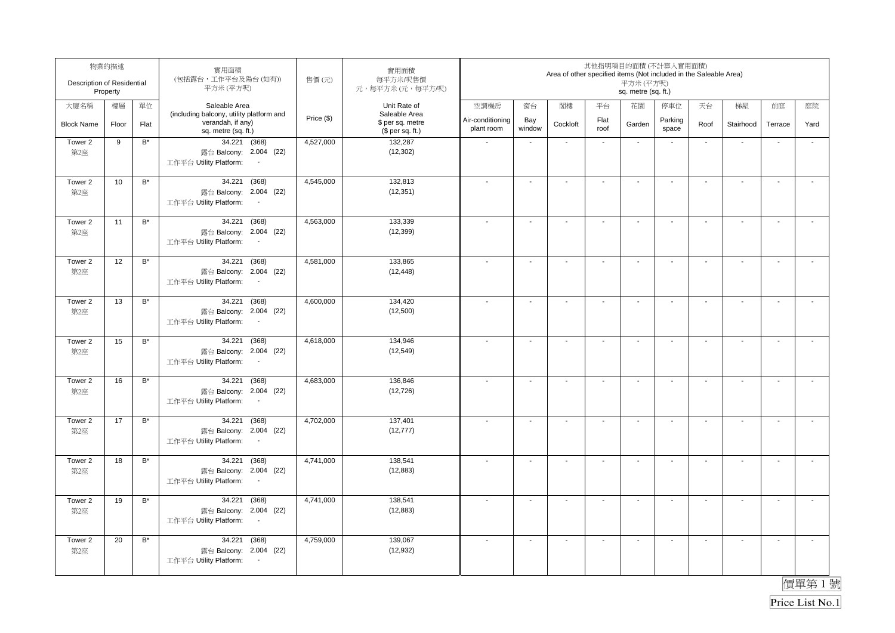| 物業的描述 Description of Residential Property | | | 實用面積 (包括露台，工作平台及陽台(如有)) 平方米(平方呎) | 售價(元) | 實用面積 每平方米/呎售價 元，每平方米(元，每平方呎) | 其他指明項目的面積(不計算入實用面積) Area of other specified items (Not included in the Saleable Area) 平方米(平方呎) sq. metre (sq. ft.) | | | | | | | | | |
|---|---|---|---|---|---|---|---|---|---|---|---|---|---|---|---|
| 大廈名稱 Block Name | 樓層 Floor | 單位 Flat | Saleable Area (including balcony, utility platform and verandah, if any) sq. metre (sq. ft.) | Price ($) | Unit Rate of Saleable Area $ per sq. metre ($ per sq. ft.) | 空調機房 Air-conditioning plant room | 窗台 Bay window | 閣樓 Cockloft | 平台 Flat roof | 花園 Garden | 停車位 Parking space | 天台 Roof | 梯屋 Stairhood | 前庭 Terrace | 庭院 Yard |
| Tower 2 第2座 | 9 | B* | 34.221 (368) 露台 Balcony: 2.004 (22) 工作平台 Utility Platform: - | 4,527,000 | 132,287 (12,302) | - | - | - | - | - | - | - | - | - | - |
| Tower 2 第2座 | 10 | B* | 34.221 (368) 露台 Balcony: 2.004 (22) 工作平台 Utility Platform: - | 4,545,000 | 132,813 (12,351) | - | - | - | - | - | - | - | - | - | - |
| Tower 2 第2座 | 11 | B* | 34.221 (368) 露台 Balcony: 2.004 (22) 工作平台 Utility Platform: - | 4,563,000 | 133,339 (12,399) | - | - | - | - | - | - | - | - | - | - |
| Tower 2 第2座 | 12 | B* | 34.221 (368) 露台 Balcony: 2.004 (22) 工作平台 Utility Platform: - | 4,581,000 | 133,865 (12,448) | - | - | - | - | - | - | - | - | - | - |
| Tower 2 第2座 | 13 | B* | 34.221 (368) 露台 Balcony: 2.004 (22) 工作平台 Utility Platform: - | 4,600,000 | 134,420 (12,500) | - | - | - | - | - | - | - | - | - | - |
| Tower 2 第2座 | 15 | B* | 34.221 (368) 露台 Balcony: 2.004 (22) 工作平台 Utility Platform: - | 4,618,000 | 134,946 (12,549) | - | - | - | - | - | - | - | - | - | - |
| Tower 2 第2座 | 16 | B* | 34.221 (368) 露台 Balcony: 2.004 (22) 工作平台 Utility Platform: - | 4,683,000 | 136,846 (12,726) | - | - | - | - | - | - | - | - | - | - |
| Tower 2 第2座 | 17 | B* | 34.221 (368) 露台 Balcony: 2.004 (22) 工作平台 Utility Platform: - | 4,702,000 | 137,401 (12,777) | - | - | - | - | - | - | - | - | - | - |
| Tower 2 第2座 | 18 | B* | 34.221 (368) 露台 Balcony: 2.004 (22) 工作平台 Utility Platform: - | 4,741,000 | 138,541 (12,883) | - | - | - | - | - | - | - | - | - | - |
| Tower 2 第2座 | 19 | B* | 34.221 (368) 露台 Balcony: 2.004 (22) 工作平台 Utility Platform: - | 4,741,000 | 138,541 (12,883) | - | - | - | - | - | - | - | - | - | - |
| Tower 2 第2座 | 20 | B* | 34.221 (368) 露台 Balcony: 2.004 (22) 工作平台 Utility Platform: - | 4,759,000 | 139,067 (12,932) | - | - | - | - | - | - | - | - | - | - |

價單第 1 號

Price List No.1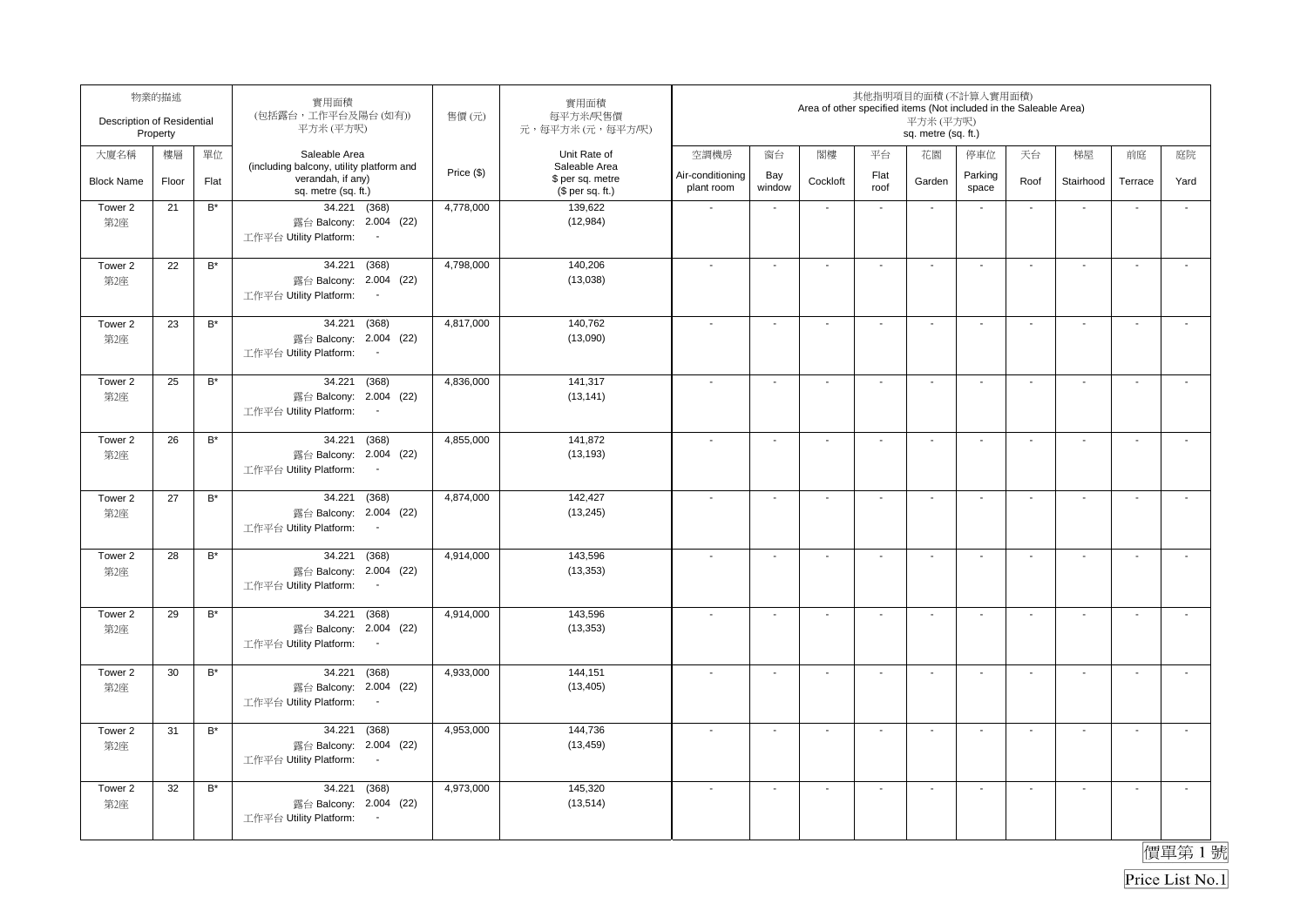| 物業的描述 Description of Residential Property | | | 實用面積 (包括露台，工作平台及陽台 (如有)) 平方米 (平方呎) | 售價 (元) | 實用面積 每平方米/呎售價 元，每平方米 (元，每平方呎) | 其他指明項目的面積 (不計算入實用面積) Area of other specified items (Not included in the Saleable Area) 平方米 (平方呎) sq. metre (sq. ft.) | | | | | | | | | |
|---|---|---|---|---|---|---|---|---|---|---|---|---|---|---|---|
| 大廈名稱 Block Name | 樓層 Floor | 單位 Flat | Saleable Area (including balcony, utility platform and verandah, if any) sq. metre (sq. ft.) | Price ($) | Unit Rate of Saleable Area $ per sq. metre ($ per sq. ft.) | 空調機房 Air-conditioning plant room | 窗台 Bay window | 閣樓 Cockloft | 平台 Flat roof | 花園 Garden | 停車位 Parking space | 天台 Roof | 梯屋 Stairhood | 前庭 Terrace | 庭院 Yard |
| Tower 2 第2座 | 21 | B* | 34.221 (368) 露台 Balcony: 2.004 (22) 工作平台 Utility Platform: - | 4,778,000 | 139,622 (12,984) | - | - | - | - | - | - | - | - | - | - |
| Tower 2 第2座 | 22 | B* | 34.221 (368) 露台 Balcony: 2.004 (22) 工作平台 Utility Platform: - | 4,798,000 | 140,206 (13,038) | - | - | - | - | - | - | - | - | - | - |
| Tower 2 第2座 | 23 | B* | 34.221 (368) 露台 Balcony: 2.004 (22) 工作平台 Utility Platform: - | 4,817,000 | 140,762 (13,090) | - | - | - | - | - | - | - | - | - | - |
| Tower 2 第2座 | 25 | B* | 34.221 (368) 露台 Balcony: 2.004 (22) 工作平台 Utility Platform: - | 4,836,000 | 141,317 (13,141) | - | - | - | - | - | - | - | - | - | - |
| Tower 2 第2座 | 26 | B* | 34.221 (368) 露台 Balcony: 2.004 (22) 工作平台 Utility Platform: - | 4,855,000 | 141,872 (13,193) | - | - | - | - | - | - | - | - | - | - |
| Tower 2 第2座 | 27 | B* | 34.221 (368) 露台 Balcony: 2.004 (22) 工作平台 Utility Platform: - | 4,874,000 | 142,427 (13,245) | - | - | - | - | - | - | - | - | - | - |
| Tower 2 第2座 | 28 | B* | 34.221 (368) 露台 Balcony: 2.004 (22) 工作平台 Utility Platform: - | 4,914,000 | 143,596 (13,353) | - | - | - | - | - | - | - | - | - | - |
| Tower 2 第2座 | 29 | B* | 34.221 (368) 露台 Balcony: 2.004 (22) 工作平台 Utility Platform: - | 4,914,000 | 143,596 (13,353) | - | - | - | - | - | - | - | - | - | - |
| Tower 2 第2座 | 30 | B* | 34.221 (368) 露台 Balcony: 2.004 (22) 工作平台 Utility Platform: - | 4,933,000 | 144,151 (13,405) | - | - | - | - | - | - | - | - | - | - |
| Tower 2 第2座 | 31 | B* | 34.221 (368) 露台 Balcony: 2.004 (22) 工作平台 Utility Platform: - | 4,953,000 | 144,736 (13,459) | - | - | - | - | - | - | - | - | - | - |
| Tower 2 第2座 | 32 | B* | 34.221 (368) 露台 Balcony: 2.004 (22) 工作平台 Utility Platform: - | 4,973,000 | 145,320 (13,514) | - | - | - | - | - | - | - | - | - | - |

價單第 1 號

Price List No.1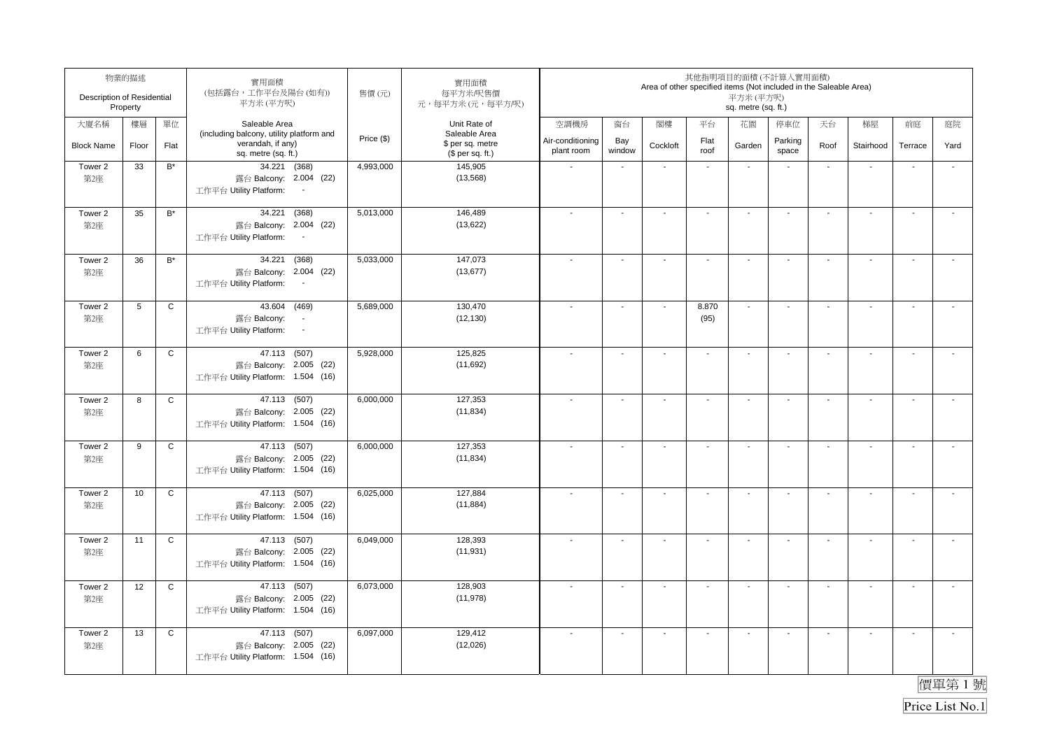| 物業的描述 Description of Residential Property | | | 實用面積 (包括露台，工作平台及陽台(如有)) 平方米(平方呎) | 售價(元) | 實用面積 每平方米/呎售價 元，每平方米(元，每平方/呎) | 其他指明項目的面積(不計算入實用面積) Area of other specified items (Not included in the Saleable Area) 平方米(平方呎) sq. metre (sq. ft.) | | | | | | | | | |
|---|---|---|---|---|---|---|---|---|---|---|---|---|---|---|---|
| 大廈名稱 Block Name | 樓層 Floor | 單位 Flat | Saleable Area (including balcony, utility platform and verandah, if any) sq. metre (sq. ft.) | Price ($) | Unit Rate of Saleable Area $ per sq. metre ($ per sq. ft.) | 空調機房 Air-conditioning plant room | 窗台 Bay window | 閣樓 Cockloft | 平台 Flat roof | 花園 Garden | 停車位 Parking space | 天台 Roof | 梯屋 Stairhood | 前庭 Terrace | 庭院 Yard |
| Tower 2 第2座 | 33 | B* | 34.221 (368) 露台 Balcony: 2.004 (22) 工作平台 Utility Platform: - | 4,993,000 | 145,905 (13,568) | - | - | - | - | - | - | - | - | - | - |
| Tower 2 第2座 | 35 | B* | 34.221 (368) 露台 Balcony: 2.004 (22) 工作平台 Utility Platform: - | 5,013,000 | 146,489 (13,622) | - | - | - | - | - | - | - | - | - | - |
| Tower 2 第2座 | 36 | B* | 34.221 (368) 露台 Balcony: 2.004 (22) 工作平台 Utility Platform: - | 5,033,000 | 147,073 (13,677) | - | - | - | - | - | - | - | - | - | - |
| Tower 2 第2座 | 5 | C | 43.604 (469) 露台 Balcony: - 工作平台 Utility Platform: - | 5,689,000 | 130,470 (12,130) | - | - | - | 8.870 (95) | - | - | - | - | - | - |
| Tower 2 第2座 | 6 | C | 47.113 (507) 露台 Balcony: 2.005 (22) 工作平台 Utility Platform: 1.504 (16) | 5,928,000 | 125,825 (11,692) | - | - | - | - | - | - | - | - | - | - |
| Tower 2 第2座 | 8 | C | 47.113 (507) 露台 Balcony: 2.005 (22) 工作平台 Utility Platform: 1.504 (16) | 6,000,000 | 127,353 (11,834) | - | - | - | - | - | - | - | - | - | - |
| Tower 2 第2座 | 9 | C | 47.113 (507) 露台 Balcony: 2.005 (22) 工作平台 Utility Platform: 1.504 (16) | 6,000,000 | 127,353 (11,834) | - | - | - | - | - | - | - | - | - | - |
| Tower 2 第2座 | 10 | C | 47.113 (507) 露台 Balcony: 2.005 (22) 工作平台 Utility Platform: 1.504 (16) | 6,025,000 | 127,884 (11,884) | - | - | - | - | - | - | - | - | - | - |
| Tower 2 第2座 | 11 | C | 47.113 (507) 露台 Balcony: 2.005 (22) 工作平台 Utility Platform: 1.504 (16) | 6,049,000 | 128,393 (11,931) | - | - | - | - | - | - | - | - | - | - |
| Tower 2 第2座 | 12 | C | 47.113 (507) 露台 Balcony: 2.005 (22) 工作平台 Utility Platform: 1.504 (16) | 6,073,000 | 128,903 (11,978) | - | - | - | - | - | - | - | - | - | - |
| Tower 2 第2座 | 13 | C | 47.113 (507) 露台 Balcony: 2.005 (22) 工作平台 Utility Platform: 1.504 (16) | 6,097,000 | 129,412 (12,026) | - | - | - | - | - | - | - | - | - | - |

價單第 1 號

Price List No.1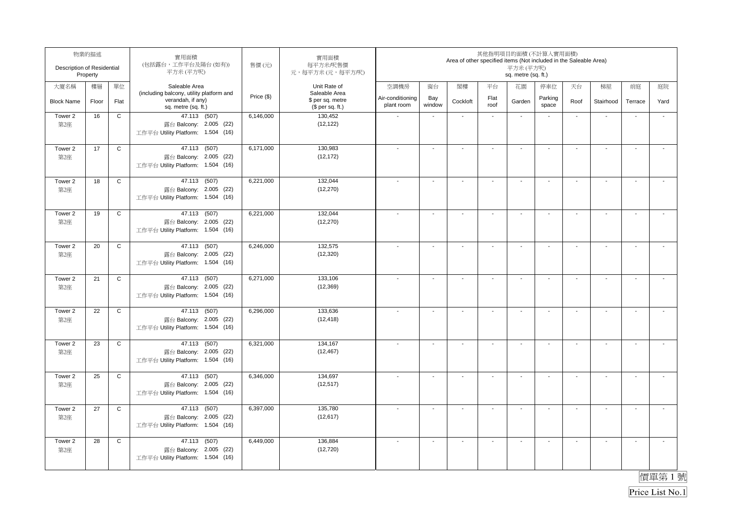| 物業的描述 Description of Residential Property | | | 實用面積 (包括露台，工作平台及陽台(如有)) 平方米 (平方呎) | 售價 (元) | 實用面積 每平方米/呎售價 元，每平方米 (元，每平方/呎) | 其他指明項目的面積 (不計算入實用面積) Area of other specified items (Not included in the Saleable Area) 平方米 (平方呎) sq. metre (sq. ft.) | | | | | | | | | |
|---|---|---|---|---|---|---|---|---|---|---|---|---|---|---|---|
| 大廈名稱 Block Name | 樓層 Floor | 單位 Flat | Saleable Area (including balcony, utility platform and verandah, if any) sq. metre (sq. ft.) | Price ($) | Unit Rate of Saleable Area $ per sq. metre ($ per sq. ft.) | 空調機房 Air-conditioning plant room | 窗台 Bay window | 閣樓 Cockloft | 平台 Flat roof | 花園 Garden | 停車位 Parking space | 天台 Roof | 梯屋 Stairhood | 前庭 Terrace | 庭院 Yard |
| Tower 2 第2座 | 16 | C | 47.113 (507) 露台 Balcony: 2.005 (22) 工作平台 Utility Platform: 1.504 (16) | 6,146,000 | 130,452 (12,122) | - | - | - | - | - | - | - | - | - | - |
| Tower 2 第2座 | 17 | C | 47.113 (507) 露台 Balcony: 2.005 (22) 工作平台 Utility Platform: 1.504 (16) | 6,171,000 | 130,983 (12,172) | - | - | - | - | - | - | - | - | - | - |
| Tower 2 第2座 | 18 | C | 47.113 (507) 露台 Balcony: 2.005 (22) 工作平台 Utility Platform: 1.504 (16) | 6,221,000 | 132,044 (12,270) | - | - | - | - | - | - | - | - | - | - |
| Tower 2 第2座 | 19 | C | 47.113 (507) 露台 Balcony: 2.005 (22) 工作平台 Utility Platform: 1.504 (16) | 6,221,000 | 132,044 (12,270) | - | - | - | - | - | - | - | - | - | - |
| Tower 2 第2座 | 20 | C | 47.113 (507) 露台 Balcony: 2.005 (22) 工作平台 Utility Platform: 1.504 (16) | 6,246,000 | 132,575 (12,320) | - | - | - | - | - | - | - | - | - | - |
| Tower 2 第2座 | 21 | C | 47.113 (507) 露台 Balcony: 2.005 (22) 工作平台 Utility Platform: 1.504 (16) | 6,271,000 | 133,106 (12,369) | - | - | - | - | - | - | - | - | - | - |
| Tower 2 第2座 | 22 | C | 47.113 (507) 露台 Balcony: 2.005 (22) 工作平台 Utility Platform: 1.504 (16) | 6,296,000 | 133,636 (12,418) | - | - | - | - | - | - | - | - | - | - |
| Tower 2 第2座 | 23 | C | 47.113 (507) 露台 Balcony: 2.005 (22) 工作平台 Utility Platform: 1.504 (16) | 6,321,000 | 134,167 (12,467) | - | - | - | - | - | - | - | - | - | - |
| Tower 2 第2座 | 25 | C | 47.113 (507) 露台 Balcony: 2.005 (22) 工作平台 Utility Platform: 1.504 (16) | 6,346,000 | 134,697 (12,517) | - | - | - | - | - | - | - | - | - | - |
| Tower 2 第2座 | 27 | C | 47.113 (507) 露台 Balcony: 2.005 (22) 工作平台 Utility Platform: 1.504 (16) | 6,397,000 | 135,780 (12,617) | - | - | - | - | - | - | - | - | - | - |
| Tower 2 第2座 | 28 | C | 47.113 (507) 露台 Balcony: 2.005 (22) 工作平台 Utility Platform: 1.504 (16) | 6,449,000 | 136,884 (12,720) | - | - | - | - | - | - | - | - | - | - |

價單第 1 號

Price List No.1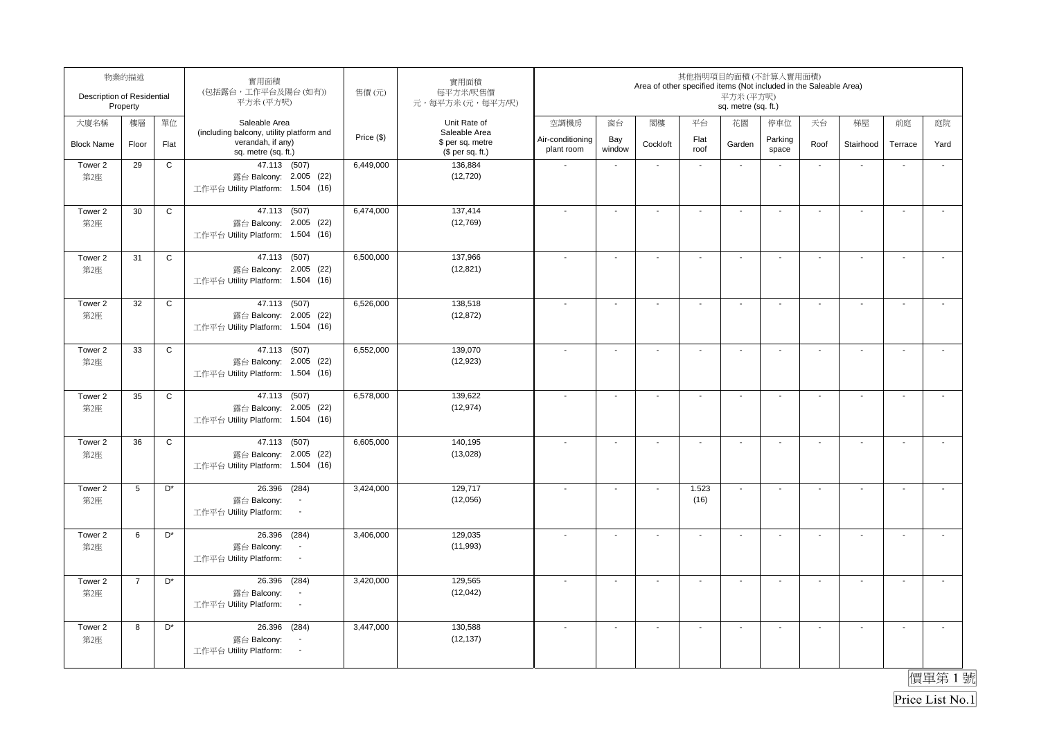| 物業的描述 Description of Residential Property | | | 實用面積 (包括露台，工作平台及陽台(如有)) 平方米(平方呎) | 售價(元) | 實用面積 每平方米/呎售價 元，每平方米(元，每平方呎) | 其他指明項目的面積(不計算入實用面積) Area of other specified items (Not included in the Saleable Area) 平方米(平方呎) sq. metre (sq. ft.) | | | | | | | | | |
|---|---|---|---|---|---|---|---|---|---|---|---|---|---|---|---|
| 大廈名稱 Block Name | 樓層 Floor | 單位 Flat | Saleable Area (including balcony, utility platform and verandah, if any) sq. metre (sq. ft.) | Price ($) | Unit Rate of Saleable Area $ per sq. metre ($ per sq. ft.) | 空調機房 Air-conditioning plant room | 窗台 Bay window | 閣樓 Cockloft | 平台 Flat roof | 花園 Garden | 停車位 Parking space | 天台 Roof | 梯屋 Stairhood | 前庭 Terrace | 庭院 Yard |
| Tower 2 第2座 | 29 | C | 47.113 (507) 露台 Balcony: 2.005 (22) 工作平台 Utility Platform: 1.504 (16) | 6,449,000 | 136,884 (12,720) | - | - | - | - | - | - | - | - | - | - |
| Tower 2 第2座 | 30 | C | 47.113 (507) 露台 Balcony: 2.005 (22) 工作平台 Utility Platform: 1.504 (16) | 6,474,000 | 137,414 (12,769) | - | - | - | - | - | - | - | - | - | - |
| Tower 2 第2座 | 31 | C | 47.113 (507) 露台 Balcony: 2.005 (22) 工作平台 Utility Platform: 1.504 (16) | 6,500,000 | 137,966 (12,821) | - | - | - | - | - | - | - | - | - | - |
| Tower 2 第2座 | 32 | C | 47.113 (507) 露台 Balcony: 2.005 (22) 工作平台 Utility Platform: 1.504 (16) | 6,526,000 | 138,518 (12,872) | - | - | - | - | - | - | - | - | - | - |
| Tower 2 第2座 | 33 | C | 47.113 (507) 露台 Balcony: 2.005 (22) 工作平台 Utility Platform: 1.504 (16) | 6,552,000 | 139,070 (12,923) | - | - | - | - | - | - | - | - | - | - |
| Tower 2 第2座 | 35 | C | 47.113 (507) 露台 Balcony: 2.005 (22) 工作平台 Utility Platform: 1.504 (16) | 6,578,000 | 139,622 (12,974) | - | - | - | - | - | - | - | - | - | - |
| Tower 2 第2座 | 36 | C | 47.113 (507) 露台 Balcony: 2.005 (22) 工作平台 Utility Platform: 1.504 (16) | 6,605,000 | 140,195 (13,028) | - | - | - | - | - | - | - | - | - | - |
| Tower 2 第2座 | 5 | D* | 26.396 (284) 露台 Balcony: - 工作平台 Utility Platform: - | 3,424,000 | 129,717 (12,056) | - | - | - | 1.523 (16) | - | - | - | - | - | - |
| Tower 2 第2座 | 6 | D* | 26.396 (284) 露台 Balcony: - 工作平台 Utility Platform: - | 3,406,000 | 129,035 (11,993) | - | - | - | - | - | - | - | - | - | - |
| Tower 2 第2座 | 7 | D* | 26.396 (284) 露台 Balcony: - 工作平台 Utility Platform: - | 3,420,000 | 129,565 (12,042) | - | - | - | - | - | - | - | - | - | - |
| Tower 2 第2座 | 8 | D* | 26.396 (284) 露台 Balcony: - 工作平台 Utility Platform: - | 3,447,000 | 130,588 (12,137) | - | - | - | - | - | - | - | - | - | - |

價單第 1 號

Price List No.1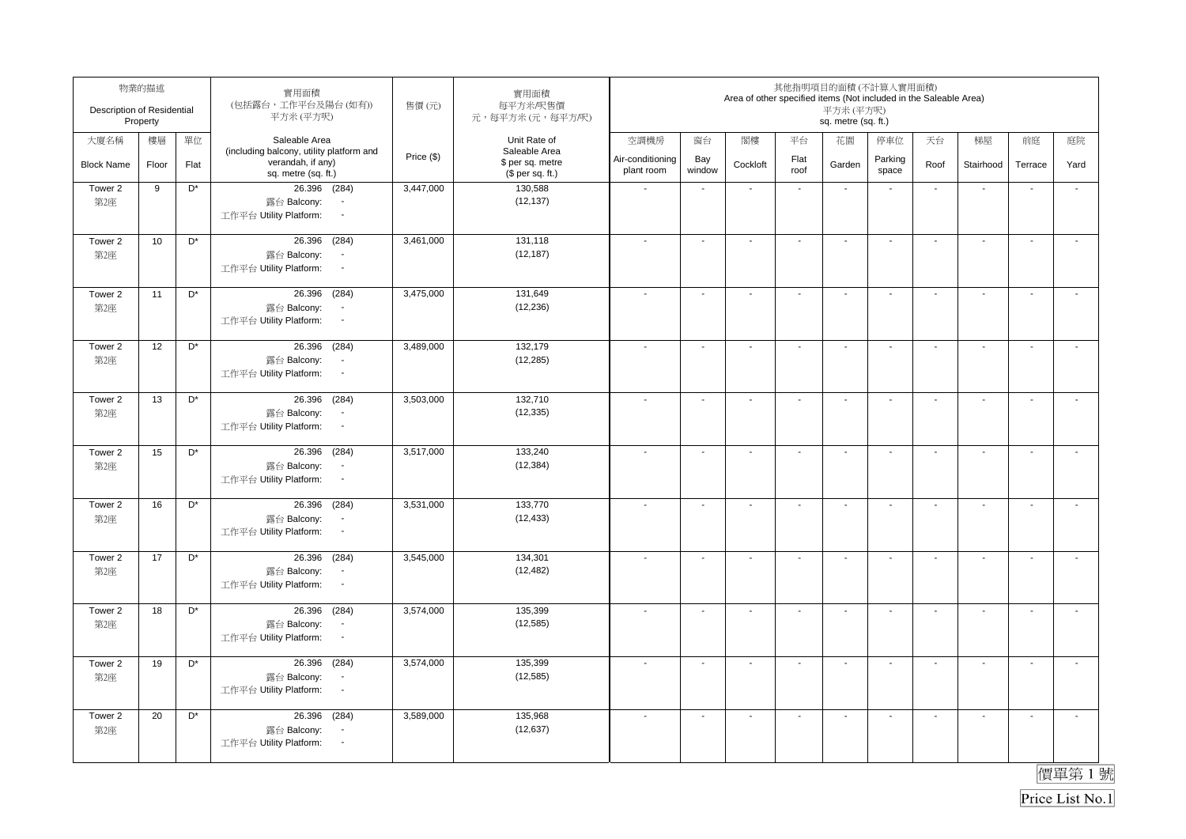| 物業的描述 Description of Residential Property | | | 實用面積 (包括露台，工作平台及陽台 (如有)) 平方米 (平方呎) | 售價 (元) | 實用面積 每平方米/呎售價 元，每平方米 (元，每平方/呎) | 其他指明項目的面積 (不計算入實用面積) Area of other specified items (Not included in the Saleable Area) 平方米 (平方呎) sq. metre (sq. ft.) | | | | | | | | | |
|---|---|---|---|---|---|---|---|---|---|---|---|---|---|---|---|
| 大廈名稱 Block Name | 樓層 Floor | 單位 Flat | Saleable Area (including balcony, utility platform and verandah, if any) sq. metre (sq. ft.) | Price ($) | Unit Rate of Saleable Area $ per sq. metre ($ per sq. ft.) | 空調機房 Air-conditioning plant room | 窗台 Bay window | 閣樓 Cockloft | 平台 Flat roof | 花園 Garden | 停車位 Parking space | 天台 Roof | 梯屋 Stairhood | 前庭 Terrace | 庭院 Yard |
| Tower 2 第2座 | 9 | D* | 26.396 (284) 露台 Balcony: - 工作平台 Utility Platform: - | 3,447,000 | 130,588 (12,137) | - | - | - | - | - | - | - | - | - | - |
| Tower 2 第2座 | 10 | D* | 26.396 (284) 露台 Balcony: - 工作平台 Utility Platform: - | 3,461,000 | 131,118 (12,187) | - | - | - | - | - | - | - | - | - | - |
| Tower 2 第2座 | 11 | D* | 26.396 (284) 露台 Balcony: - 工作平台 Utility Platform: - | 3,475,000 | 131,649 (12,236) | - | - | - | - | - | - | - | - | - | - |
| Tower 2 第2座 | 12 | D* | 26.396 (284) 露台 Balcony: - 工作平台 Utility Platform: - | 3,489,000 | 132,179 (12,285) | - | - | - | - | - | - | - | - | - | - |
| Tower 2 第2座 | 13 | D* | 26.396 (284) 露台 Balcony: - 工作平台 Utility Platform: - | 3,503,000 | 132,710 (12,335) | - | - | - | - | - | - | - | - | - | - |
| Tower 2 第2座 | 15 | D* | 26.396 (284) 露台 Balcony: - 工作平台 Utility Platform: - | 3,517,000 | 133,240 (12,384) | - | - | - | - | - | - | - | - | - | - |
| Tower 2 第2座 | 16 | D* | 26.396 (284) 露台 Balcony: - 工作平台 Utility Platform: - | 3,531,000 | 133,770 (12,433) | - | - | - | - | - | - | - | - | - | - |
| Tower 2 第2座 | 17 | D* | 26.396 (284) 露台 Balcony: - 工作平台 Utility Platform: - | 3,545,000 | 134,301 (12,482) | - | - | - | - | - | - | - | - | - | - |
| Tower 2 第2座 | 18 | D* | 26.396 (284) 露台 Balcony: - 工作平台 Utility Platform: - | 3,574,000 | 135,399 (12,585) | - | - | - | - | - | - | - | - | - | - |
| Tower 2 第2座 | 19 | D* | 26.396 (284) 露台 Balcony: - 工作平台 Utility Platform: - | 3,574,000 | 135,399 (12,585) | - | - | - | - | - | - | - | - | - | - |
| Tower 2 第2座 | 20 | D* | 26.396 (284) 露台 Balcony: - 工作平台 Utility Platform: - | 3,589,000 | 135,968 (12,637) | - | - | - | - | - | - | - | - | - | - |

價單第 1 號

Price List No.1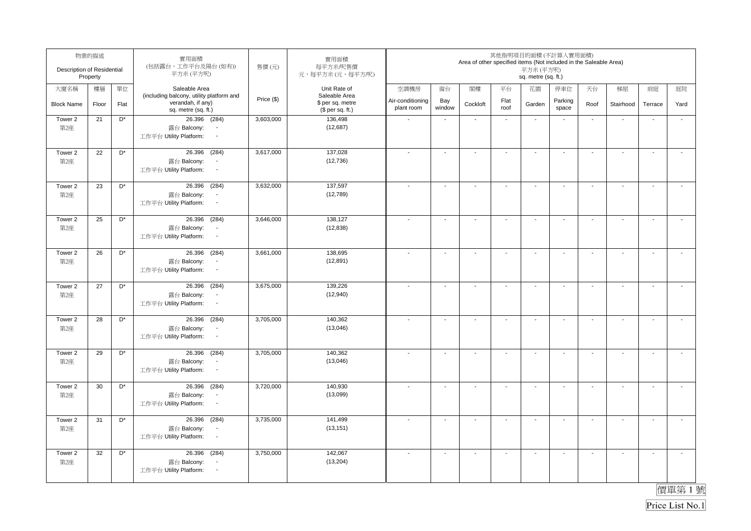| 物業的描述 Description of Residential Property | | | 實用面積 (包括露台，工作平台及陽台 (如有)) 平方米 (平方呎) | 售價 (元) | 實用面積 每平方米/呎售價 元，每平方米 (元，每平方/呎) | 其他指明項目的面積 (不計算入實用面積) Area of other specified items (Not included in the Saleable Area) 平方米 (平方呎) sq. metre (sq. ft.) | | | | | | | | | |
|---|---|---|---|---|---|---|---|---|---|---|---|---|---|---|---|
| 大廈名稱 Block Name | 樓層 Floor | 單位 Flat | Saleable Area (including balcony, utility platform and verandah, if any) sq. metre (sq. ft.) | Price ($) | Unit Rate of Saleable Area $ per sq. metre ($ per sq. ft.) | 空調機房 Air-conditioning plant room | 窗台 Bay window | 閣樓 Cockloft | 平台 Flat roof | 花園 Garden | 停車位 Parking space | 天台 Roof | 梯屋 Stairhood | 前庭 Terrace | 庭院 Yard |
| Tower 2 第2座 | 21 | D* | 26.396 (284) 露台 Balcony: - 工作平台 Utility Platform: - | 3,603,000 | 136,498 (12,687) | - | - | - | - | - | - | - | - | - | - |
| Tower 2 第2座 | 22 | D* | 26.396 (284) 露台 Balcony: - 工作平台 Utility Platform: - | 3,617,000 | 137,028 (12,736) | - | - | - | - | - | - | - | - | - | - |
| Tower 2 第2座 | 23 | D* | 26.396 (284) 露台 Balcony: - 工作平台 Utility Platform: - | 3,632,000 | 137,597 (12,789) | - | - | - | - | - | - | - | - | - | - |
| Tower 2 第2座 | 25 | D* | 26.396 (284) 露台 Balcony: - 工作平台 Utility Platform: - | 3,646,000 | 138,127 (12,838) | - | - | - | - | - | - | - | - | - | - |
| Tower 2 第2座 | 26 | D* | 26.396 (284) 露台 Balcony: - 工作平台 Utility Platform: - | 3,661,000 | 138,695 (12,891) | - | - | - | - | - | - | - | - | - | - |
| Tower 2 第2座 | 27 | D* | 26.396 (284) 露台 Balcony: - 工作平台 Utility Platform: - | 3,675,000 | 139,226 (12,940) | - | - | - | - | - | - | - | - | - | - |
| Tower 2 第2座 | 28 | D* | 26.396 (284) 露台 Balcony: - 工作平台 Utility Platform: - | 3,705,000 | 140,362 (13,046) | - | - | - | - | - | - | - | - | - | - |
| Tower 2 第2座 | 29 | D* | 26.396 (284) 露台 Balcony: - 工作平台 Utility Platform: - | 3,705,000 | 140,362 (13,046) | - | - | - | - | - | - | - | - | - | - |
| Tower 2 第2座 | 30 | D* | 26.396 (284) 露台 Balcony: - 工作平台 Utility Platform: - | 3,720,000 | 140,930 (13,099) | - | - | - | - | - | - | - | - | - | - |
| Tower 2 第2座 | 31 | D* | 26.396 (284) 露台 Balcony: - 工作平台 Utility Platform: - | 3,735,000 | 141,499 (13,151) | - | - | - | - | - | - | - | - | - | - |
| Tower 2 第2座 | 32 | D* | 26.396 (284) 露台 Balcony: - 工作平台 Utility Platform: - | 3,750,000 | 142,067 (13,204) | - | - | - | - | - | - | - | - | - | - |

價單第 1 號

Price List No.1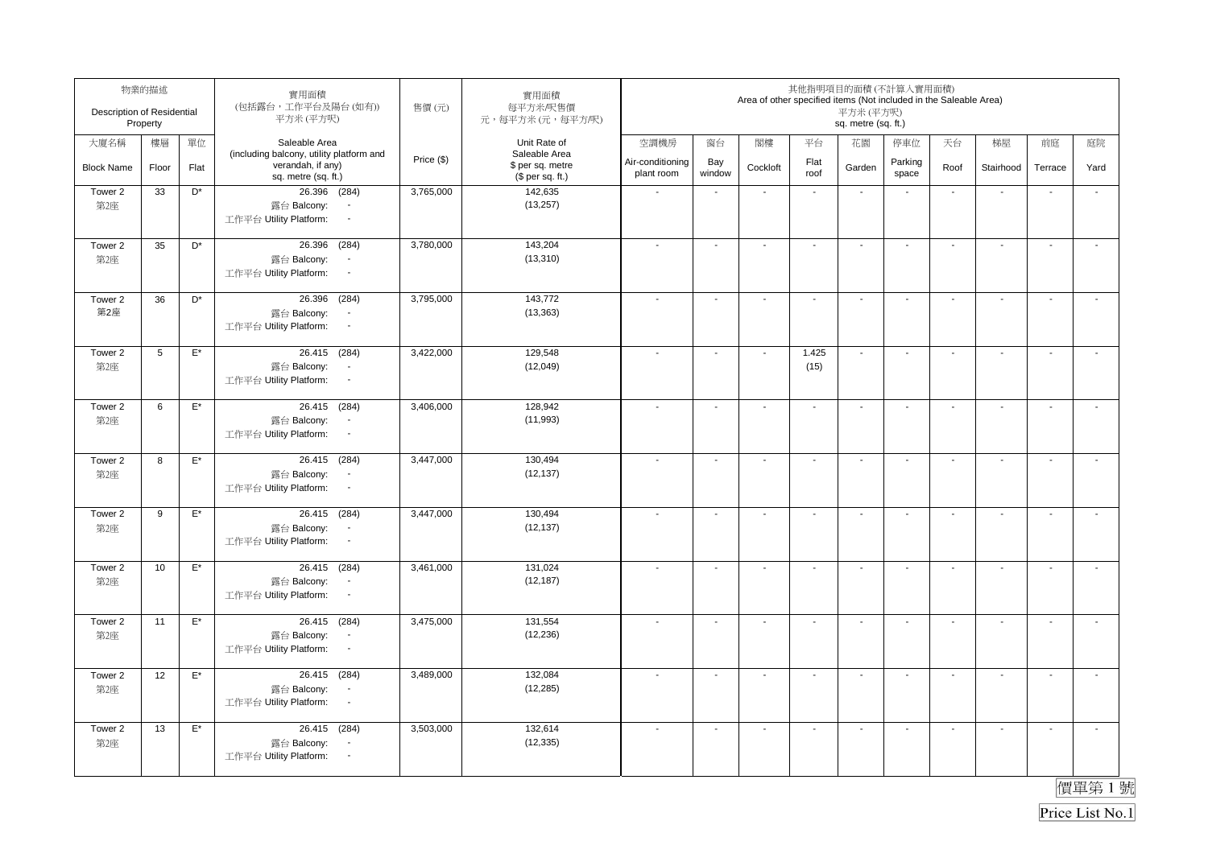| 物業的描述 Description of Residential Property | | | 實用面積 (包括露台，工作平台及陽台 (如有)) 平方米 (平方呎) | 售價 (元) | 實用面積 每平方米/呎售價 元，每平方米 (元，每平方呎) | 其他指明項目的面積 (不計算入實用面積) Area of other specified items (Not included in the Saleable Area) 平方米 (平方呎) sq. metre (sq. ft.) | | | | | | | | | |
|---|---|---|---|---|---|---|---|---|---|---|---|---|---|---|---|
| 大廈名稱 Block Name | 樓層 Floor | 單位 Flat | Saleable Area (including balcony, utility platform and verandah, if any) sq. metre (sq. ft.) | Price ($) | Unit Rate of Saleable Area $ per sq. metre ($ per sq. ft.) | 空調機房 Air-conditioning plant room | 窗台 Bay window | 閣樓 Cockloft | 平台 Flat roof | 花園 Garden | 停車位 Parking space | 天台 Roof | 梯屋 Stairhood | 前庭 Terrace | 庭院 Yard |
| Tower 2 第2座 | 33 | D* | 26.396 (284) 露台 Balcony: - 工作平台 Utility Platform: - | 3,765,000 | 142,635 (13,257) | - | - | - | - | - | - | - | - | - | - |
| Tower 2 第2座 | 35 | D* | 26.396 (284) 露台 Balcony: - 工作平台 Utility Platform: - | 3,780,000 | 143,204 (13,310) | - | - | - | - | - | - | - | - | - | - |
| Tower 2 第2座 | 36 | D* | 26.396 (284) 露台 Balcony: - 工作平台 Utility Platform: - | 3,795,000 | 143,772 (13,363) | - | - | - | - | - | - | - | - | - | - |
| Tower 2 第2座 | 5 | E* | 26.415 (284) 露台 Balcony: - 工作平台 Utility Platform: - | 3,422,000 | 129,548 (12,049) | - | - | - | 1.425 (15) | - | - | - | - | - | - |
| Tower 2 第2座 | 6 | E* | 26.415 (284) 露台 Balcony: - 工作平台 Utility Platform: - | 3,406,000 | 128,942 (11,993) | - | - | - | - | - | - | - | - | - | - |
| Tower 2 第2座 | 8 | E* | 26.415 (284) 露台 Balcony: - 工作平台 Utility Platform: - | 3,447,000 | 130,494 (12,137) | - | - | - | - | - | - | - | - | - | - |
| Tower 2 第2座 | 9 | E* | 26.415 (284) 露台 Balcony: - 工作平台 Utility Platform: - | 3,447,000 | 130,494 (12,137) | - | - | - | - | - | - | - | - | - | - |
| Tower 2 第2座 | 10 | E* | 26.415 (284) 露台 Balcony: - 工作平台 Utility Platform: - | 3,461,000 | 131,024 (12,187) | - | - | - | - | - | - | - | - | - | - |
| Tower 2 第2座 | 11 | E* | 26.415 (284) 露台 Balcony: - 工作平台 Utility Platform: - | 3,475,000 | 131,554 (12,236) | - | - | - | - | - | - | - | - | - | - |
| Tower 2 第2座 | 12 | E* | 26.415 (284) 露台 Balcony: - 工作平台 Utility Platform: - | 3,489,000 | 132,084 (12,285) | - | - | - | - | - | - | - | - | - | - |
| Tower 2 第2座 | 13 | E* | 26.415 (284) 露台 Balcony: - 工作平台 Utility Platform: - | 3,503,000 | 132,614 (12,335) | - | - | - | - | - | - | - | - | - | - |

價單第 1 號

Price List No.1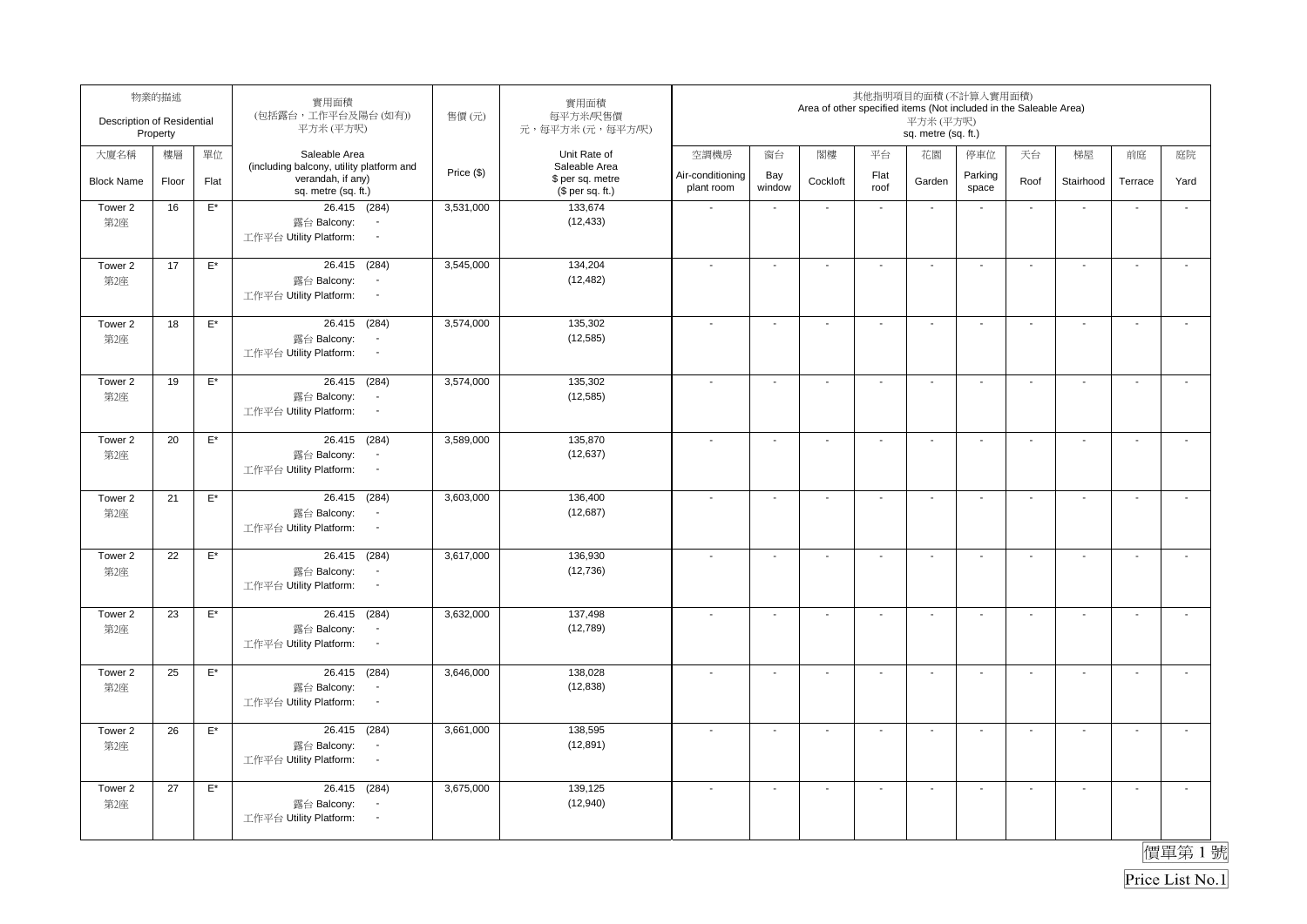| 物業的描述 Description of Residential Property | | | 實用面積 (包括露台，工作平台及陽台(如有)) 平方米(平方呎) | 售價(元) | 實用面積 每平方米/呎售價 元，每平方米(元，每平方呎) | 其他指明項目的面積(不計算入實用面積) Area of other specified items (Not included in the Saleable Area) 平方米(平方呎) sq. metre (sq. ft.) | | | | | | | | | |
|---|---|---|---|---|---|---|---|---|---|---|---|---|---|---|---|
| 大廈名稱 Block Name | 樓層 Floor | 單位 Flat | Saleable Area (including balcony, utility platform and verandah, if any) sq. metre (sq. ft.) | Price ($) | Unit Rate of Saleable Area $ per sq. metre ($ per sq. ft.) | 空調機房 Air-conditioning plant room | 窗台 Bay window | 閣樓 Cockloft | 平台 Flat roof | 花園 Garden | 停車位 Parking space | 天台 Roof | 梯屋 Stairhood | 前庭 Terrace | 庭院 Yard |
| Tower 2 第2座 | 16 | E* | 26.415 (284) 露台 Balcony: - 工作平台 Utility Platform: - | 3,531,000 | 133,674 (12,433) | - | - | - | - | - | - | - | - | - | - |
| Tower 2 第2座 | 17 | E* | 26.415 (284) 露台 Balcony: - 工作平台 Utility Platform: - | 3,545,000 | 134,204 (12,482) | - | - | - | - | - | - | - | - | - | - |
| Tower 2 第2座 | 18 | E* | 26.415 (284) 露台 Balcony: - 工作平台 Utility Platform: - | 3,574,000 | 135,302 (12,585) | - | - | - | - | - | - | - | - | - | - |
| Tower 2 第2座 | 19 | E* | 26.415 (284) 露台 Balcony: - 工作平台 Utility Platform: - | 3,574,000 | 135,302 (12,585) | - | - | - | - | - | - | - | - | - | - |
| Tower 2 第2座 | 20 | E* | 26.415 (284) 露台 Balcony: - 工作平台 Utility Platform: - | 3,589,000 | 135,870 (12,637) | - | - | - | - | - | - | - | - | - | - |
| Tower 2 第2座 | 21 | E* | 26.415 (284) 露台 Balcony: - 工作平台 Utility Platform: - | 3,603,000 | 136,400 (12,687) | - | - | - | - | - | - | - | - | - | - |
| Tower 2 第2座 | 22 | E* | 26.415 (284) 露台 Balcony: - 工作平台 Utility Platform: - | 3,617,000 | 136,930 (12,736) | - | - | - | - | - | - | - | - | - | - |
| Tower 2 第2座 | 23 | E* | 26.415 (284) 露台 Balcony: - 工作平台 Utility Platform: - | 3,632,000 | 137,498 (12,789) | - | - | - | - | - | - | - | - | - | - |
| Tower 2 第2座 | 25 | E* | 26.415 (284) 露台 Balcony: - 工作平台 Utility Platform: - | 3,646,000 | 138,028 (12,838) | - | - | - | - | - | - | - | - | - | - |
| Tower 2 第2座 | 26 | E* | 26.415 (284) 露台 Balcony: - 工作平台 Utility Platform: - | 3,661,000 | 138,595 (12,891) | - | - | - | - | - | - | - | - | - | - |
| Tower 2 第2座 | 27 | E* | 26.415 (284) 露台 Balcony: - 工作平台 Utility Platform: - | 3,675,000 | 139,125 (12,940) | - | - | - | - | - | - | - | - | - | - |

價單第 1 號

Price List No.1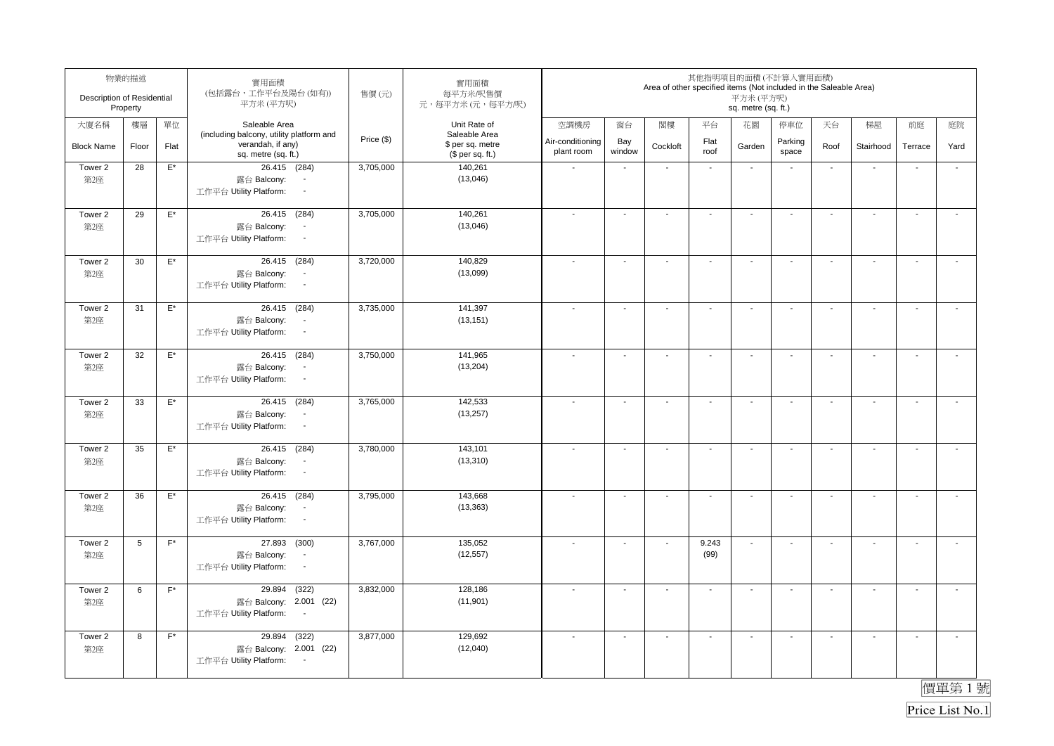| 物業的描述 Description of Residential Property | | | 實用面積 (包括露台，工作平台及陽台 (如有)) 平方米 (平方呎) | 售價 (元) | 實用面積 每平方米/呎售價 元，每平方米 (元，每平方/呎) | 其他指明項目的面積 (不計算入實用面積) Area of other specified items (Not included in the Saleable Area) 平方米 (平方呎) sq. metre (sq. ft.) | | | | | | | | | |
|---|---|---|---|---|---|---|---|---|---|---|---|---|---|---|---|
| 大廈名稱 Block Name | 樓層 Floor | 單位 Flat | Saleable Area (including balcony, utility platform and verandah, if any) sq. metre (sq. ft.) | Price ($) | Unit Rate of Saleable Area $ per sq. metre ($ per sq. ft.) | 空調機房 Air-conditioning plant room | 窗台 Bay window | 閣樓 Cockloft | 平台 Flat roof | 花園 Garden | 停車位 Parking space | 天台 Roof | 梯屋 Stairhood | 前庭 Terrace | 庭院 Yard |
| Tower 2 第2座 | 28 | E* | 26.415 (284) 露台 Balcony: - 工作平台 Utility Platform: - | 3,705,000 | 140,261 (13,046) | - | - | - | - | - | - | - | - | - | - |
| Tower 2 第2座 | 29 | E* | 26.415 (284) 露台 Balcony: - 工作平台 Utility Platform: - | 3,705,000 | 140,261 (13,046) | - | - | - | - | - | - | - | - | - | - |
| Tower 2 第2座 | 30 | E* | 26.415 (284) 露台 Balcony: - 工作平台 Utility Platform: - | 3,720,000 | 140,829 (13,099) | - | - | - | - | - | - | - | - | - | - |
| Tower 2 第2座 | 31 | E* | 26.415 (284) 露台 Balcony: - 工作平台 Utility Platform: - | 3,735,000 | 141,397 (13,151) | - | - | - | - | - | - | - | - | - | - |
| Tower 2 第2座 | 32 | E* | 26.415 (284) 露台 Balcony: - 工作平台 Utility Platform: - | 3,750,000 | 141,965 (13,204) | - | - | - | - | - | - | - | - | - | - |
| Tower 2 第2座 | 33 | E* | 26.415 (284) 露台 Balcony: - 工作平台 Utility Platform: - | 3,765,000 | 142,533 (13,257) | - | - | - | - | - | - | - | - | - | - |
| Tower 2 第2座 | 35 | E* | 26.415 (284) 露台 Balcony: - 工作平台 Utility Platform: - | 3,780,000 | 143,101 (13,310) | - | - | - | - | - | - | - | - | - | - |
| Tower 2 第2座 | 36 | E* | 26.415 (284) 露台 Balcony: - 工作平台 Utility Platform: - | 3,795,000 | 143,668 (13,363) | - | - | - | - | - | - | - | - | - | - |
| Tower 2 第2座 | 5 | F* | 27.893 (300) 露台 Balcony: - 工作平台 Utility Platform: - | 3,767,000 | 135,052 (12,557) | - | - | - | 9.243 (99) | - | - | - | - | - | - |
| Tower 2 第2座 | 6 | F* | 29.894 (322) 露台 Balcony: 2.001 (22) 工作平台 Utility Platform: - | 3,832,000 | 128,186 (11,901) | - | - | - | - | - | - | - | - | - | - |
| Tower 2 第2座 | 8 | F* | 29.894 (322) 露台 Balcony: 2.001 (22) 工作平台 Utility Platform: - | 3,877,000 | 129,692 (12,040) | - | - | - | - | - | - | - | - | - | - |

價單第 1 號

Price List No.1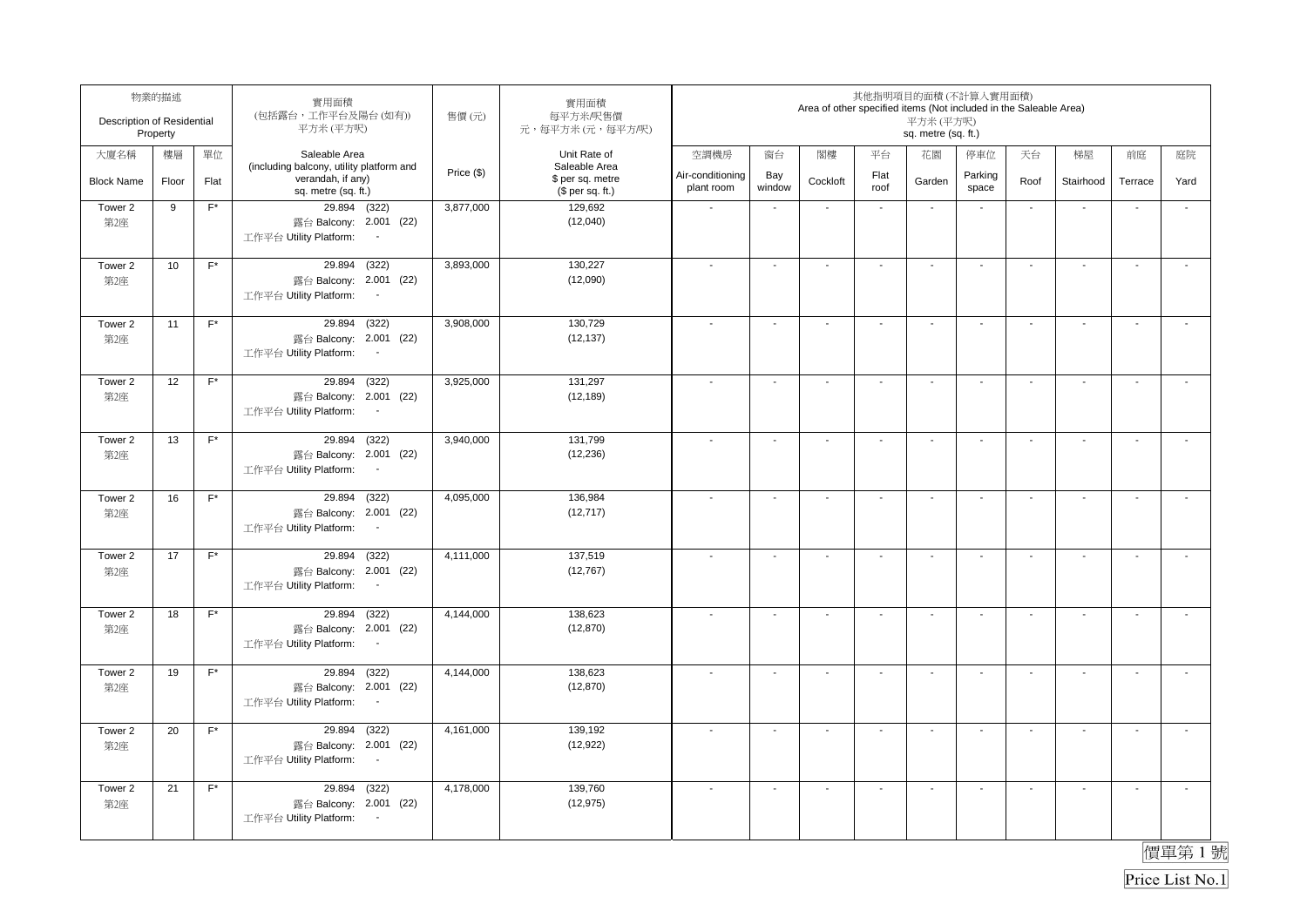| 物業的描述 Description of Residential Property | | | 實用面積 (包括露台，工作平台及陽台 (如有)) 平方米 (平方呎) | 售價 (元) | 實用面積 每平方米/呎售價 元，每平方米 (元，每平方/呎) | 其他指明項目的面積 (不計算入實用面積) Area of other specified items (Not included in the Saleable Area) 平方米 (平方呎) sq. metre (sq. ft.) | | | | | | | | | |
|---|---|---|---|---|---|---|---|---|---|---|---|---|---|---|---|
| 大廈名稱 Block Name | 樓層 Floor | 單位 Flat | Saleable Area (including balcony, utility platform and verandah, if any) sq. metre (sq. ft.) | Price ($) | Unit Rate of Saleable Area $ per sq. metre ($ per sq. ft.) | 空調機房 Air-conditioning plant room | 窗台 Bay window | 閣樓 Cockloft | 平台 Flat roof | 花園 Garden | 停車位 Parking space | 天台 Roof | 梯屋 Stairhood | 前庭 Terrace | 庭院 Yard |
| Tower 2 第2座 | 9 | F* | 29.894 (322) 露台 Balcony: 2.001 (22) 工作平台 Utility Platform: - | 3,877,000 | 129,692 (12,040) | - | - | - | - | - | - | - | - | - | - |
| Tower 2 第2座 | 10 | F* | 29.894 (322) 露台 Balcony: 2.001 (22) 工作平台 Utility Platform: - | 3,893,000 | 130,227 (12,090) | - | - | - | - | - | - | - | - | - | - |
| Tower 2 第2座 | 11 | F* | 29.894 (322) 露台 Balcony: 2.001 (22) 工作平台 Utility Platform: - | 3,908,000 | 130,729 (12,137) | - | - | - | - | - | - | - | - | - | - |
| Tower 2 第2座 | 12 | F* | 29.894 (322) 露台 Balcony: 2.001 (22) 工作平台 Utility Platform: - | 3,925,000 | 131,297 (12,189) | - | - | - | - | - | - | - | - | - | - |
| Tower 2 第2座 | 13 | F* | 29.894 (322) 露台 Balcony: 2.001 (22) 工作平台 Utility Platform: - | 3,940,000 | 131,799 (12,236) | - | - | - | - | - | - | - | - | - | - |
| Tower 2 第2座 | 16 | F* | 29.894 (322) 露台 Balcony: 2.001 (22) 工作平台 Utility Platform: - | 4,095,000 | 136,984 (12,717) | - | - | - | - | - | - | - | - | - | - |
| Tower 2 第2座 | 17 | F* | 29.894 (322) 露台 Balcony: 2.001 (22) 工作平台 Utility Platform: - | 4,111,000 | 137,519 (12,767) | - | - | - | - | - | - | - | - | - | - |
| Tower 2 第2座 | 18 | F* | 29.894 (322) 露台 Balcony: 2.001 (22) 工作平台 Utility Platform: - | 4,144,000 | 138,623 (12,870) | - | - | - | - | - | - | - | - | - | - |
| Tower 2 第2座 | 19 | F* | 29.894 (322) 露台 Balcony: 2.001 (22) 工作平台 Utility Platform: - | 4,144,000 | 138,623 (12,870) | - | - | - | - | - | - | - | - | - | - |
| Tower 2 第2座 | 20 | F* | 29.894 (322) 露台 Balcony: 2.001 (22) 工作平台 Utility Platform: - | 4,161,000 | 139,192 (12,922) | - | - | - | - | - | - | - | - | - | - |
| Tower 2 第2座 | 21 | F* | 29.894 (322) 露台 Balcony: 2.001 (22) 工作平台 Utility Platform: - | 4,178,000 | 139,760 (12,975) | - | - | - | - | - | - | - | - | - | - |

價單第 1 號

Price List No.1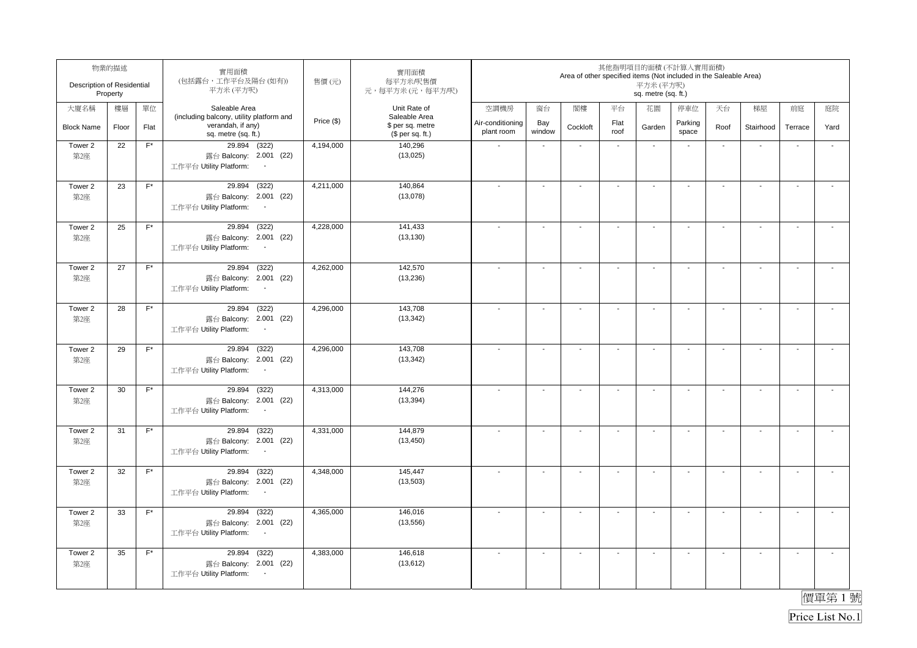| 物業的描述 Description of Residential Property | | | 實用面積 (包括露台，工作平台及陽台 (如有)) 平方米 (平方呎) | 售價 (元) | 實用面積 每平方米/呎售價 元，每平方米 (元，每平方/呎) | 其他指明項目的面積 (不計算入實用面積) Area of other specified items (Not included in the Saleable Area) 平方米 (平方呎) sq. metre (sq. ft.) | | | | | | | | | |
|---|---|---|---|---|---|---|---|---|---|---|---|---|---|---|---|
| 大廈名稱 Block Name | 樓層 Floor | 單位 Flat | Saleable Area (including balcony, utility platform and verandah, if any) sq. metre (sq. ft.) | Price ($) | Unit Rate of Saleable Area $ per sq. metre ($ per sq. ft.) | 空調機房 Air-conditioning plant room | 窗台 Bay window | 閣樓 Cockloft | 平台 Flat roof | 花園 Garden | 停車位 Parking space | 天台 Roof | 梯屋 Stairhood | 前庭 Terrace | 庭院 Yard |
| Tower 2 第2座 | 22 | F* | 29.894 (322) 露台 Balcony: 2.001 (22) 工作平台 Utility Platform: - | 4,194,000 | 140,296 (13,025) | - | - | - | - | - | - | - | - | - | - |
| Tower 2 第2座 | 23 | F* | 29.894 (322) 露台 Balcony: 2.001 (22) 工作平台 Utility Platform: - | 4,211,000 | 140,864 (13,078) | - | - | - | - | - | - | - | - | - | - |
| Tower 2 第2座 | 25 | F* | 29.894 (322) 露台 Balcony: 2.001 (22) 工作平台 Utility Platform: - | 4,228,000 | 141,433 (13,130) | - | - | - | - | - | - | - | - | - | - |
| Tower 2 第2座 | 27 | F* | 29.894 (322) 露台 Balcony: 2.001 (22) 工作平台 Utility Platform: - | 4,262,000 | 142,570 (13,236) | - | - | - | - | - | - | - | - | - | - |
| Tower 2 第2座 | 28 | F* | 29.894 (322) 露台 Balcony: 2.001 (22) 工作平台 Utility Platform: - | 4,296,000 | 143,708 (13,342) | - | - | - | - | - | - | - | - | - | - |
| Tower 2 第2座 | 29 | F* | 29.894 (322) 露台 Balcony: 2.001 (22) 工作平台 Utility Platform: - | 4,296,000 | 143,708 (13,342) | - | - | - | - | - | - | - | - | - | - |
| Tower 2 第2座 | 30 | F* | 29.894 (322) 露台 Balcony: 2.001 (22) 工作平台 Utility Platform: - | 4,313,000 | 144,276 (13,394) | - | - | - | - | - | - | - | - | - | - |
| Tower 2 第2座 | 31 | F* | 29.894 (322) 露台 Balcony: 2.001 (22) 工作平台 Utility Platform: - | 4,331,000 | 144,879 (13,450) | - | - | - | - | - | - | - | - | - | - |
| Tower 2 第2座 | 32 | F* | 29.894 (322) 露台 Balcony: 2.001 (22) 工作平台 Utility Platform: - | 4,348,000 | 145,447 (13,503) | - | - | - | - | - | - | - | - | - | - |
| Tower 2 第2座 | 33 | F* | 29.894 (322) 露台 Balcony: 2.001 (22) 工作平台 Utility Platform: - | 4,365,000 | 146,016 (13,556) | - | - | - | - | - | - | - | - | - | - |
| Tower 2 第2座 | 35 | F* | 29.894 (322) 露台 Balcony: 2.001 (22) 工作平台 Utility Platform: - | 4,383,000 | 146,618 (13,612) | - | - | - | - | - | - | - | - | - | - |

價單第 1 號

Price List No.1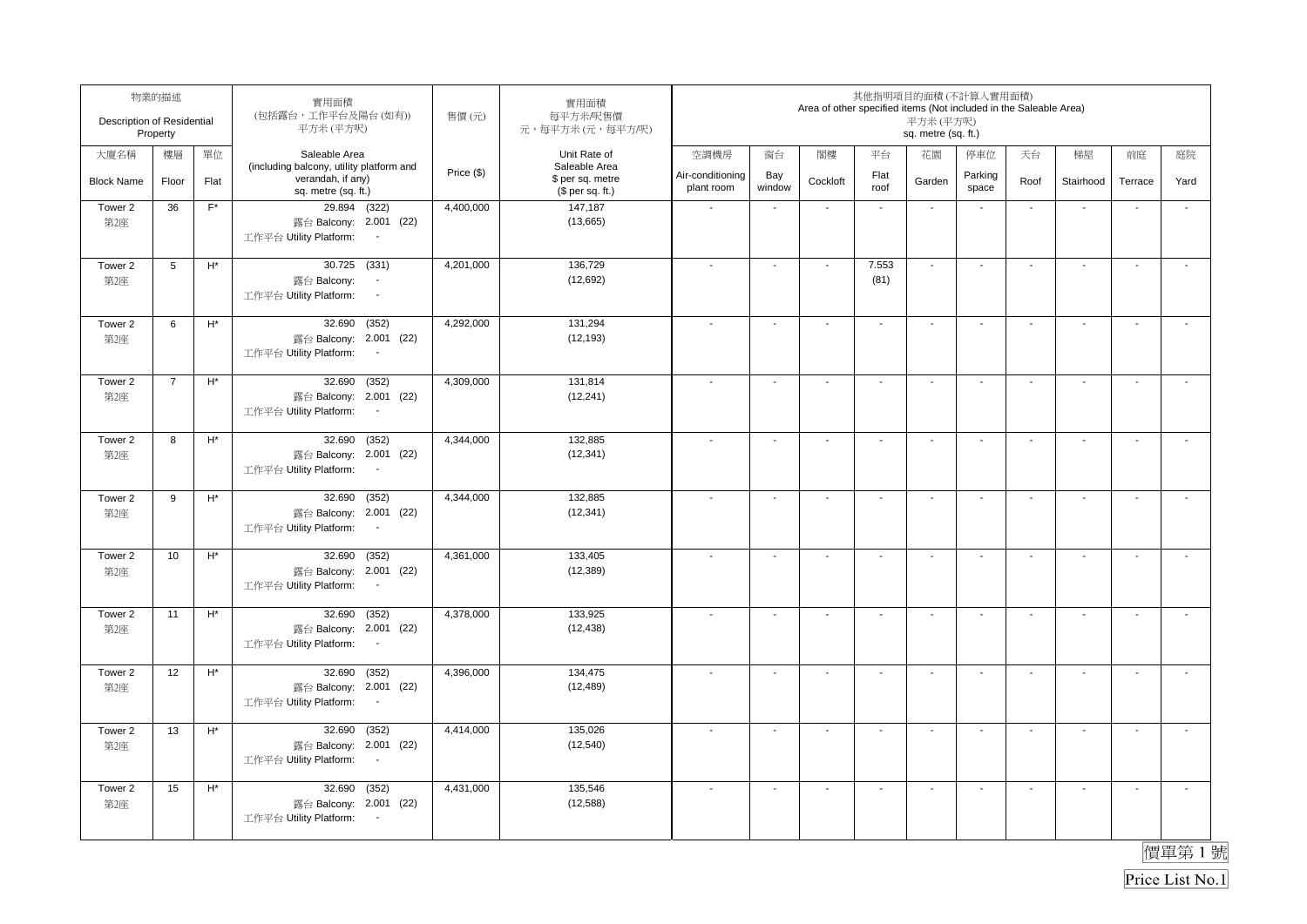| 物業的描述 Description of Residential Property | | | 實用面積 (包括露台，工作平台及陽台 (如有)) 平方米 (平方呎) | 售價 (元) | 實用面積 每平方米/呎售價 元，每平方米 (元，每平方呎) | 其他指明項目的面積 (不計算入實用面積) Area of other specified items (Not included in the Saleable Area) 平方米 (平方呎) sq. metre (sq. ft.) | | | | | | | | | |
|---|---|---|---|---|---|---|---|---|---|---|---|---|---|---|---|
| 大廈名稱 Block Name | 樓層 Floor | 單位 Flat | Saleable Area (including balcony, utility platform and verandah, if any) sq. metre (sq. ft.) | Price ($) | Unit Rate of Saleable Area $ per sq. metre ($ per sq. ft.) | 空調機房 Air-conditioning plant room | 窗台 Bay window | 閣樓 Cockloft | 平台 Flat roof | 花園 Garden | 停車位 Parking space | 天台 Roof | 梯屋 Stairhood | 前庭 Terrace | 庭院 Yard |
| Tower 2 第2座 | 36 | F* | 29.894 (322) 露台 Balcony: 2.001 (22) 工作平台 Utility Platform: - | 4,400,000 | 147,187 (13,665) | - | - | - | - | - | - | - | - | - | - |
| Tower 2 第2座 | 5 | H* | 30.725 (331) 露台 Balcony: - 工作平台 Utility Platform: - | 4,201,000 | 136,729 (12,692) | - | - | - | 7.553 (81) | - | - | - | - | - | - |
| Tower 2 第2座 | 6 | H* | 32.690 (352) 露台 Balcony: 2.001 (22) 工作平台 Utility Platform: - | 4,292,000 | 131,294 (12,193) | - | - | - | - | - | - | - | - | - | - |
| Tower 2 第2座 | 7 | H* | 32.690 (352) 露台 Balcony: 2.001 (22) 工作平台 Utility Platform: - | 4,309,000 | 131,814 (12,241) | - | - | - | - | - | - | - | - | - | - |
| Tower 2 第2座 | 8 | H* | 32.690 (352) 露台 Balcony: 2.001 (22) 工作平台 Utility Platform: - | 4,344,000 | 132,885 (12,341) | - | - | - | - | - | - | - | - | - | - |
| Tower 2 第2座 | 9 | H* | 32.690 (352) 露台 Balcony: 2.001 (22) 工作平台 Utility Platform: - | 4,344,000 | 132,885 (12,341) | - | - | - | - | - | - | - | - | - | - |
| Tower 2 第2座 | 10 | H* | 32.690 (352) 露台 Balcony: 2.001 (22) 工作平台 Utility Platform: - | 4,361,000 | 133,405 (12,389) | - | - | - | - | - | - | - | - | - | - |
| Tower 2 第2座 | 11 | H* | 32.690 (352) 露台 Balcony: 2.001 (22) 工作平台 Utility Platform: - | 4,378,000 | 133,925 (12,438) | - | - | - | - | - | - | - | - | - | - |
| Tower 2 第2座 | 12 | H* | 32.690 (352) 露台 Balcony: 2.001 (22) 工作平台 Utility Platform: - | 4,396,000 | 134,475 (12,489) | - | - | - | - | - | - | - | - | - | - |
| Tower 2 第2座 | 13 | H* | 32.690 (352) 露台 Balcony: 2.001 (22) 工作平台 Utility Platform: - | 4,414,000 | 135,026 (12,540) | - | - | - | - | - | - | - | - | - | - |
| Tower 2 第2座 | 15 | H* | 32.690 (352) 露台 Balcony: 2.001 (22) 工作平台 Utility Platform: - | 4,431,000 | 135,546 (12,588) | - | - | - | - | - | - | - | - | - | - |

價單第 1 號

Price List No.1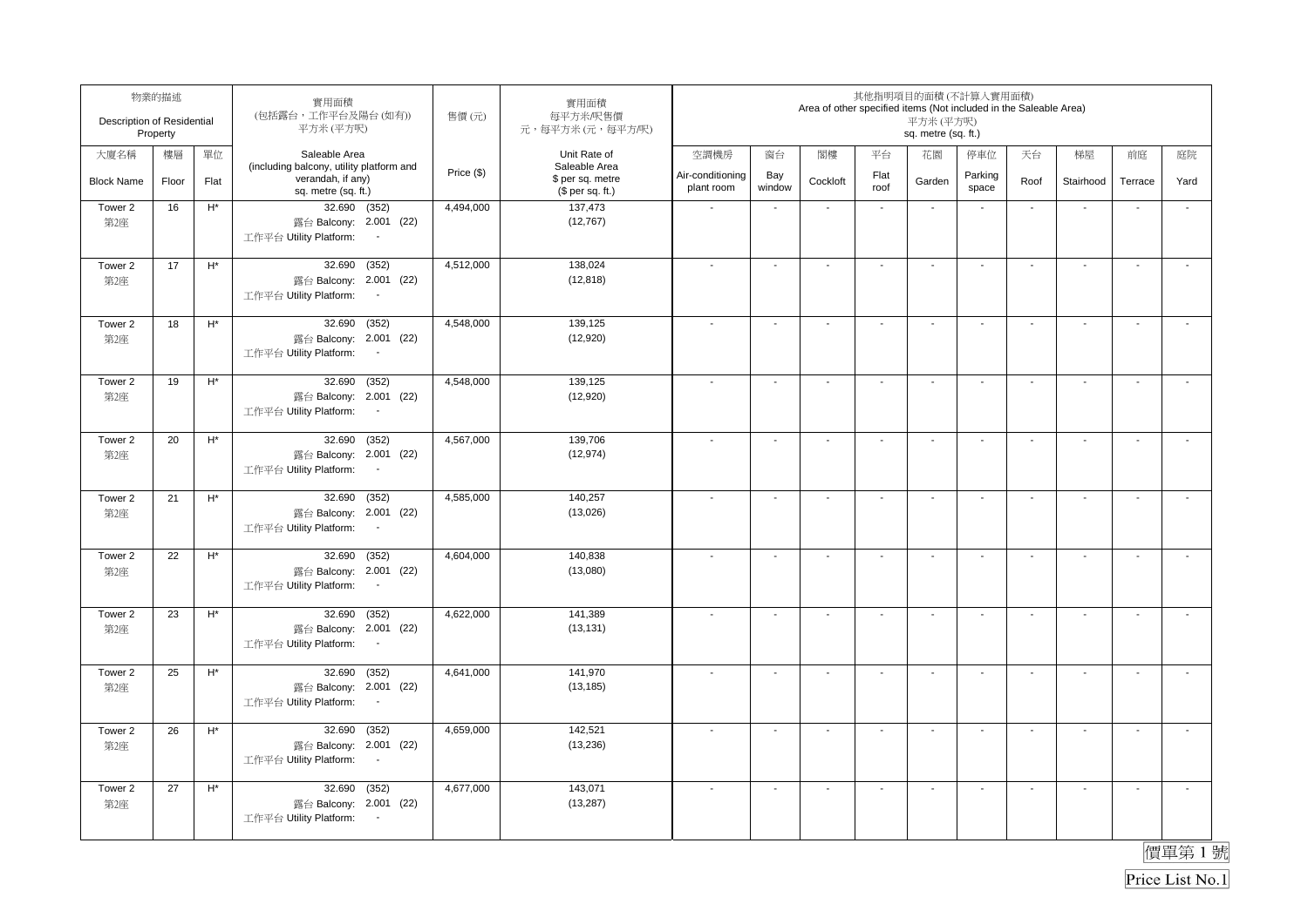| 物業的描述 Description of Residential Property | | | 實用面積 (包括露台，工作平台及陽台 (如有)) 平方米 (平方呎) | 售價 (元) | 實用面積 每平方米/呎售價 元，每平方米 (元，每平方/呎) | 其他指明項目的面積 (不計算入實用面積) Area of other specified items (Not included in the Saleable Area) 平方米 (平方呎) sq. metre (sq. ft.) | | | | | | | | | |
|---|---|---|---|---|---|---|---|---|---|---|---|---|---|---|---|
| 大廈名稱 Block Name | 樓層 Floor | 單位 Flat | Saleable Area (including balcony, utility platform and verandah, if any) sq. metre (sq. ft.) | Price ($) | Unit Rate of Saleable Area $ per sq. metre ($ per sq. ft.) | 空調機房 Air-conditioning plant room | 窗台 Bay window | 閣樓 Cockloft | 平台 Flat roof | 花園 Garden | 停車位 Parking space | 天台 Roof | 梯屋 Stairhood | 前庭 Terrace | 庭院 Yard |
| Tower 2 第2座 | 16 | H* | 32.690 (352) 露台 Balcony: 2.001 (22) 工作平台 Utility Platform: - | 4,494,000 | 137,473 (12,767) | - | - | - | - | - | - | - | - | - | - |
| Tower 2 第2座 | 17 | H* | 32.690 (352) 露台 Balcony: 2.001 (22) 工作平台 Utility Platform: - | 4,512,000 | 138,024 (12,818) | - | - | - | - | - | - | - | - | - | - |
| Tower 2 第2座 | 18 | H* | 32.690 (352) 露台 Balcony: 2.001 (22) 工作平台 Utility Platform: - | 4,548,000 | 139,125 (12,920) | - | - | - | - | - | - | - | - | - | - |
| Tower 2 第2座 | 19 | H* | 32.690 (352) 露台 Balcony: 2.001 (22) 工作平台 Utility Platform: - | 4,548,000 | 139,125 (12,920) | - | - | - | - | - | - | - | - | - | - |
| Tower 2 第2座 | 20 | H* | 32.690 (352) 露台 Balcony: 2.001 (22) 工作平台 Utility Platform: - | 4,567,000 | 139,706 (12,974) | - | - | - | - | - | - | - | - | - | - |
| Tower 2 第2座 | 21 | H* | 32.690 (352) 露台 Balcony: 2.001 (22) 工作平台 Utility Platform: - | 4,585,000 | 140,257 (13,026) | - | - | - | - | - | - | - | - | - | - |
| Tower 2 第2座 | 22 | H* | 32.690 (352) 露台 Balcony: 2.001 (22) 工作平台 Utility Platform: - | 4,604,000 | 140,838 (13,080) | - | - | - | - | - | - | - | - | - | - |
| Tower 2 第2座 | 23 | H* | 32.690 (352) 露台 Balcony: 2.001 (22) 工作平台 Utility Platform: - | 4,622,000 | 141,389 (13,131) | - | - | - | - | - | - | - | - | - | - |
| Tower 2 第2座 | 25 | H* | 32.690 (352) 露台 Balcony: 2.001 (22) 工作平台 Utility Platform: - | 4,641,000 | 141,970 (13,185) | - | - | - | - | - | - | - | - | - | - |
| Tower 2 第2座 | 26 | H* | 32.690 (352) 露台 Balcony: 2.001 (22) 工作平台 Utility Platform: - | 4,659,000 | 142,521 (13,236) | - | - | - | - | - | - | - | - | - | - |
| Tower 2 第2座 | 27 | H* | 32.690 (352) 露台 Balcony: 2.001 (22) 工作平台 Utility Platform: - | 4,677,000 | 143,071 (13,287) | - | - | - | - | - | - | - | - | - | - |

價單第 1 號

Price List No.1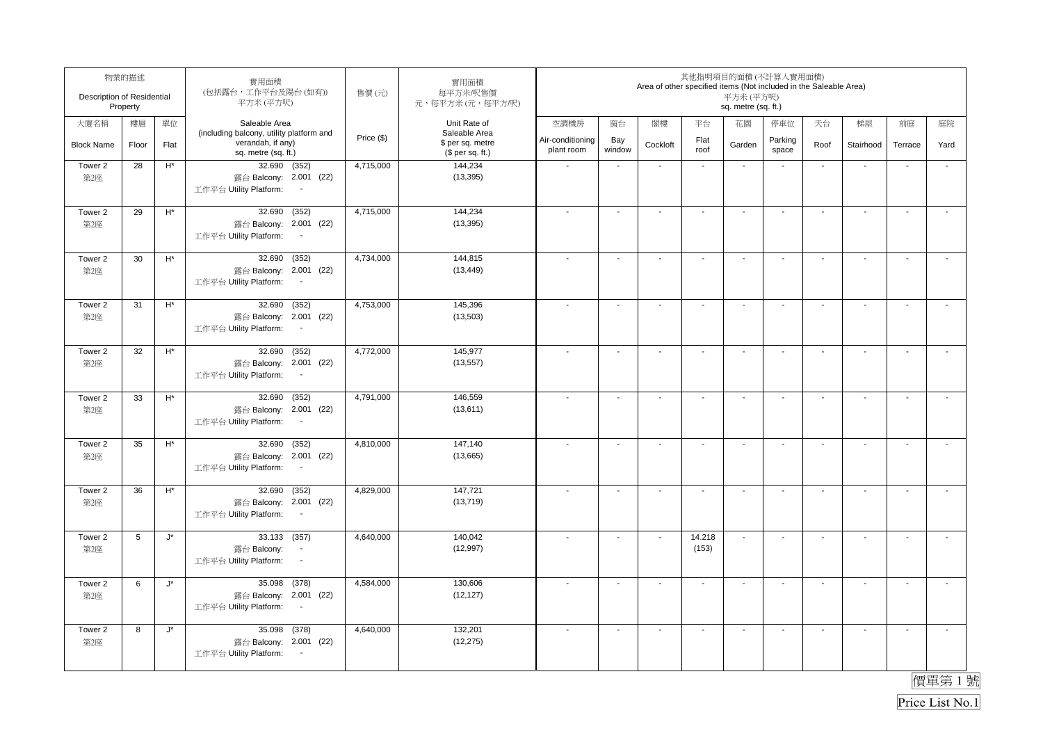| 物業的描述 Description of Residential Property | | | 實用面積 (包括露台，工作平台及陽台 (如有)) 平方米 (平方呎) | 售價 (元) | 實用面積 每平方米/呎售價 元，每平方米 (元，每平方呎) | 其他指明項目的面積 (不計算入實用面積) Area of other specified items (Not included in the Saleable Area) 平方米 (平方呎) sq. metre (sq. ft.) | | | | | | | | | |
|---|---|---|---|---|---|---|---|---|---|---|---|---|---|---|---|
| 大廈名稱 Block Name | 樓層 Floor | 單位 Flat | Saleable Area (including balcony, utility platform and verandah, if any) sq. metre (sq. ft.) | Price ($) | Unit Rate of Saleable Area $ per sq. metre ($ per sq. ft.) | 空調機房 Air-conditioning plant room | 窗台 Bay window | 閣樓 Cockloft | 平台 Flat roof | 花園 Garden | 停車位 Parking space | 天台 Roof | 梯屋 Stairhood | 前庭 Terrace | 庭院 Yard |
| Tower 2 第2座 | 28 | H* | 32.690 (352) 露台 Balcony: 2.001 (22) 工作平台 Utility Platform: - | 4,715,000 | 144,234 (13,395) | - | - | - | - | - | - | - | - | - | - |
| Tower 2 第2座 | 29 | H* | 32.690 (352) 露台 Balcony: 2.001 (22) 工作平台 Utility Platform: - | 4,715,000 | 144,234 (13,395) | - | - | - | - | - | - | - | - | - | - |
| Tower 2 第2座 | 30 | H* | 32.690 (352) 露台 Balcony: 2.001 (22) 工作平台 Utility Platform: - | 4,734,000 | 144,815 (13,449) | - | - | - | - | - | - | - | - | - | - |
| Tower 2 第2座 | 31 | H* | 32.690 (352) 露台 Balcony: 2.001 (22) 工作平台 Utility Platform: - | 4,753,000 | 145,396 (13,503) | - | - | - | - | - | - | - | - | - | - |
| Tower 2 第2座 | 32 | H* | 32.690 (352) 露台 Balcony: 2.001 (22) 工作平台 Utility Platform: - | 4,772,000 | 145,977 (13,557) | - | - | - | - | - | - | - | - | - | - |
| Tower 2 第2座 | 33 | H* | 32.690 (352) 露台 Balcony: 2.001 (22) 工作平台 Utility Platform: - | 4,791,000 | 146,559 (13,611) | - | - | - | - | - | - | - | - | - | - |
| Tower 2 第2座 | 35 | H* | 32.690 (352) 露台 Balcony: 2.001 (22) 工作平台 Utility Platform: - | 4,810,000 | 147,140 (13,665) | - | - | - | - | - | - | - | - | - | - |
| Tower 2 第2座 | 36 | H* | 32.690 (352) 露台 Balcony: 2.001 (22) 工作平台 Utility Platform: - | 4,829,000 | 147,721 (13,719) | - | - | - | - | - | - | - | - | - | - |
| Tower 2 第2座 | 5 | J* | 33.133 (357) 露台 Balcony: - 工作平台 Utility Platform: - | 4,640,000 | 140,042 (12,997) | - | - | - | 14.218 (153) | - | - | - | - | - | - |
| Tower 2 第2座 | 6 | J* | 35.098 (378) 露台 Balcony: 2.001 (22) 工作平台 Utility Platform: - | 4,584,000 | 130,606 (12,127) | - | - | - | - | - | - | - | - | - | - |
| Tower 2 第2座 | 8 | J* | 35.098 (378) 露台 Balcony: 2.001 (22) 工作平台 Utility Platform: - | 4,640,000 | 132,201 (12,275) | - | - | - | - | - | - | - | - | - | - |

價單第 1 號

Price List No.1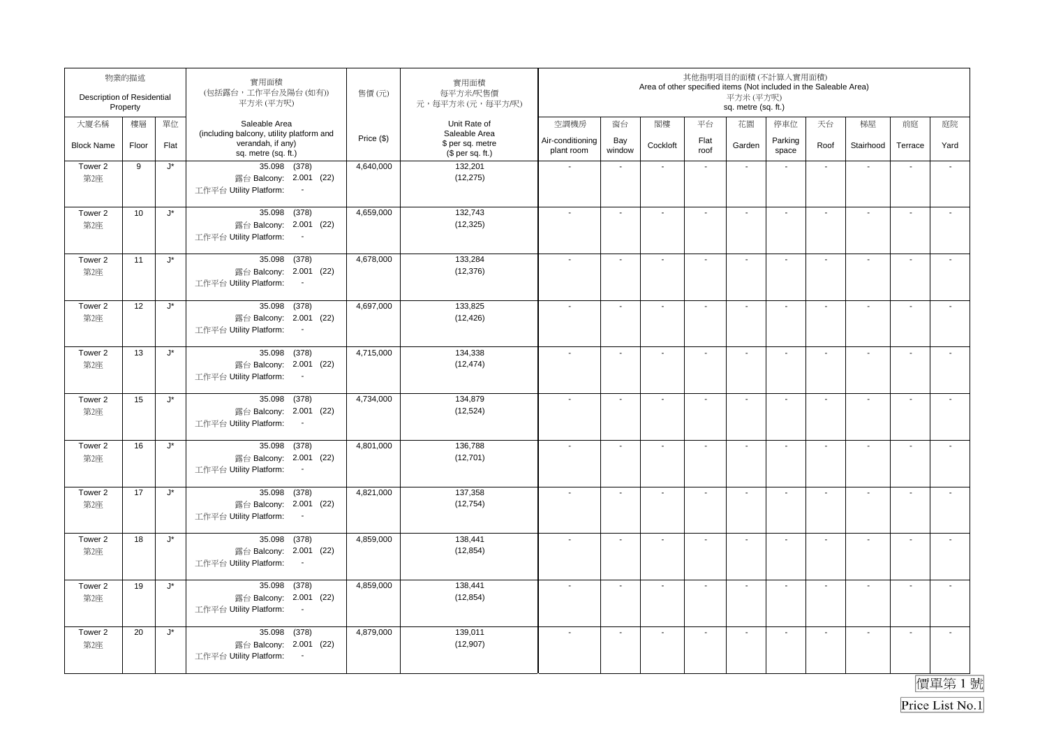| 物業的描述 Description of Residential Property | | | 實用面積 (包括露台，工作平台及陽台(如有)) 平方米(平方呎) | 售價(元) | 實用面積 每平方米/呎售價 元，每平方米(元，每平方呎) | 其他指明項目的面積(不計算入實用面積) Area of other specified items (Not included in the Saleable Area) 平方米(平方呎) sq. metre (sq. ft.) | | | | | | | | | |
|---|---|---|---|---|---|---|---|---|---|---|---|---|---|---|---|
| 大廈名稱 Block Name | 樓層 Floor | 單位 Flat | Saleable Area (including balcony, utility platform and verandah, if any) sq. metre (sq. ft.) | Price ($) | Unit Rate of Saleable Area $ per sq. metre ($ per sq. ft.) | 空調機房 Air-conditioning plant room | 窗台 Bay window | 閣樓 Cockloft | 平台 Flat roof | 花園 Garden | 停車位 Parking space | 天台 Roof | 梯屋 Stairhood | 前庭 Terrace | 庭院 Yard |
| Tower 2 第2座 | 9 | J* | 35.098 (378) 露台 Balcony: 2.001 (22) 工作平台 Utility Platform: - | 4,640,000 | 132,201 (12,275) | - | - | - | - | - | - | - | - | - | - |
| Tower 2 第2座 | 10 | J* | 35.098 (378) 露台 Balcony: 2.001 (22) 工作平台 Utility Platform: - | 4,659,000 | 132,743 (12,325) | - | - | - | - | - | - | - | - | - | - |
| Tower 2 第2座 | 11 | J* | 35.098 (378) 露台 Balcony: 2.001 (22) 工作平台 Utility Platform: - | 4,678,000 | 133,284 (12,376) | - | - | - | - | - | - | - | - | - | - |
| Tower 2 第2座 | 12 | J* | 35.098 (378) 露台 Balcony: 2.001 (22) 工作平台 Utility Platform: - | 4,697,000 | 133,825 (12,426) | - | - | - | - | - | - | - | - | - | - |
| Tower 2 第2座 | 13 | J* | 35.098 (378) 露台 Balcony: 2.001 (22) 工作平台 Utility Platform: - | 4,715,000 | 134,338 (12,474) | - | - | - | - | - | - | - | - | - | - |
| Tower 2 第2座 | 15 | J* | 35.098 (378) 露台 Balcony: 2.001 (22) 工作平台 Utility Platform: - | 4,734,000 | 134,879 (12,524) | - | - | - | - | - | - | - | - | - | - |
| Tower 2 第2座 | 16 | J* | 35.098 (378) 露台 Balcony: 2.001 (22) 工作平台 Utility Platform: - | 4,801,000 | 136,788 (12,701) | - | - | - | - | - | - | - | - | - | - |
| Tower 2 第2座 | 17 | J* | 35.098 (378) 露台 Balcony: 2.001 (22) 工作平台 Utility Platform: - | 4,821,000 | 137,358 (12,754) | - | - | - | - | - | - | - | - | - | - |
| Tower 2 第2座 | 18 | J* | 35.098 (378) 露台 Balcony: 2.001 (22) 工作平台 Utility Platform: - | 4,859,000 | 138,441 (12,854) | - | - | - | - | - | - | - | - | - | - |
| Tower 2 第2座 | 19 | J* | 35.098 (378) 露台 Balcony: 2.001 (22) 工作平台 Utility Platform: - | 4,859,000 | 138,441 (12,854) | - | - | - | - | - | - | - | - | - | - |
| Tower 2 第2座 | 20 | J* | 35.098 (378) 露台 Balcony: 2.001 (22) 工作平台 Utility Platform: - | 4,879,000 | 139,011 (12,907) | - | - | - | - | - | - | - | - | - | - |

價單第 1 號

Price List No.1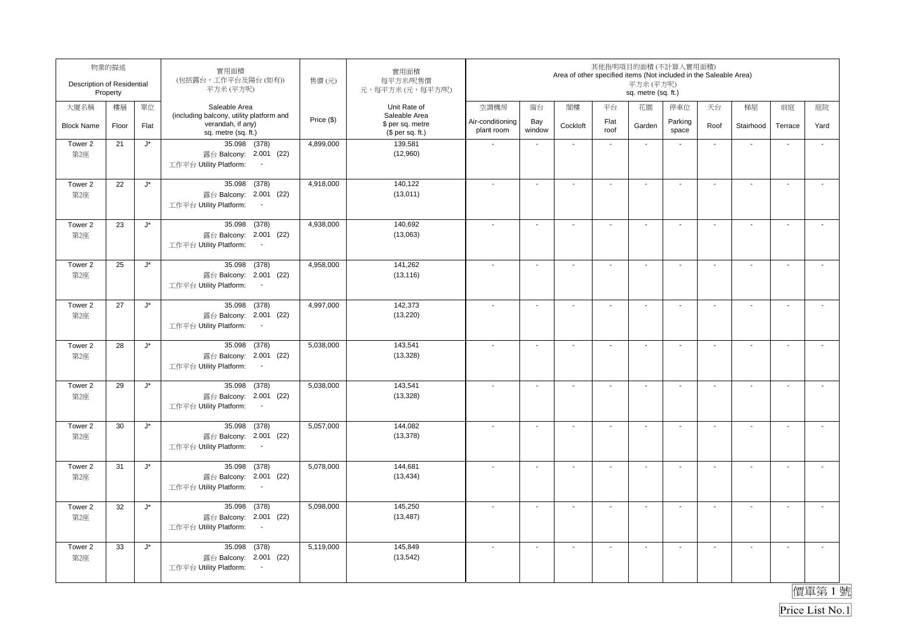| 物業的描述 Description of Residential Property | | | 實用面積 (包括露台，工作平台及陽台(如有)) 平方米(平方呎) | 售價(元) | 實用面積 每平方米/呎售價 元，每平方米(元，每平方/呎) | 其他指明項目的面積(不計算入實用面積) Area of other specified items (Not included in the Saleable Area) 平方米(平方呎) sq. metre (sq. ft.) | | | | | | | | | |
|---|---|---|---|---|---|---|---|---|---|---|---|---|---|---|---|
| 大廈名稱 Block Name | 樓層 Floor | 單位 Flat | Saleable Area (including balcony, utility platform and verandah, if any) sq. metre (sq. ft.) | Price ($) | Unit Rate of Saleable Area $ per sq. metre ($ per sq. ft.) | 空調機房 Air-conditioning plant room | 窗台 Bay window | 閣樓 Cockloft | 平台 Flat roof | 花園 Garden | 停車位 Parking space | 天台 Roof | 梯屋 Stairhood | 前庭 Terrace | 庭院 Yard |
| Tower 2 第2座 | 21 | J* | 35.098 (378) 露台 Balcony: 2.001 (22) 工作平台 Utility Platform: - | 4,899,000 | 139,581 (12,960) | - | - | - | - | - | - | - | - | - | - |
| Tower 2 第2座 | 22 | J* | 35.098 (378) 露台 Balcony: 2.001 (22) 工作平台 Utility Platform: - | 4,918,000 | 140,122 (13,011) | - | - | - | - | - | - | - | - | - | - |
| Tower 2 第2座 | 23 | J* | 35.098 (378) 露台 Balcony: 2.001 (22) 工作平台 Utility Platform: - | 4,938,000 | 140,692 (13,063) | - | - | - | - | - | - | - | - | - | - |
| Tower 2 第2座 | 25 | J* | 35.098 (378) 露台 Balcony: 2.001 (22) 工作平台 Utility Platform: - | 4,958,000 | 141,262 (13,116) | - | - | - | - | - | - | - | - | - | - |
| Tower 2 第2座 | 27 | J* | 35.098 (378) 露台 Balcony: 2.001 (22) 工作平台 Utility Platform: - | 4,997,000 | 142,373 (13,220) | - | - | - | - | - | - | - | - | - | - |
| Tower 2 第2座 | 28 | J* | 35.098 (378) 露台 Balcony: 2.001 (22) 工作平台 Utility Platform: - | 5,038,000 | 143,541 (13,328) | - | - | - | - | - | - | - | - | - | - |
| Tower 2 第2座 | 29 | J* | 35.098 (378) 露台 Balcony: 2.001 (22) 工作平台 Utility Platform: - | 5,038,000 | 143,541 (13,328) | - | - | - | - | - | - | - | - | - | - |
| Tower 2 第2座 | 30 | J* | 35.098 (378) 露台 Balcony: 2.001 (22) 工作平台 Utility Platform: - | 5,057,000 | 144,082 (13,378) | - | - | - | - | - | - | - | - | - | - |
| Tower 2 第2座 | 31 | J* | 35.098 (378) 露台 Balcony: 2.001 (22) 工作平台 Utility Platform: - | 5,078,000 | 144,681 (13,434) | - | - | - | - | - | - | - | - | - | - |
| Tower 2 第2座 | 32 | J* | 35.098 (378) 露台 Balcony: 2.001 (22) 工作平台 Utility Platform: - | 5,098,000 | 145,250 (13,487) | - | - | - | - | - | - | - | - | - | - |
| Tower 2 第2座 | 33 | J* | 35.098 (378) 露台 Balcony: 2.001 (22) 工作平台 Utility Platform: - | 5,119,000 | 145,849 (13,542) | - | - | - | - | - | - | - | - | - | - |

價單第 1 號

Price List No.1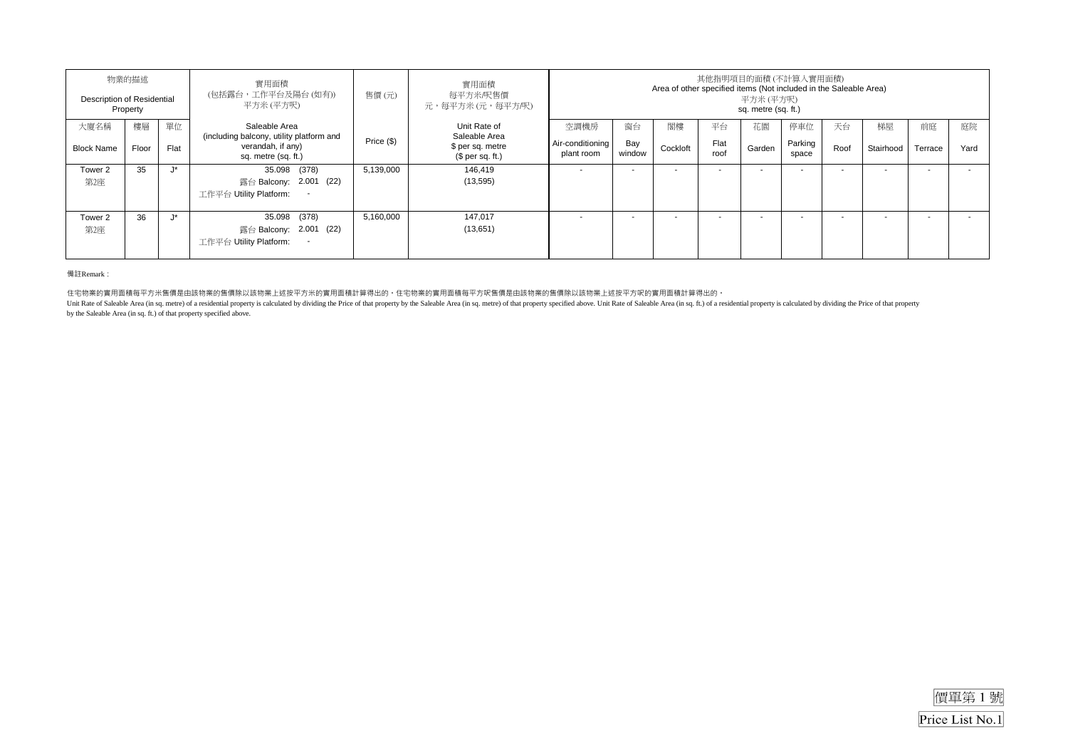| 物業的描述 Description of Residential Property | | | 實用面積 (包括露台，工作平台及陽台(如有)) 平方米(平方呎) | 售價(元) | 實用面積 每平方米/呎售價 元，每平方米(元，每平方/呎) | 其他指明項目的面積(不計算入實用面積) Area of other specified items (Not included in the Saleable Area) 平方米(平方呎) sq. metre (sq. ft.) | | | | | | | | | |
|---|---|---|---|---|---|---|---|---|---|---|---|---|---|---|---|
| 大廈名稱 Block Name | 樓層 Floor | 單位 Flat | Saleable Area (including balcony, utility platform and verandah, if any) sq. metre (sq. ft.) | Price ($) | Unit Rate of Saleable Area $ per sq. metre ($ per sq. ft.) | 空調機房 Air-conditioning plant room | 窗台 Bay window | 閣樓 Cockloft | 平台 Flat roof | 花園 Garden | 停車位 Parking space | 天台 Roof | 梯屋 Stairhood | 前庭 Terrace | 庭院 Yard |
| Tower 2 第2座 | 35 | J* | 35.098 (378) 露台 Balcony: 2.001 (22) 工作平台 Utility Platform: - | 5,139,000 | 146,419 (13,595) | - | - | - | - | - | - | - | - | - | - |
| Tower 2 第2座 | 36 | J* | 35.098 (378) 露台 Balcony: 2.001 (22) 工作平台 Utility Platform: - | 5,160,000 | 147,017 (13,651) | - | - | - | - | - | - | - | - | - | - |

備註Remark :

住宅物業的實用面積每平方米售價是由該物業的售價除以該物業上述按平方米的實用面積計算得出的。住宅物業的實用面積每平方呎售價是由該物業的售價除以該物業上述按平方呎的實用面積計算得出的。

Unit Rate of Saleable Area (in sq. metre) of a residential property is calculated by dividing the Price of that property by the Saleable Area (in sq. metre) of that property specified above. Unit Rate of Saleable Area (in sq. ft.) of a residential property is calculated by dividing the Price of that property by the Saleable Area (in sq. ft.) of that property specified above.

價單第 1 號

Price List No.1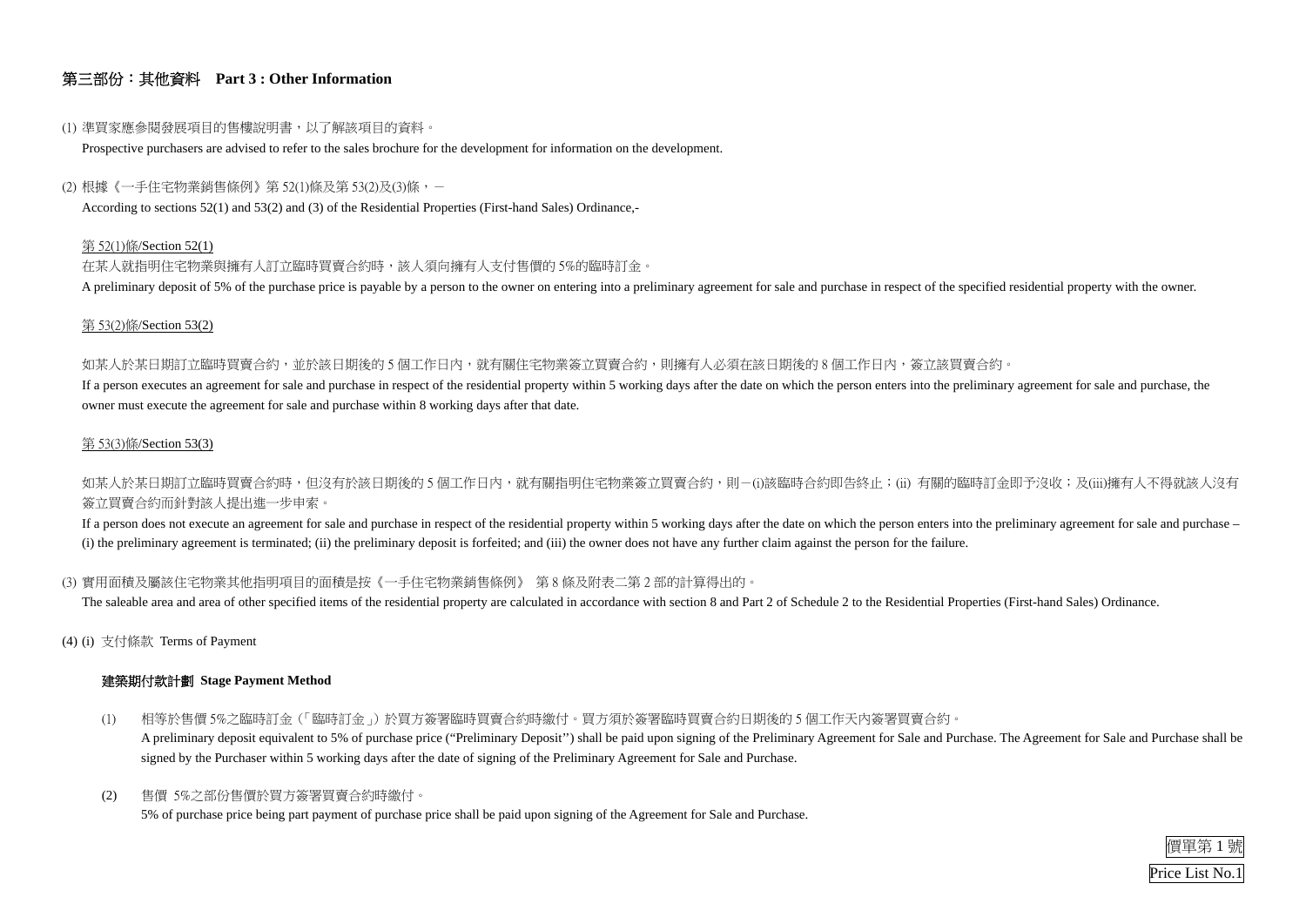## 第三部份：其他資料 Part 3 : Other Information

(1) 準買家應參閱發展項目的售樓說明書，以了解該項目的資料。

Prospective purchasers are advised to refer to the sales brochure for the development for information on the development.

(2) 根據《一手住宅物業銷售條例》第 52(1)條及第 53(2)及(3)條，－

According to sections 52(1) and 53(2) and (3) of the Residential Properties (First-hand Sales) Ordinance,-

第 52(1)條/Section 52(1)

在某人就指明住宅物業與擁有人訂立臨時買賣合約時，該人須向擁有人支付售價的 5%的臨時訂金。

A preliminary deposit of 5% of the purchase price is payable by a person to the owner on entering into a preliminary agreement for sale and purchase in respect of the specified residential property with the owner.

第 53(2)條/Section 53(2)

如某人於某日期訂立臨時買賣合約，並於該日期後的 5 個工作日內，就有關住宅物業簽立買賣合約，則擁有人必須在該日期後的 8 個工作日內，簽立該買賣合約。

If a person executes an agreement for sale and purchase in respect of the residential property within 5 working days after the date on which the person enters into the preliminary agreement for sale and purchase, the owner must execute the agreement for sale and purchase within 8 working days after that date.

第 53(3)條/Section 53(3)

如某人於某日期訂立臨時買賣合約時，但沒有於該日期後的 5 個工作日內，就有關指明住宅物業簽立買賣合約，則－(i)該臨時合約即告終止；(ii) 有關的臨時訂金即予沒收；及(iii)擁有人不得就該人沒有簽立買賣合約而針對該人提出進一步申索。

If a person does not execute an agreement for sale and purchase in respect of the residential property within 5 working days after the date on which the person enters into the preliminary agreement for sale and purchase – (i) the preliminary agreement is terminated; (ii) the preliminary deposit is forfeited; and (iii) the owner does not have any further claim against the person for the failure.

(3) 實用面積及屬該住宅物業其他指明項目的面積是按《一手住宅物業銷售條例》 第 8 條及附表二第 2 部的計算得出的。

The saleable area and area of other specified items of the residential property are calculated in accordance with section 8 and Part 2 of Schedule 2 to the Residential Properties (First-hand Sales) Ordinance.

(4) (i) 支付條款 Terms of Payment

**建築期付款計劃 Stage Payment Method**

(1) 相等於售價 5%之臨時訂金（「臨時訂金」）於買方簽署臨時買賣合約時繳付。買方須於簽署臨時買賣合約日期後的 5 個工作天內簽署買賣合約。
A preliminary deposit equivalent to 5% of purchase price ("Preliminary Deposit") shall be paid upon signing of the Preliminary Agreement for Sale and Purchase. The Agreement for Sale and Purchase shall be signed by the Purchaser within 5 working days after the date of signing of the Preliminary Agreement for Sale and Purchase.

(2) 售價 5%之部份售價於買方簽署買賣合約時繳付。
5% of purchase price being part payment of purchase price shall be paid upon signing of the Agreement for Sale and Purchase.

價單第 1 號
Price List No.1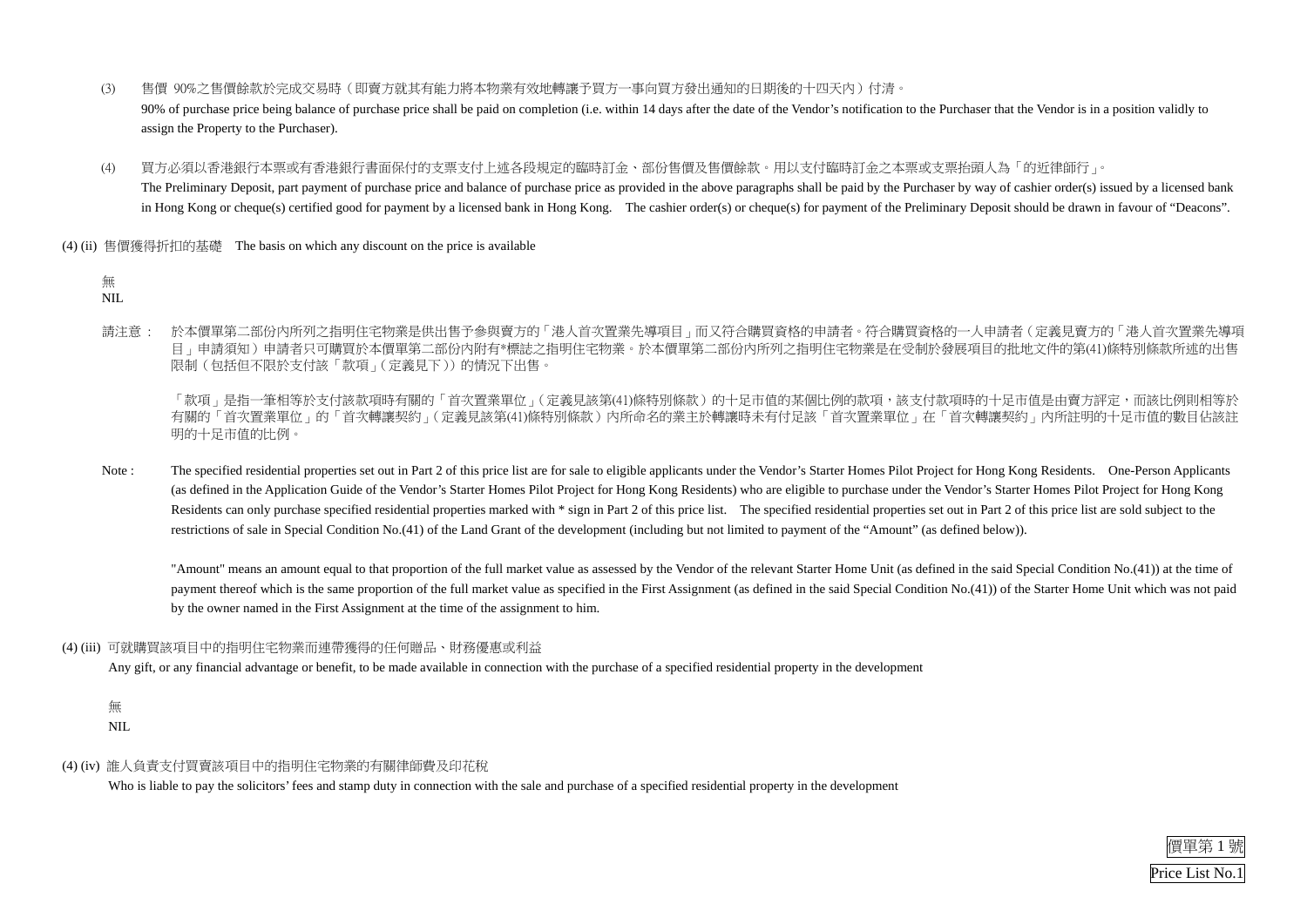(3) 售價 90%之售價餘款於完成交易時（即賣方就其有能力將本物業有效地轉讓予買方一事向買方發出通知的日期後的十四天內）付清。

90% of purchase price being balance of purchase price shall be paid on completion (i.e. within 14 days after the date of the Vendor's notification to the Purchaser that the Vendor is in a position validly to assign the Property to the Purchaser).

(4) 買方必須以香港銀行本票或有香港銀行書面保付的支票支付上述各段規定的臨時訂金、部份售價及售價餘款。用以支付臨時訂金之本票或支票抬頭人為「的近律師行」。

The Preliminary Deposit, part payment of purchase price and balance of purchase price as provided in the above paragraphs shall be paid by the Purchaser by way of cashier order(s) issued by a licensed bank in Hong Kong or cheque(s) certified good for payment by a licensed bank in Hong Kong. The cashier order(s) or cheque(s) for payment of the Preliminary Deposit should be drawn in favour of "Deacons".

(4) (ii) 售價獲得折扣的基礎 The basis on which any discount on the price is available

無
NIL

請注意： 於本價單第二部份內所列之指明住宅物業是供出售予參與賣方的「港人首次置業先導項目」而又符合購買資格的申請者。符合購買資格的一人申請者（定義見賣方的「港人首次置業先導項目」申請須知）申請者只可購買於本價單第二部份內附有*標誌之指明住宅物業。於本價單第二部份內所列之指明住宅物業是在受制於發展項目的批地文件的第(41)條特別條款所述的出售限制（包括但不限於支付該「款項」（定義見下））的情況下出售。

「款項」是指一筆相等於支付該款項時有關的「首次置業單位」（定義見該第(41)條特別條款）的十足市值的某個比例的款項，該支付款項時的十足市值是由賣方評定，而該比例則相等於有關的「首次置業單位」的「首次轉讓契約」（定義見該第(41)條特別條款）內所命名的業主於轉讓時未有付足該「首次置業單位」在「首次轉讓契約」內所註明的十足市值的數目佔該註明的十足市值的比例。

Note : The specified residential properties set out in Part 2 of this price list are for sale to eligible applicants under the Vendor's Starter Homes Pilot Project for Hong Kong Residents. One-Person Applicants (as defined in the Application Guide of the Vendor's Starter Homes Pilot Project for Hong Kong Residents) who are eligible to purchase under the Vendor's Starter Homes Pilot Project for Hong Kong Residents can only purchase specified residential properties marked with * sign in Part 2 of this price list. The specified residential properties set out in Part 2 of this price list are sold subject to the restrictions of sale in Special Condition No.(41) of the Land Grant of the development (including but not limited to payment of the "Amount" (as defined below)).

"Amount" means an amount equal to that proportion of the full market value as assessed by the Vendor of the relevant Starter Home Unit (as defined in the said Special Condition No.(41)) at the time of payment thereof which is the same proportion of the full market value as specified in the First Assignment (as defined in the said Special Condition No.(41)) of the Starter Home Unit which was not paid by the owner named in the First Assignment at the time of the assignment to him.

(4) (iii) 可就購買該項目中的指明住宅物業而連帶獲得的任何贈品、財務優惠或利益

Any gift, or any financial advantage or benefit, to be made available in connection with the purchase of a specified residential property in the development

無
NIL

(4) (iv) 誰人負責支付買賣該項目中的指明住宅物業的有關律師費及印花稅

Who is liable to pay the solicitors' fees and stamp duty in connection with the sale and purchase of a specified residential property in the development

價單第 1 號
Price List No.1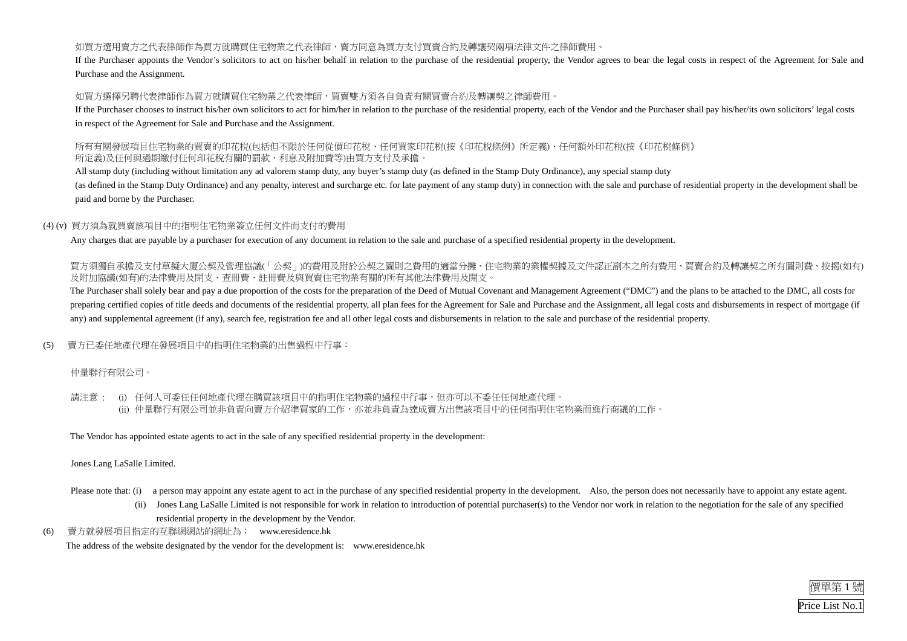如買方選用賣方之代表律師作為買方就購買住宅物業之代表律師，賣方同意為買方支付買賣合約及轉讓契兩項法律文件之律師費用。

If the Purchaser appoints the Vendor's solicitors to act on his/her behalf in relation to the purchase of the residential property, the Vendor agrees to bear the legal costs in respect of the Agreement for Sale and Purchase and the Assignment.

如買方選擇另聘代表律師作為買方就購買住宅物業之代表律師，買賣雙方須各自負責有關買賣合約及轉讓契之律師費用。

If the Purchaser chooses to instruct his/her own solicitors to act for him/her in relation to the purchase of the residential property, each of the Vendor and the Purchaser shall pay his/her/its own solicitors' legal costs in respect of the Agreement for Sale and Purchase and the Assignment.

所有有關發展項目住宅物業的買賣的印花稅(包括但不限於任何從價印花稅、任何買家印花稅(按《印花稅條例》所定義)、任何額外印花稅(按《印花稅條例》所定義)及任何與過期繳付任何印花稅有關的罰款、利息及附加費等)由買方支付及承擔。

All stamp duty (including without limitation any ad valorem stamp duty, any buyer's stamp duty (as defined in the Stamp Duty Ordinance), any special stamp duty (as defined in the Stamp Duty Ordinance) and any penalty, interest and surcharge etc. for late payment of any stamp duty) in connection with the sale and purchase of residential property in the development shall be paid and borne by the Purchaser.

(4) (v) 買方須為就買賣該項目中的指明住宅物業簽立任何文件而支付的費用

Any charges that are payable by a purchaser for execution of any document in relation to the sale and purchase of a specified residential property in the development.

買方須獨自承擔及支付草擬大廈公契及管理協議(「公契」)的費用及附於公契之圖則之費用的適當分攤、住宅物業的業權契據及文件認正副本之所有費用、買賣合約及轉讓契之所有圖則費、按揭(如有)及附加協議(如有)的法律費用及開支、查冊費、註冊費及與買賣住宅物業有關的所有其他法律費用及開支。

The Purchaser shall solely bear and pay a due proportion of the costs for the preparation of the Deed of Mutual Covenant and Management Agreement ("DMC") and the plans to be attached to the DMC, all costs for preparing certified copies of title deeds and documents of the residential property, all plan fees for the Agreement for Sale and Purchase and the Assignment, all legal costs and disbursements in respect of mortgage (if any) and supplemental agreement (if any), search fee, registration fee and all other legal costs and disbursements in relation to the sale and purchase of the residential property.

(5) 賣方已委任地產代理在發展項目中的指明住宅物業的出售過程中行事：

仲量聯行有限公司。

請注意： (i) 任何人可委任任何地產代理在購買該項目中的指明住宅物業的過程中行事，但亦可以不委任任何地產代理。
(ii) 仲量聯行有限公司並非負責向賣方介紹準買家的工作，亦並非負責為達成賣方出售該項目中的任何指明住宅物業而進行商議的工作。

The Vendor has appointed estate agents to act in the sale of any specified residential property in the development:

Jones Lang LaSalle Limited.

Please note that: (i) a person may appoint any estate agent to act in the purchase of any specified residential property in the development. Also, the person does not necessarily have to appoint any estate agent.
(ii) Jones Lang LaSalle Limited is not responsible for work in relation to introduction of potential purchaser(s) to the Vendor nor work in relation to the negotiation for the sale of any specified residential property in the development by the Vendor.

(6) 賣方就發展項目指定的互聯網網站的網址為： www.eresidence.hk

The address of the website designated by the vendor for the development is: www.eresidence.hk

價單第 1 號
Price List No.1